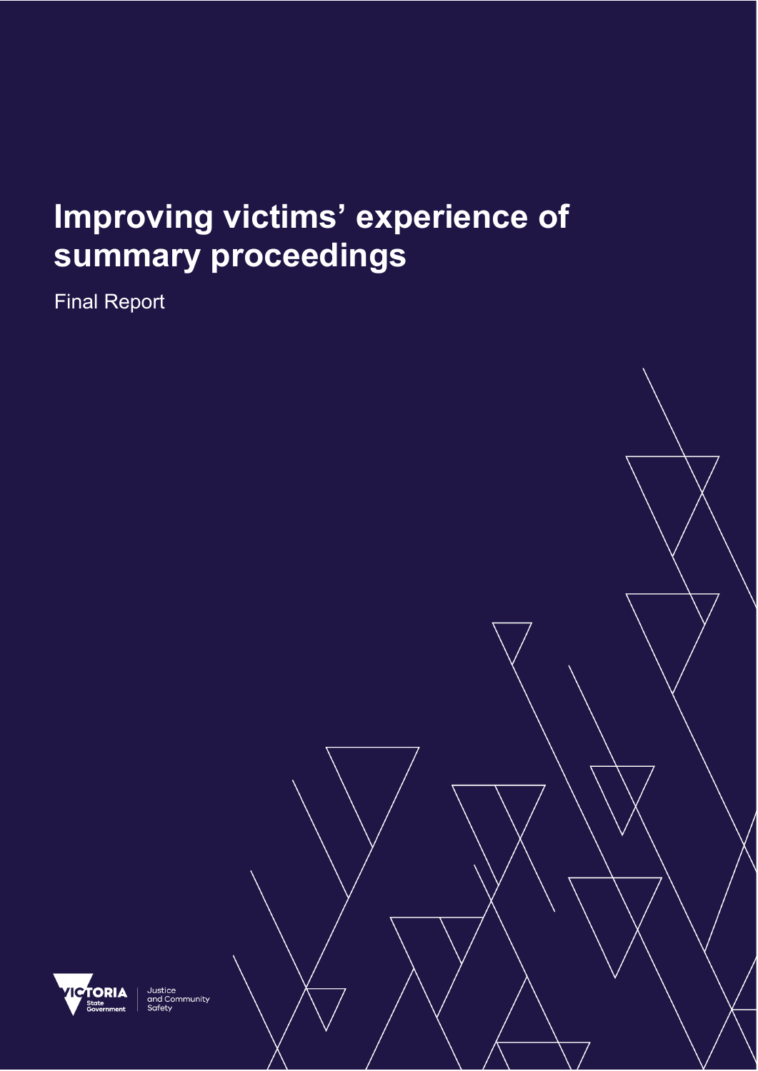# Improving victims' experience of summary proceedings

Final Report

Victoria State Government | Justice and Community Safety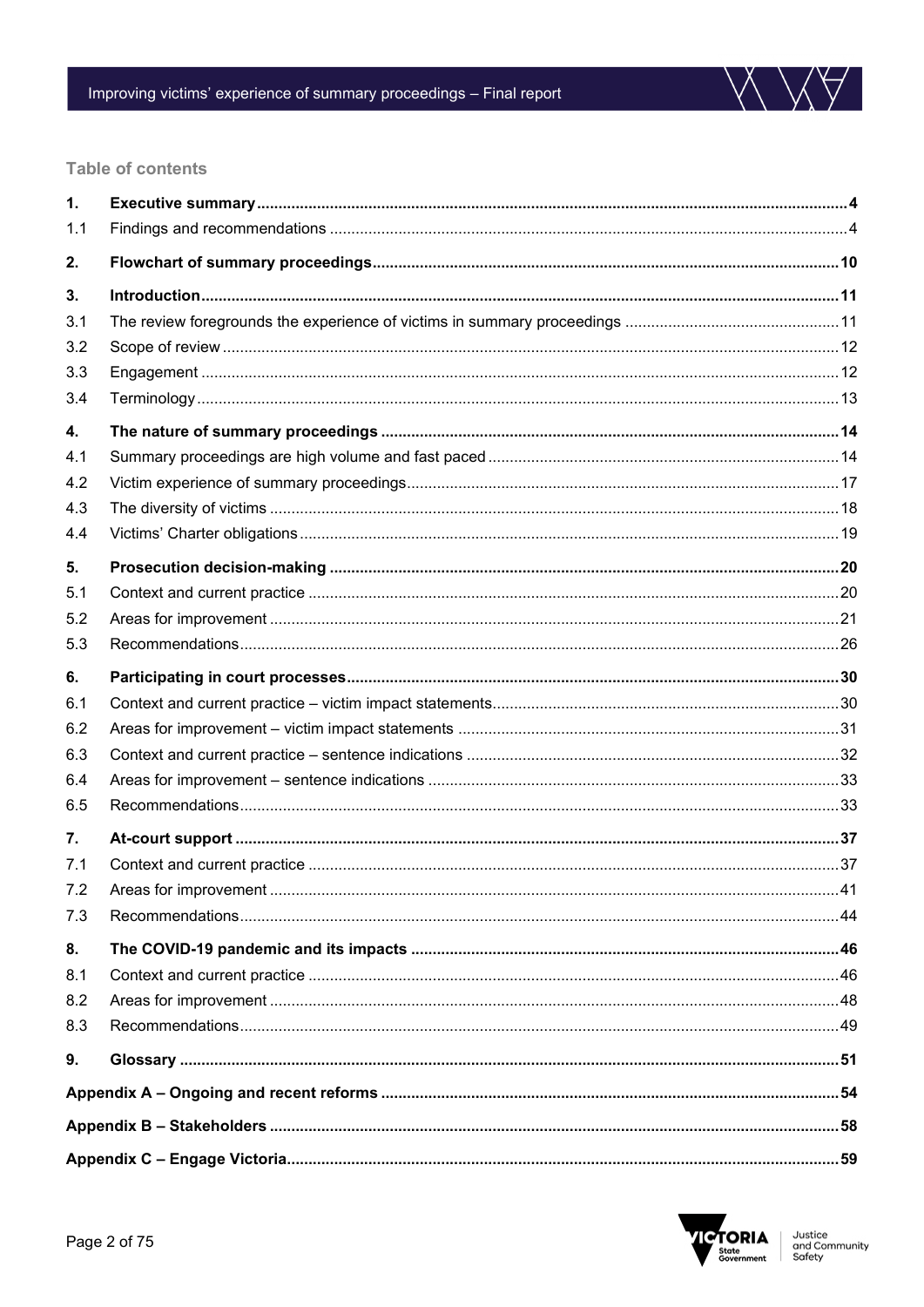## Table of contents

| | | |
|---|---|---|
| **1.** | **Executive summary** | **4** |
| 1.1 | Findings and recommendations | 4 |
| **2.** | **Flowchart of summary proceedings** | **10** |
| **3.** | **Introduction** | **11** |
| 3.1 | The review foregrounds the experience of victims in summary proceedings | 11 |
| 3.2 | Scope of review | 12 |
| 3.3 | Engagement | 12 |
| 3.4 | Terminology | 13 |
| **4.** | **The nature of summary proceedings** | **14** |
| 4.1 | Summary proceedings are high volume and fast paced | 14 |
| 4.2 | Victim experience of summary proceedings | 17 |
| 4.3 | The diversity of victims | 18 |
| 4.4 | Victims' Charter obligations | 19 |
| **5.** | **Prosecution decision-making** | **20** |
| 5.1 | Context and current practice | 20 |
| 5.2 | Areas for improvement | 21 |
| 5.3 | Recommendations | 26 |
| **6.** | **Participating in court processes** | **30** |
| 6.1 | Context and current practice – victim impact statements | 30 |
| 6.2 | Areas for improvement – victim impact statements | 31 |
| 6.3 | Context and current practice – sentence indications | 32 |
| 6.4 | Areas for improvement – sentence indications | 33 |
| 6.5 | Recommendations | 33 |
| **7.** | **At-court support** | **37** |
| 7.1 | Context and current practice | 37 |
| 7.2 | Areas for improvement | 41 |
| 7.3 | Recommendations | 44 |
| **8.** | **The COVID-19 pandemic and its impacts** | **46** |
| 8.1 | Context and current practice | 46 |
| 8.2 | Areas for improvement | 48 |
| 8.3 | Recommendations | 49 |
| **9.** | **Glossary** | **51** |
| | **Appendix A – Ongoing and recent reforms** | **54** |
| | **Appendix B – Stakeholders** | **58** |
| | **Appendix C – Engage Victoria** | **59** |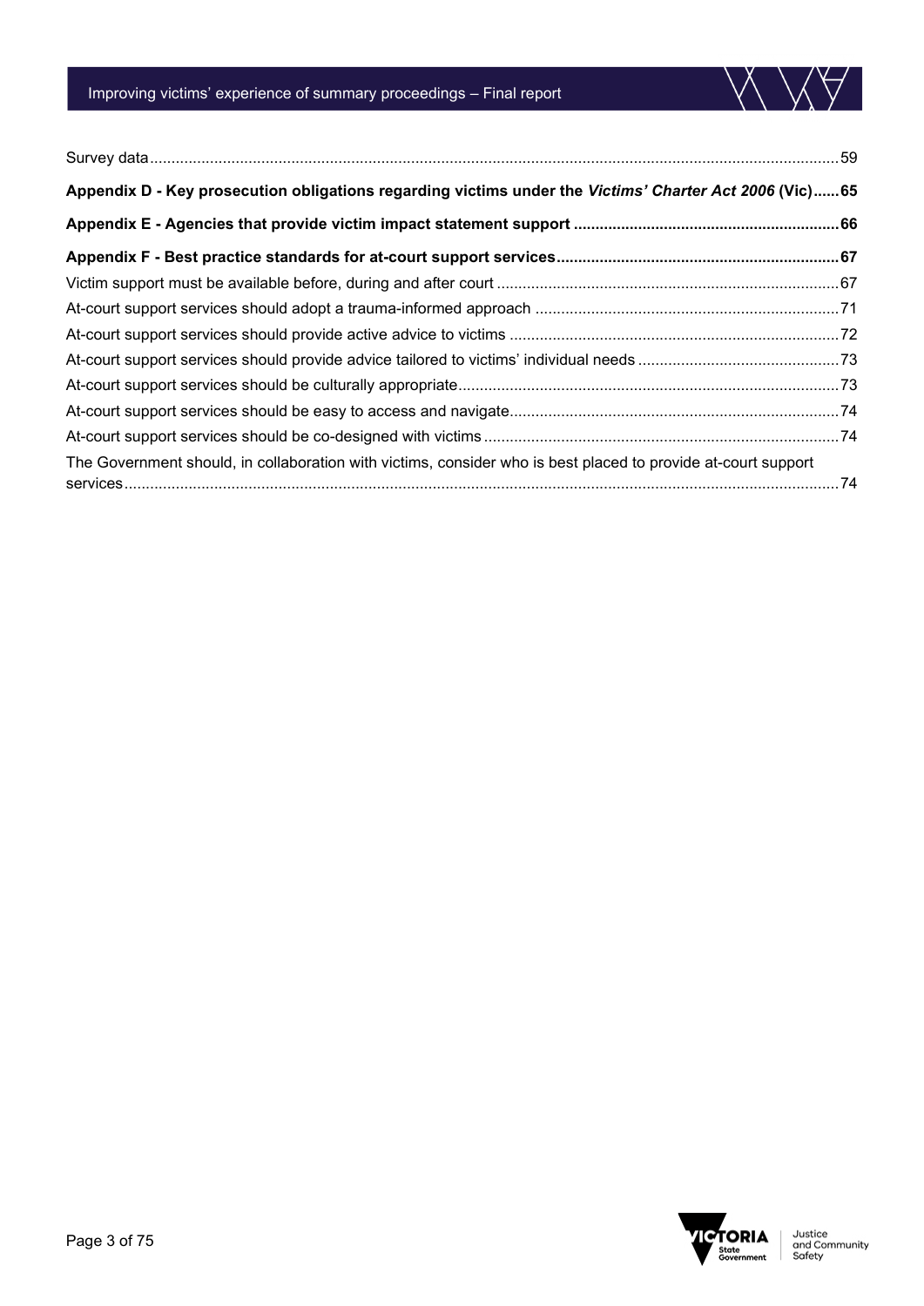Survey data .......... 59

**Appendix D - Key prosecution obligations regarding victims under the *Victims' Charter Act 2006* (Vic) .......... 65**

**Appendix E - Agencies that provide victim impact statement support .......... 66**

**Appendix F - Best practice standards for at-court support services .......... 67**

Victim support must be available before, during and after court .......... 67

At-court support services should adopt a trauma-informed approach .......... 71

At-court support services should provide active advice to victims .......... 72

At-court support services should provide advice tailored to victims' individual needs .......... 73

At-court support services should be culturally appropriate .......... 73

At-court support services should be easy to access and navigate .......... 74

At-court support services should be co-designed with victims .......... 74

The Government should, in collaboration with victims, consider who is best placed to provide at-court support services .......... 74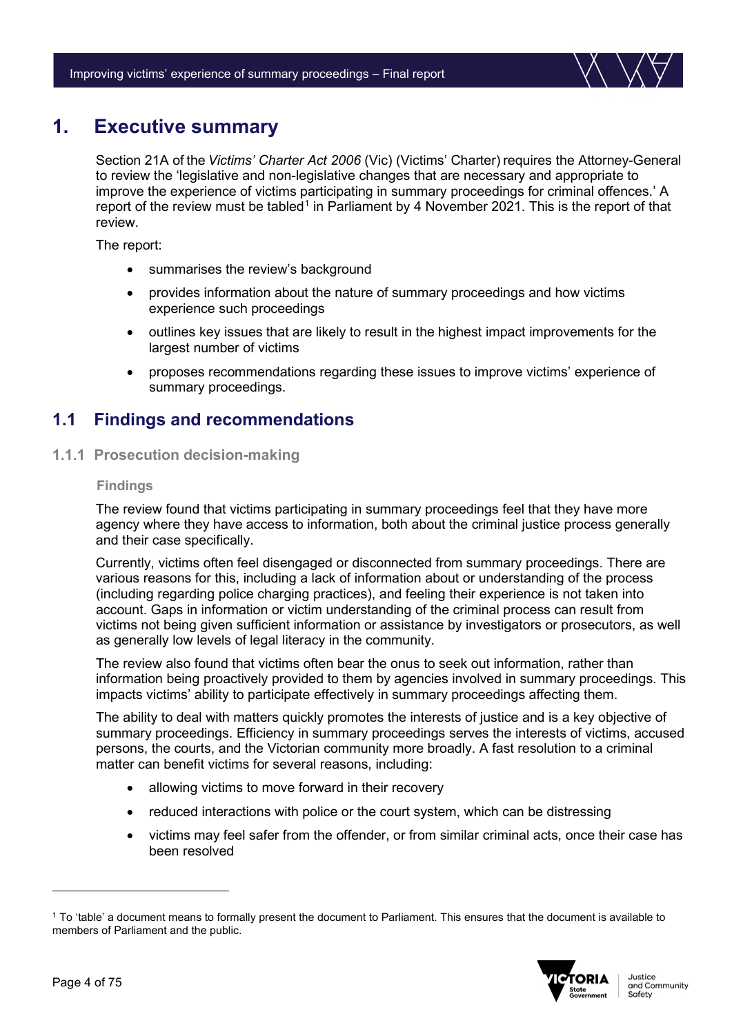# 1. Executive summary

Section 21A of the *Victims' Charter Act 2006* (Vic) (Victims' Charter) requires the Attorney-General to review the 'legislative and non-legislative changes that are necessary and appropriate to improve the experience of victims participating in summary proceedings for criminal offences.' A report of the review must be tabled[1] in Parliament by 4 November 2021. This is the report of that review.

The report:

- summarises the review's background
- provides information about the nature of summary proceedings and how victims experience such proceedings
- outlines key issues that are likely to result in the highest impact improvements for the largest number of victims
- proposes recommendations regarding these issues to improve victims' experience of summary proceedings.

## 1.1 Findings and recommendations

### 1.1.1 Prosecution decision-making

#### Findings

The review found that victims participating in summary proceedings feel that they have more agency where they have access to information, both about the criminal justice process generally and their case specifically.

Currently, victims often feel disengaged or disconnected from summary proceedings. There are various reasons for this, including a lack of information about or understanding of the process (including regarding police charging practices), and feeling their experience is not taken into account. Gaps in information or victim understanding of the criminal process can result from victims not being given sufficient information or assistance by investigators or prosecutors, as well as generally low levels of legal literacy in the community.

The review also found that victims often bear the onus to seek out information, rather than information being proactively provided to them by agencies involved in summary proceedings. This impacts victims' ability to participate effectively in summary proceedings affecting them.

The ability to deal with matters quickly promotes the interests of justice and is a key objective of summary proceedings. Efficiency in summary proceedings serves the interests of victims, accused persons, the courts, and the Victorian community more broadly. A fast resolution to a criminal matter can benefit victims for several reasons, including:

- allowing victims to move forward in their recovery
- reduced interactions with police or the court system, which can be distressing
- victims may feel safer from the offender, or from similar criminal acts, once their case has been resolved

[1] To 'table' a document means to formally present the document to Parliament. This ensures that the document is available to members of Parliament and the public.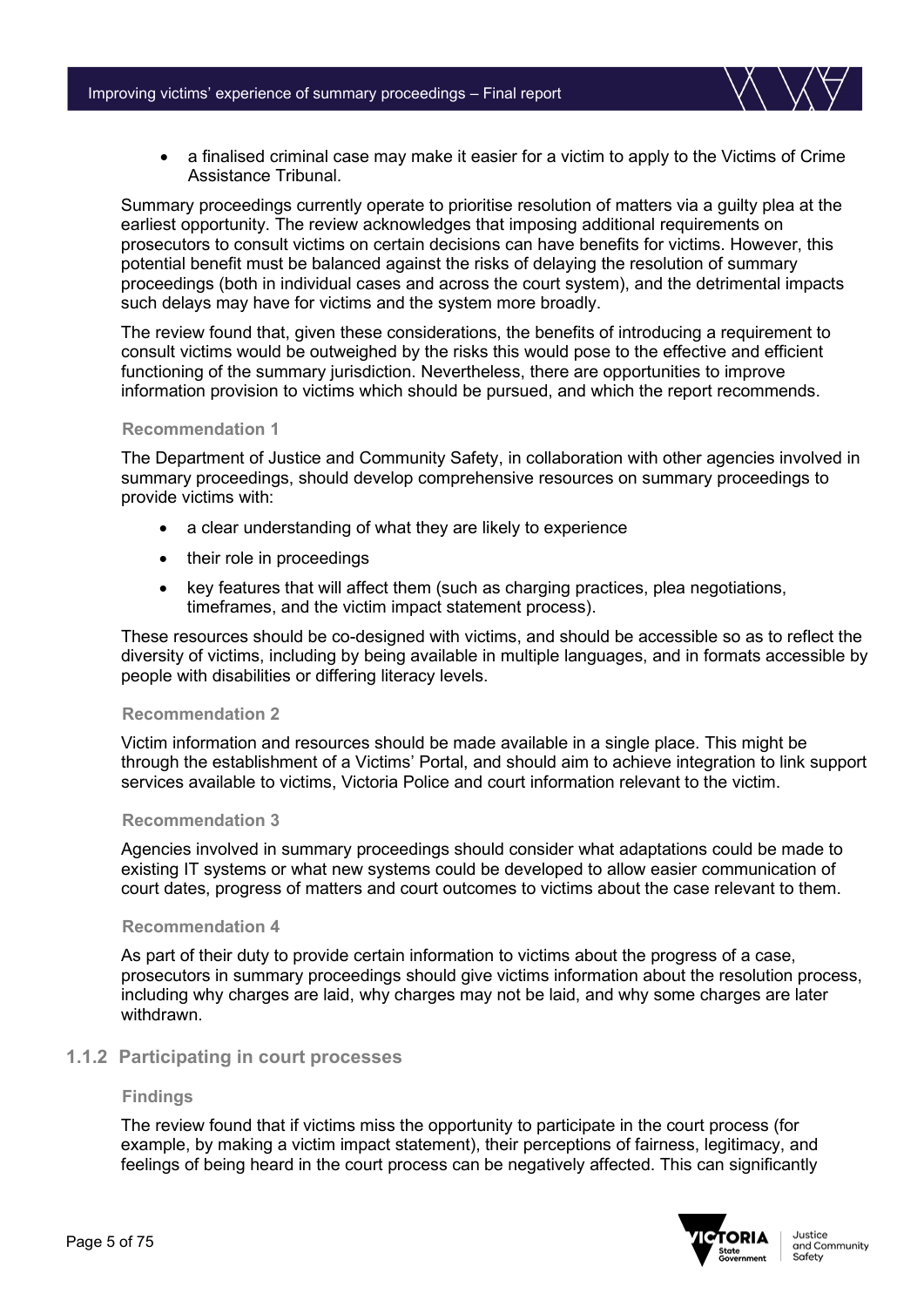- a finalised criminal case may make it easier for a victim to apply to the Victims of Crime Assistance Tribunal.

Summary proceedings currently operate to prioritise resolution of matters via a guilty plea at the earliest opportunity. The review acknowledges that imposing additional requirements on prosecutors to consult victims on certain decisions can have benefits for victims. However, this potential benefit must be balanced against the risks of delaying the resolution of summary proceedings (both in individual cases and across the court system), and the detrimental impacts such delays may have for victims and the system more broadly.

The review found that, given these considerations, the benefits of introducing a requirement to consult victims would be outweighed by the risks this would pose to the effective and efficient functioning of the summary jurisdiction. Nevertheless, there are opportunities to improve information provision to victims which should be pursued, and which the report recommends.

#### Recommendation 1

The Department of Justice and Community Safety, in collaboration with other agencies involved in summary proceedings, should develop comprehensive resources on summary proceedings to provide victims with:

- a clear understanding of what they are likely to experience
- their role in proceedings
- key features that will affect them (such as charging practices, plea negotiations, timeframes, and the victim impact statement process).

These resources should be co-designed with victims, and should be accessible so as to reflect the diversity of victims, including by being available in multiple languages, and in formats accessible by people with disabilities or differing literacy levels.

#### Recommendation 2

Victim information and resources should be made available in a single place. This might be through the establishment of a Victims' Portal, and should aim to achieve integration to link support services available to victims, Victoria Police and court information relevant to the victim.

#### Recommendation 3

Agencies involved in summary proceedings should consider what adaptations could be made to existing IT systems or what new systems could be developed to allow easier communication of court dates, progress of matters and court outcomes to victims about the case relevant to them.

#### Recommendation 4

As part of their duty to provide certain information to victims about the progress of a case, prosecutors in summary proceedings should give victims information about the resolution process, including why charges are laid, why charges may not be laid, and why some charges are later withdrawn.

### 1.1.2 Participating in court processes

#### Findings

The review found that if victims miss the opportunity to participate in the court process (for example, by making a victim impact statement), their perceptions of fairness, legitimacy, and feelings of being heard in the court process can be negatively affected. This can significantly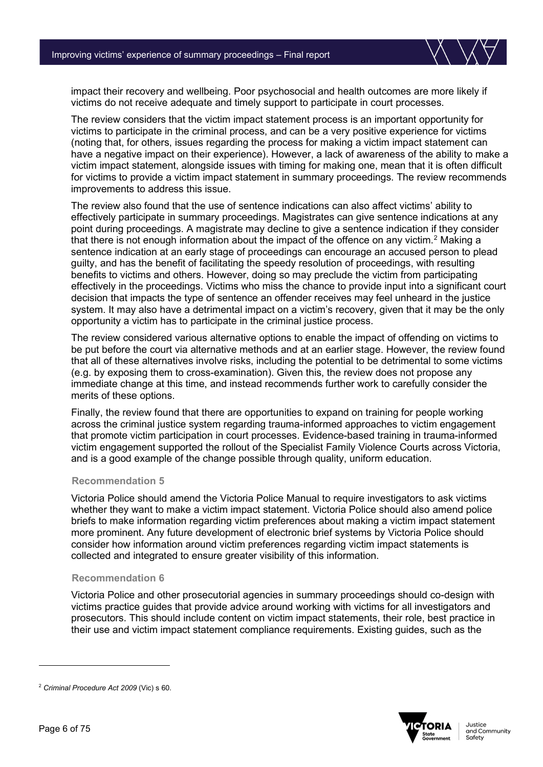impact their recovery and wellbeing. Poor psychosocial and health outcomes are more likely if victims do not receive adequate and timely support to participate in court processes.

The review considers that the victim impact statement process is an important opportunity for victims to participate in the criminal process, and can be a very positive experience for victims (noting that, for others, issues regarding the process for making a victim impact statement can have a negative impact on their experience). However, a lack of awareness of the ability to make a victim impact statement, alongside issues with timing for making one, mean that it is often difficult for victims to provide a victim impact statement in summary proceedings. The review recommends improvements to address this issue.

The review also found that the use of sentence indications can also affect victims' ability to effectively participate in summary proceedings. Magistrates can give sentence indications at any point during proceedings. A magistrate may decline to give a sentence indication if they consider that there is not enough information about the impact of the offence on any victim.[2] Making a sentence indication at an early stage of proceedings can encourage an accused person to plead guilty, and has the benefit of facilitating the speedy resolution of proceedings, with resulting benefits to victims and others. However, doing so may preclude the victim from participating effectively in the proceedings. Victims who miss the chance to provide input into a significant court decision that impacts the type of sentence an offender receives may feel unheard in the justice system. It may also have a detrimental impact on a victim's recovery, given that it may be the only opportunity a victim has to participate in the criminal justice process.

The review considered various alternative options to enable the impact of offending on victims to be put before the court via alternative methods and at an earlier stage. However, the review found that all of these alternatives involve risks, including the potential to be detrimental to some victims (e.g. by exposing them to cross-examination). Given this, the review does not propose any immediate change at this time, and instead recommends further work to carefully consider the merits of these options.

Finally, the review found that there are opportunities to expand on training for people working across the criminal justice system regarding trauma-informed approaches to victim engagement that promote victim participation in court processes. Evidence-based training in trauma-informed victim engagement supported the rollout of the Specialist Family Violence Courts across Victoria, and is a good example of the change possible through quality, uniform education.

#### Recommendation 5

Victoria Police should amend the Victoria Police Manual to require investigators to ask victims whether they want to make a victim impact statement. Victoria Police should also amend police briefs to make information regarding victim preferences about making a victim impact statement more prominent. Any future development of electronic brief systems by Victoria Police should consider how information around victim preferences regarding victim impact statements is collected and integrated to ensure greater visibility of this information.

#### Recommendation 6

Victoria Police and other prosecutorial agencies in summary proceedings should co-design with victims practice guides that provide advice around working with victims for all investigators and prosecutors. This should include content on victim impact statements, their role, best practice in their use and victim impact statement compliance requirements. Existing guides, such as the

---

[2] *Criminal Procedure Act 2009* (Vic) s 60.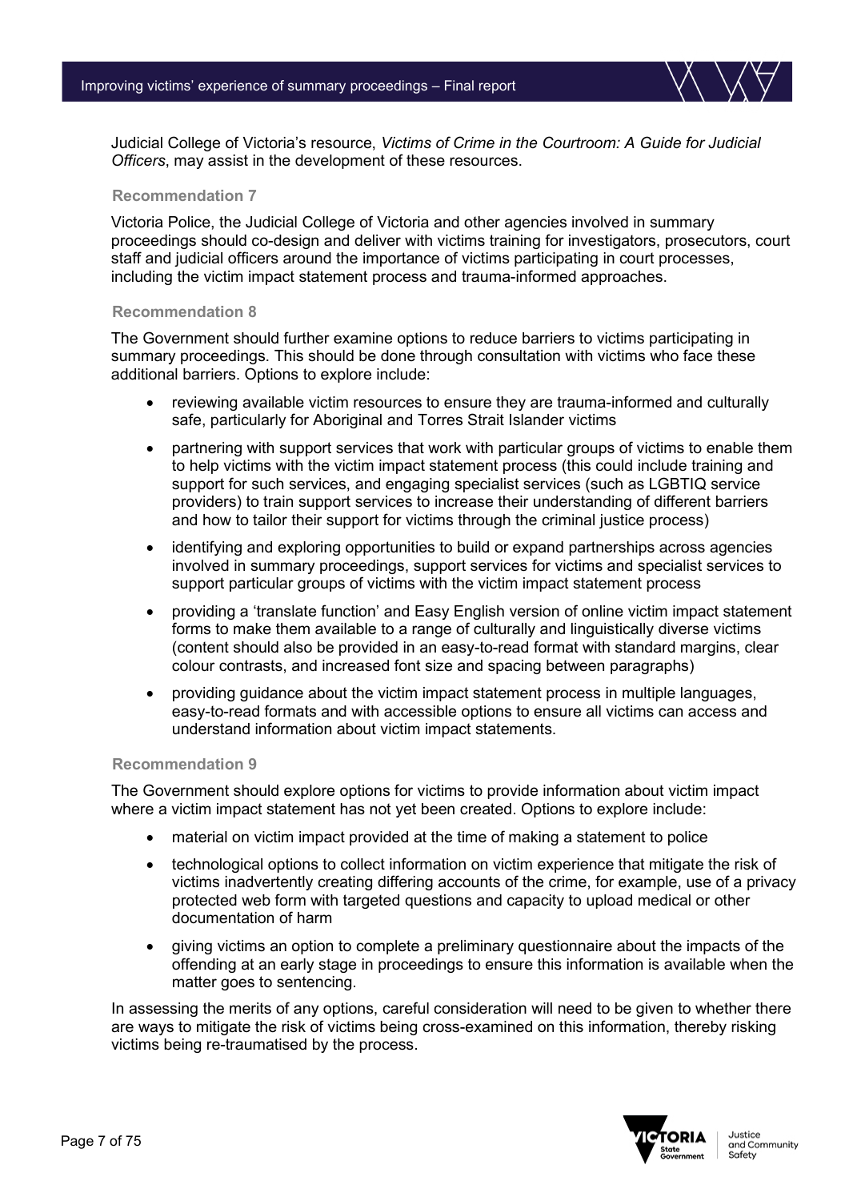Judicial College of Victoria's resource, *Victims of Crime in the Courtroom: A Guide for Judicial Officers*, may assist in the development of these resources.

#### Recommendation 7

Victoria Police, the Judicial College of Victoria and other agencies involved in summary proceedings should co-design and deliver with victims training for investigators, prosecutors, court staff and judicial officers around the importance of victims participating in court processes, including the victim impact statement process and trauma-informed approaches.

#### Recommendation 8

The Government should further examine options to reduce barriers to victims participating in summary proceedings. This should be done through consultation with victims who face these additional barriers. Options to explore include:

- reviewing available victim resources to ensure they are trauma-informed and culturally safe, particularly for Aboriginal and Torres Strait Islander victims
- partnering with support services that work with particular groups of victims to enable them to help victims with the victim impact statement process (this could include training and support for such services, and engaging specialist services (such as LGBTIQ service providers) to train support services to increase their understanding of different barriers and how to tailor their support for victims through the criminal justice process)
- identifying and exploring opportunities to build or expand partnerships across agencies involved in summary proceedings, support services for victims and specialist services to support particular groups of victims with the victim impact statement process
- providing a 'translate function' and Easy English version of online victim impact statement forms to make them available to a range of culturally and linguistically diverse victims (content should also be provided in an easy-to-read format with standard margins, clear colour contrasts, and increased font size and spacing between paragraphs)
- providing guidance about the victim impact statement process in multiple languages, easy-to-read formats and with accessible options to ensure all victims can access and understand information about victim impact statements.

#### Recommendation 9

The Government should explore options for victims to provide information about victim impact where a victim impact statement has not yet been created. Options to explore include:

- material on victim impact provided at the time of making a statement to police
- technological options to collect information on victim experience that mitigate the risk of victims inadvertently creating differing accounts of the crime, for example, use of a privacy protected web form with targeted questions and capacity to upload medical or other documentation of harm
- giving victims an option to complete a preliminary questionnaire about the impacts of the offending at an early stage in proceedings to ensure this information is available when the matter goes to sentencing.

In assessing the merits of any options, careful consideration will need to be given to whether there are ways to mitigate the risk of victims being cross-examined on this information, thereby risking victims being re-traumatised by the process.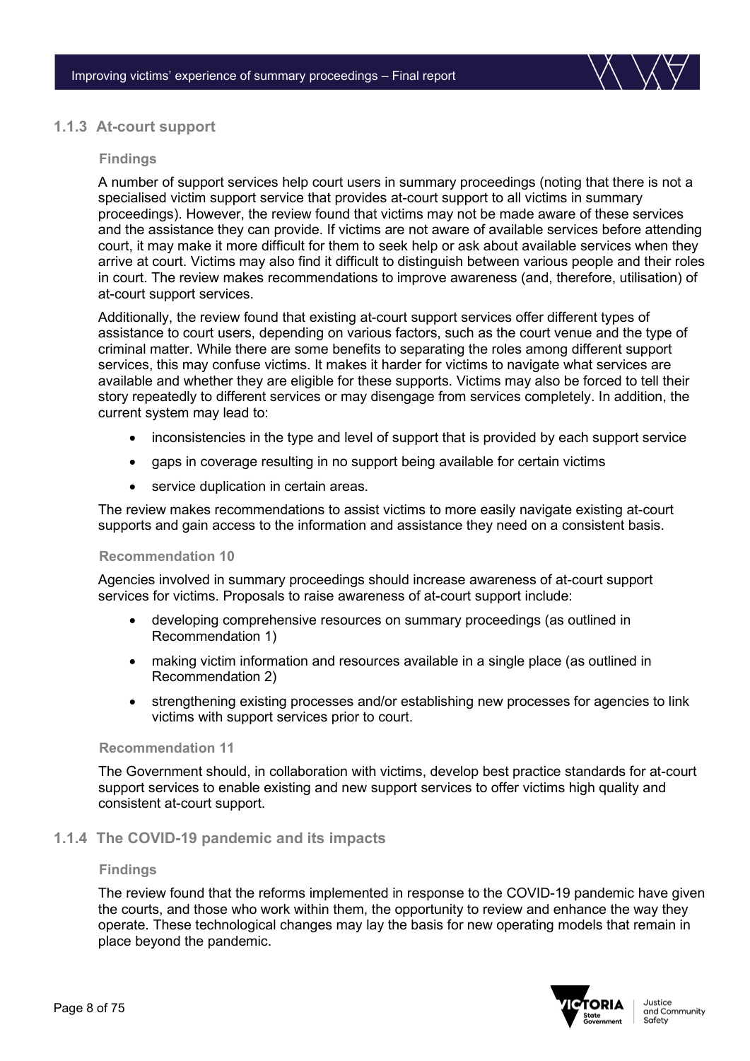### 1.1.3 At-court support

#### Findings

A number of support services help court users in summary proceedings (noting that there is not a specialised victim support service that provides at-court support to all victims in summary proceedings). However, the review found that victims may not be made aware of these services and the assistance they can provide. If victims are not aware of available services before attending court, it may make it more difficult for them to seek help or ask about available services when they arrive at court. Victims may also find it difficult to distinguish between various people and their roles in court. The review makes recommendations to improve awareness (and, therefore, utilisation) of at-court support services.

Additionally, the review found that existing at-court support services offer different types of assistance to court users, depending on various factors, such as the court venue and the type of criminal matter. While there are some benefits to separating the roles among different support services, this may confuse victims. It makes it harder for victims to navigate what services are available and whether they are eligible for these supports. Victims may also be forced to tell their story repeatedly to different services or may disengage from services completely. In addition, the current system may lead to:

- inconsistencies in the type and level of support that is provided by each support service
- gaps in coverage resulting in no support being available for certain victims
- service duplication in certain areas.

The review makes recommendations to assist victims to more easily navigate existing at-court supports and gain access to the information and assistance they need on a consistent basis.

#### Recommendation 10

Agencies involved in summary proceedings should increase awareness of at-court support services for victims. Proposals to raise awareness of at-court support include:

- developing comprehensive resources on summary proceedings (as outlined in Recommendation 1)
- making victim information and resources available in a single place (as outlined in Recommendation 2)
- strengthening existing processes and/or establishing new processes for agencies to link victims with support services prior to court.

#### Recommendation 11

The Government should, in collaboration with victims, develop best practice standards for at-court support services to enable existing and new support services to offer victims high quality and consistent at-court support.

### 1.1.4 The COVID-19 pandemic and its impacts

#### Findings

The review found that the reforms implemented in response to the COVID-19 pandemic have given the courts, and those who work within them, the opportunity to review and enhance the way they operate. These technological changes may lay the basis for new operating models that remain in place beyond the pandemic.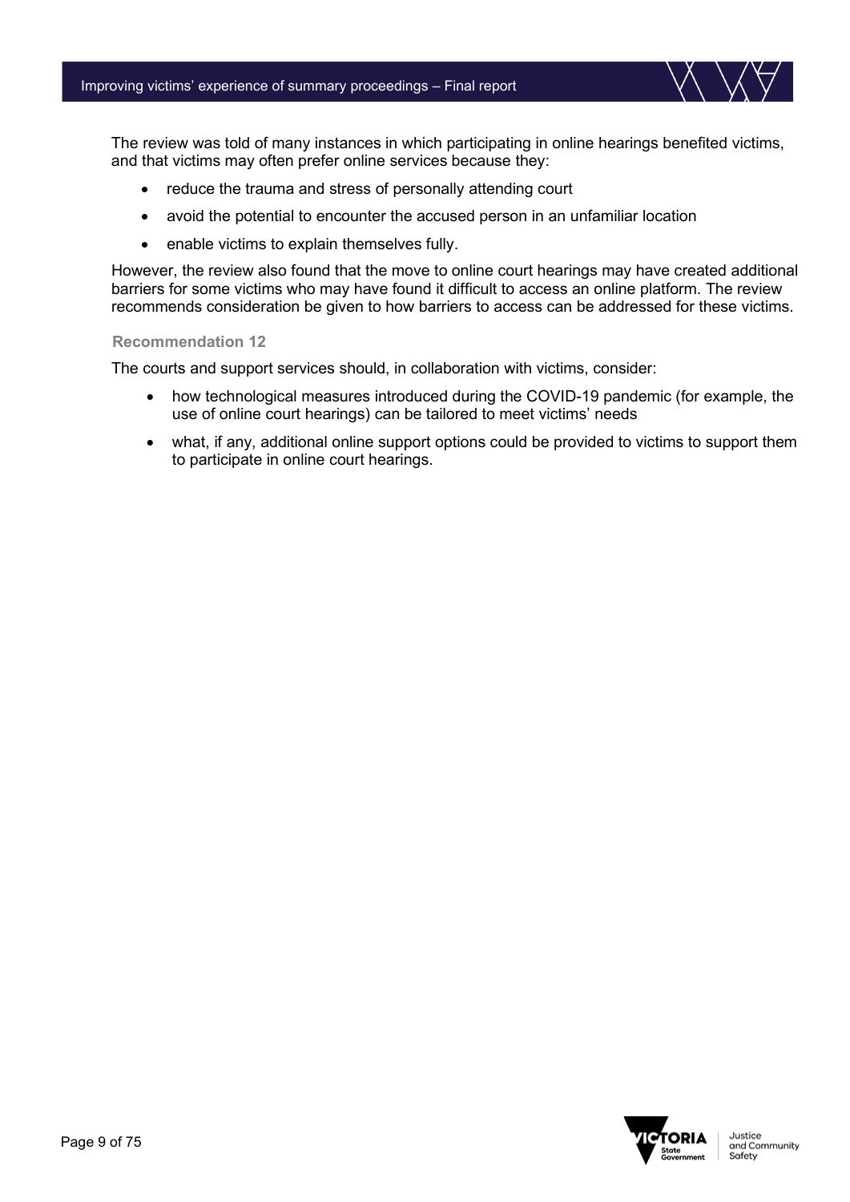The review was told of many instances in which participating in online hearings benefited victims, and that victims may often prefer online services because they:

- reduce the trauma and stress of personally attending court
- avoid the potential to encounter the accused person in an unfamiliar location
- enable victims to explain themselves fully.

However, the review also found that the move to online court hearings may have created additional barriers for some victims who may have found it difficult to access an online platform. The review recommends consideration be given to how barriers to access can be addressed for these victims.

#### Recommendation 12

The courts and support services should, in collaboration with victims, consider:

- how technological measures introduced during the COVID-19 pandemic (for example, the use of online court hearings) can be tailored to meet victims' needs
- what, if any, additional online support options could be provided to victims to support them to participate in online court hearings.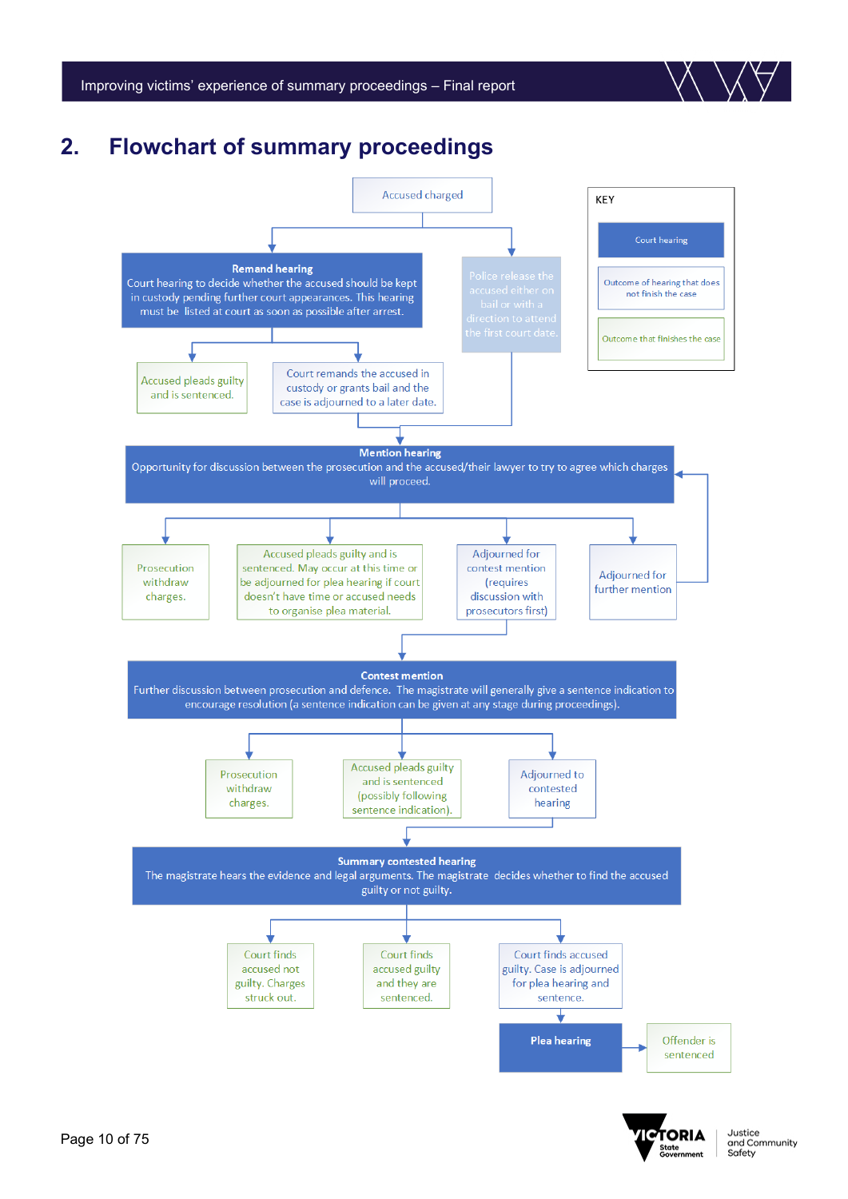## 2. Flowchart of summary proceedings

**KEY**

- Court hearing
- Outcome of hearing that does not finish the case
- Outcome that finishes the case

Accused charged

→ **Remand hearing**
Court hearing to decide whether the accused should be kept in custody pending further court appearances. This hearing must be listed at court as soon as possible after arrest.

- Accused pleads guilty and is sentenced.
- Court remands the accused in custody or grants bail and the case is adjourned to a later date.

→ Police release the accused either on bail or with a direction to attend the first court date.

**Mention hearing**
Opportunity for discussion between the prosecution and the accused/their lawyer to try to agree which charges will proceed.

- Prosecution withdraw charges.
- Accused pleads guilty and is sentenced. May occur at this time or be adjourned for plea hearing if court doesn't have time or accused needs to organise plea material.
- Adjourned for contest mention (requires discussion with prosecutors first)
- Adjourned for further mention

**Contest mention**
Further discussion between prosecution and defence. The magistrate will generally give a sentence indication to encourage resolution (a sentence indication can be given at any stage during proceedings).

- Prosecution withdraw charges.
- Accused pleads guilty and is sentenced (possibly following sentence indication).
- Adjourned to contested hearing

**Summary contested hearing**
The magistrate hears the evidence and legal arguments. The magistrate decides whether to find the accused guilty or not guilty.

- Court finds accused not guilty. Charges struck out.
- Court finds accused guilty and they are sentenced.
- Court finds accused guilty. Case is adjourned for plea hearing and sentence.

**Plea hearing** → Offender is sentenced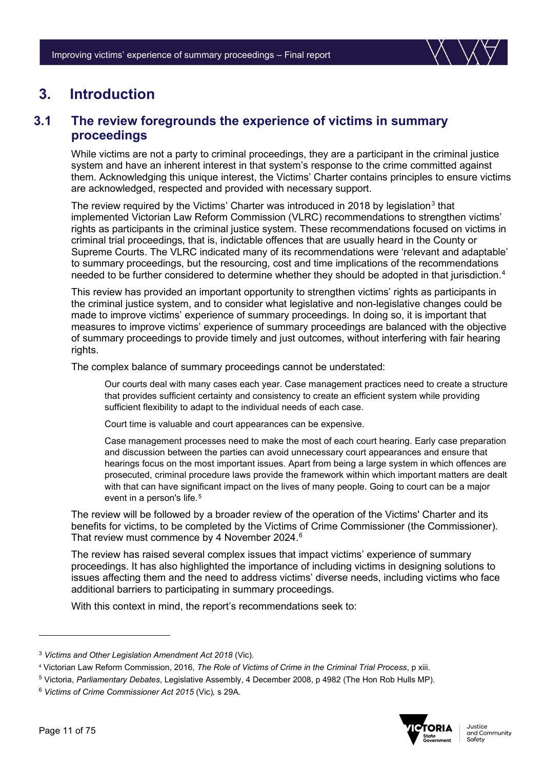# 3. Introduction

## 3.1 The review foregrounds the experience of victims in summary proceedings

While victims are not a party to criminal proceedings, they are a participant in the criminal justice system and have an inherent interest in that system's response to the crime committed against them. Acknowledging this unique interest, the Victims' Charter contains principles to ensure victims are acknowledged, respected and provided with necessary support.

The review required by the Victims' Charter was introduced in 2018 by legislation[3] that implemented Victorian Law Reform Commission (VLRC) recommendations to strengthen victims' rights as participants in the criminal justice system. These recommendations focused on victims in criminal trial proceedings, that is, indictable offences that are usually heard in the County or Supreme Courts. The VLRC indicated many of its recommendations were 'relevant and adaptable' to summary proceedings, but the resourcing, cost and time implications of the recommendations needed to be further considered to determine whether they should be adopted in that jurisdiction.[4]

This review has provided an important opportunity to strengthen victims' rights as participants in the criminal justice system, and to consider what legislative and non-legislative changes could be made to improve victims' experience of summary proceedings. In doing so, it is important that measures to improve victims' experience of summary proceedings are balanced with the objective of summary proceedings to provide timely and just outcomes, without interfering with fair hearing rights.

The complex balance of summary proceedings cannot be understated:

> Our courts deal with many cases each year. Case management practices need to create a structure that provides sufficient certainty and consistency to create an efficient system while providing sufficient flexibility to adapt to the individual needs of each case.
>
> Court time is valuable and court appearances can be expensive.
>
> Case management processes need to make the most of each court hearing. Early case preparation and discussion between the parties can avoid unnecessary court appearances and ensure that hearings focus on the most important issues. Apart from being a large system in which offences are prosecuted, criminal procedure laws provide the framework within which important matters are dealt with that can have significant impact on the lives of many people. Going to court can be a major event in a person's life.[5]

The review will be followed by a broader review of the operation of the Victims' Charter and its benefits for victims, to be completed by the Victims of Crime Commissioner (the Commissioner). That review must commence by 4 November 2024.[6]

The review has raised several complex issues that impact victims' experience of summary proceedings. It has also highlighted the importance of including victims in designing solutions to issues affecting them and the need to address victims' diverse needs, including victims who face additional barriers to participating in summary proceedings.

With this context in mind, the report's recommendations seek to:

---

[3] *Victims and Other Legislation Amendment Act 2018* (Vic).

[4] Victorian Law Reform Commission, 2016, *The Role of Victims of Crime in the Criminal Trial Process*, p xiii.

[5] Victoria, *Parliamentary Debates*, Legislative Assembly, 4 December 2008, p 4982 (The Hon Rob Hulls MP).

[6] *Victims of Crime Commissioner Act 2015* (Vic), s 29A.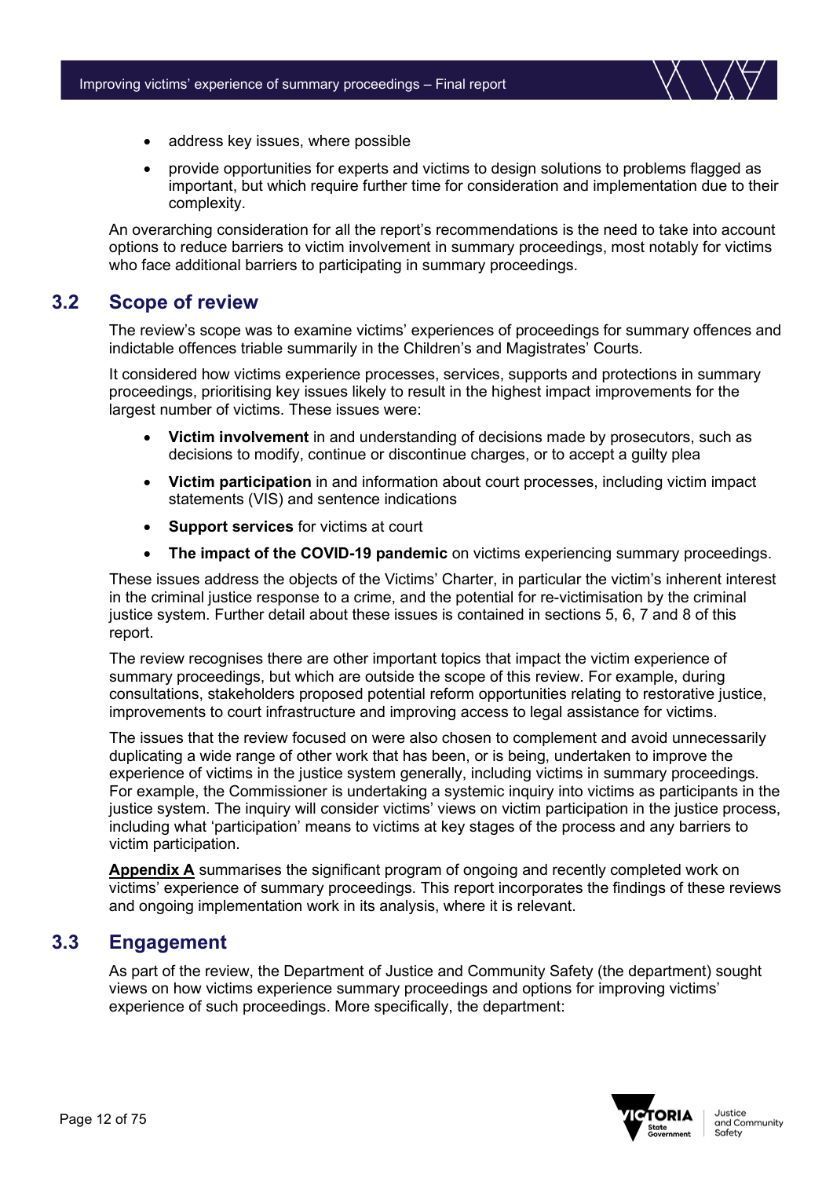- address key issues, where possible
- provide opportunities for experts and victims to design solutions to problems flagged as important, but which require further time for consideration and implementation due to their complexity.

An overarching consideration for all the report's recommendations is the need to take into account options to reduce barriers to victim involvement in summary proceedings, most notably for victims who face additional barriers to participating in summary proceedings.

## 3.2 Scope of review

The review's scope was to examine victims' experiences of proceedings for summary offences and indictable offences triable summarily in the Children's and Magistrates' Courts.

It considered how victims experience processes, services, supports and protections in summary proceedings, prioritising key issues likely to result in the highest impact improvements for the largest number of victims. These issues were:

- **Victim involvement** in and understanding of decisions made by prosecutors, such as decisions to modify, continue or discontinue charges, or to accept a guilty plea
- **Victim participation** in and information about court processes, including victim impact statements (VIS) and sentence indications
- **Support services** for victims at court
- **The impact of the COVID-19 pandemic** on victims experiencing summary proceedings.

These issues address the objects of the Victims' Charter, in particular the victim's inherent interest in the criminal justice response to a crime, and the potential for re-victimisation by the criminal justice system. Further detail about these issues is contained in sections 5, 6, 7 and 8 of this report.

The review recognises there are other important topics that impact the victim experience of summary proceedings, but which are outside the scope of this review. For example, during consultations, stakeholders proposed potential reform opportunities relating to restorative justice, improvements to court infrastructure and improving access to legal assistance for victims.

The issues that the review focused on were also chosen to complement and avoid unnecessarily duplicating a wide range of other work that has been, or is being, undertaken to improve the experience of victims in the justice system generally, including victims in summary proceedings. For example, the Commissioner is undertaking a systemic inquiry into victims as participants in the justice system. The inquiry will consider victims' views on victim participation in the justice process, including what 'participation' means to victims at key stages of the process and any barriers to victim participation.

**Appendix A** summarises the significant program of ongoing and recently completed work on victims' experience of summary proceedings. This report incorporates the findings of these reviews and ongoing implementation work in its analysis, where it is relevant.

## 3.3 Engagement

As part of the review, the Department of Justice and Community Safety (the department) sought views on how victims experience summary proceedings and options for improving victims' experience of such proceedings. More specifically, the department: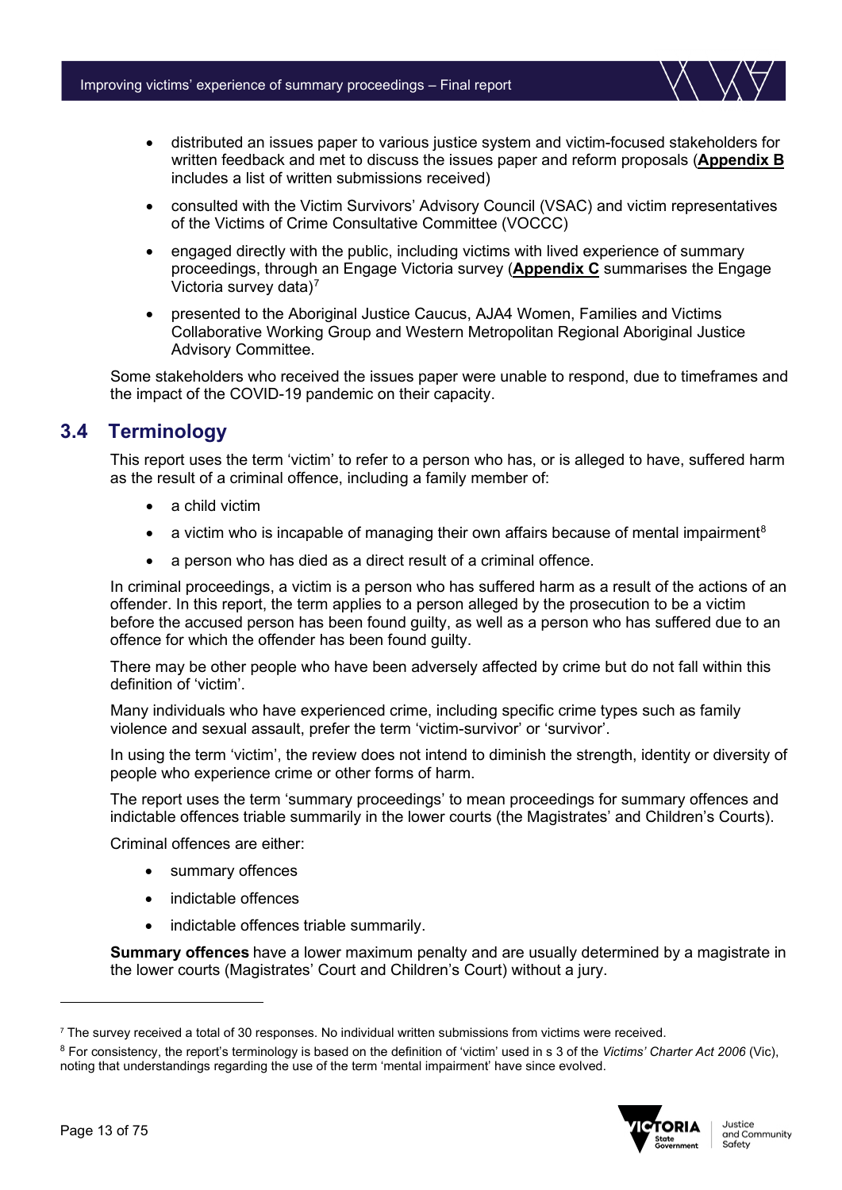- distributed an issues paper to various justice system and victim-focused stakeholders for written feedback and met to discuss the issues paper and reform proposals (**Appendix B** includes a list of written submissions received)
- consulted with the Victim Survivors' Advisory Council (VSAC) and victim representatives of the Victims of Crime Consultative Committee (VOCCC)
- engaged directly with the public, including victims with lived experience of summary proceedings, through an Engage Victoria survey (**Appendix C** summarises the Engage Victoria survey data)[7]
- presented to the Aboriginal Justice Caucus, AJA4 Women, Families and Victims Collaborative Working Group and Western Metropolitan Regional Aboriginal Justice Advisory Committee.

Some stakeholders who received the issues paper were unable to respond, due to timeframes and the impact of the COVID-19 pandemic on their capacity.

## 3.4 Terminology

This report uses the term 'victim' to refer to a person who has, or is alleged to have, suffered harm as the result of a criminal offence, including a family member of:

- a child victim
- a victim who is incapable of managing their own affairs because of mental impairment[8]
- a person who has died as a direct result of a criminal offence.

In criminal proceedings, a victim is a person who has suffered harm as a result of the actions of an offender. In this report, the term applies to a person alleged by the prosecution to be a victim before the accused person has been found guilty, as well as a person who has suffered due to an offence for which the offender has been found guilty.

There may be other people who have been adversely affected by crime but do not fall within this definition of 'victim'.

Many individuals who have experienced crime, including specific crime types such as family violence and sexual assault, prefer the term 'victim-survivor' or 'survivor'.

In using the term 'victim', the review does not intend to diminish the strength, identity or diversity of people who experience crime or other forms of harm.

The report uses the term 'summary proceedings' to mean proceedings for summary offences and indictable offences triable summarily in the lower courts (the Magistrates' and Children's Courts).

Criminal offences are either:

- summary offences
- indictable offences
- indictable offences triable summarily.

**Summary offences** have a lower maximum penalty and are usually determined by a magistrate in the lower courts (Magistrates' Court and Children's Court) without a jury.

---

[7] The survey received a total of 30 responses. No individual written submissions from victims were received.

[8] For consistency, the report's terminology is based on the definition of 'victim' used in s 3 of the *Victims' Charter Act 2006* (Vic), noting that understandings regarding the use of the term 'mental impairment' have since evolved.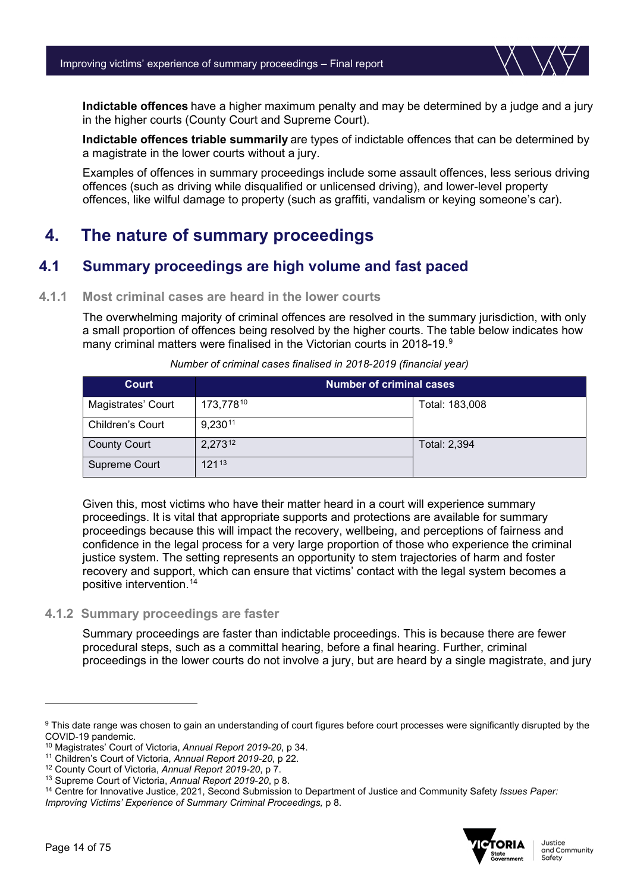**Indictable offences** have a higher maximum penalty and may be determined by a judge and a jury in the higher courts (County Court and Supreme Court).

**Indictable offences triable summarily** are types of indictable offences that can be determined by a magistrate in the lower courts without a jury.

Examples of offences in summary proceedings include some assault offences, less serious driving offences (such as driving while disqualified or unlicensed driving), and lower-level property offences, like wilful damage to property (such as graffiti, vandalism or keying someone's car).

# 4. The nature of summary proceedings

## 4.1 Summary proceedings are high volume and fast paced

### 4.1.1 Most criminal cases are heard in the lower courts

The overwhelming majority of criminal offences are resolved in the summary jurisdiction, with only a small proportion of offences being resolved by the higher courts. The table below indicates how many criminal matters were finalised in the Victorian courts in 2018-19.[9]

*Number of criminal cases finalised in 2018-2019 (financial year)*

| Court | Number of criminal cases | |
|---|---|---|
| Magistrates' Court | 173,778[10] | Total: 183,008 |
| Children's Court | 9,230[11] | |
| County Court | 2,273[12] | Total: 2,394 |
| Supreme Court | 121[13] | |

Given this, most victims who have their matter heard in a court will experience summary proceedings. It is vital that appropriate supports and protections are available for summary proceedings because this will impact the recovery, wellbeing, and perceptions of fairness and confidence in the legal process for a very large proportion of those who experience the criminal justice system. The setting represents an opportunity to stem trajectories of harm and foster recovery and support, which can ensure that victims' contact with the legal system becomes a positive intervention.[14]

### 4.1.2 Summary proceedings are faster

Summary proceedings are faster than indictable proceedings. This is because there are fewer procedural steps, such as a committal hearing, before a final hearing. Further, criminal proceedings in the lower courts do not involve a jury, but are heard by a single magistrate, and jury

---

[9] This date range was chosen to gain an understanding of court figures before court processes were significantly disrupted by the COVID-19 pandemic.

[10] Magistrates' Court of Victoria, *Annual Report 2019-20*, p 34.

[11] Children's Court of Victoria, *Annual Report 2019-20*, p 22.

[12] County Court of Victoria, *Annual Report 2019-20*, p 7.

[13] Supreme Court of Victoria, *Annual Report 2019-20*, p 8.

[14] Centre for Innovative Justice, 2021, Second Submission to Department of Justice and Community Safety *Issues Paper: Improving Victims' Experience of Summary Criminal Proceedings,* p 8.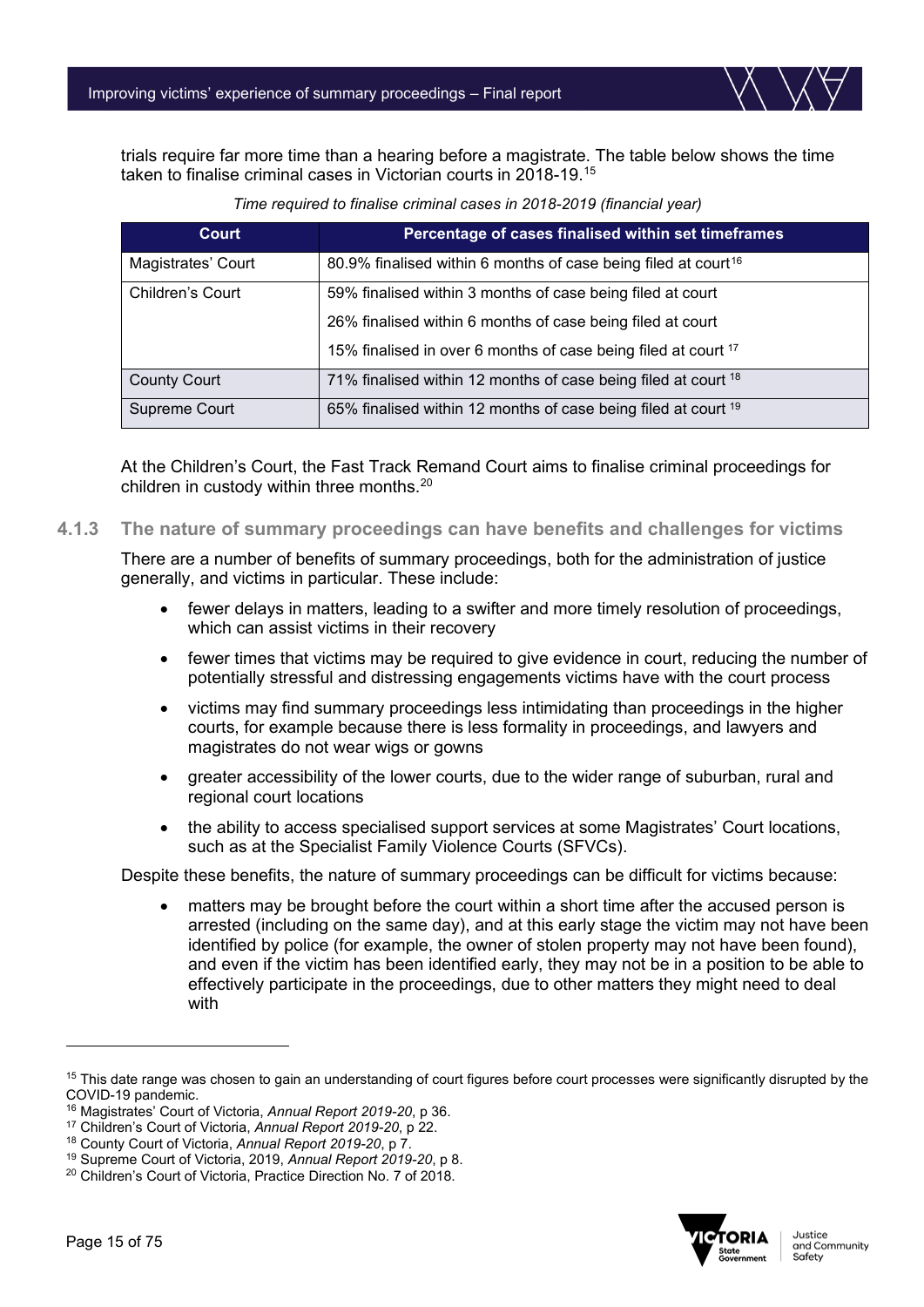trials require far more time than a hearing before a magistrate. The table below shows the time taken to finalise criminal cases in Victorian courts in 2018-19.[15]

*Time required to finalise criminal cases in 2018-2019 (financial year)*

| Court | Percentage of cases finalised within set timeframes |
| --- | --- |
| Magistrates' Court | 80.9% finalised within 6 months of case being filed at court[16] |
| Children's Court | 59% finalised within 3 months of case being filed at court<br>26% finalised within 6 months of case being filed at court<br>15% finalised in over 6 months of case being filed at court [17] |
| County Court | 71% finalised within 12 months of case being filed at court [18] |
| Supreme Court | 65% finalised within 12 months of case being filed at court [19] |

At the Children's Court, the Fast Track Remand Court aims to finalise criminal proceedings for children in custody within three months.[20]

### 4.1.3 The nature of summary proceedings can have benefits and challenges for victims

There are a number of benefits of summary proceedings, both for the administration of justice generally, and victims in particular. These include:

- fewer delays in matters, leading to a swifter and more timely resolution of proceedings, which can assist victims in their recovery
- fewer times that victims may be required to give evidence in court, reducing the number of potentially stressful and distressing engagements victims have with the court process
- victims may find summary proceedings less intimidating than proceedings in the higher courts, for example because there is less formality in proceedings, and lawyers and magistrates do not wear wigs or gowns
- greater accessibility of the lower courts, due to the wider range of suburban, rural and regional court locations
- the ability to access specialised support services at some Magistrates' Court locations, such as at the Specialist Family Violence Courts (SFVCs).

Despite these benefits, the nature of summary proceedings can be difficult for victims because:

- matters may be brought before the court within a short time after the accused person is arrested (including on the same day), and at this early stage the victim may not have been identified by police (for example, the owner of stolen property may not have been found), and even if the victim has been identified early, they may not be in a position to be able to effectively participate in the proceedings, due to other matters they might need to deal with

---

[15] This date range was chosen to gain an understanding of court figures before court processes were significantly disrupted by the COVID-19 pandemic.

[16] Magistrates' Court of Victoria, *Annual Report 2019-20*, p 36.

[17] Children's Court of Victoria, *Annual Report 2019-20*, p 22.

[18] County Court of Victoria, *Annual Report 2019-20*, p 7.

[19] Supreme Court of Victoria, 2019, *Annual Report 2019-20*, p 8.

[20] Children's Court of Victoria, Practice Direction No. 7 of 2018.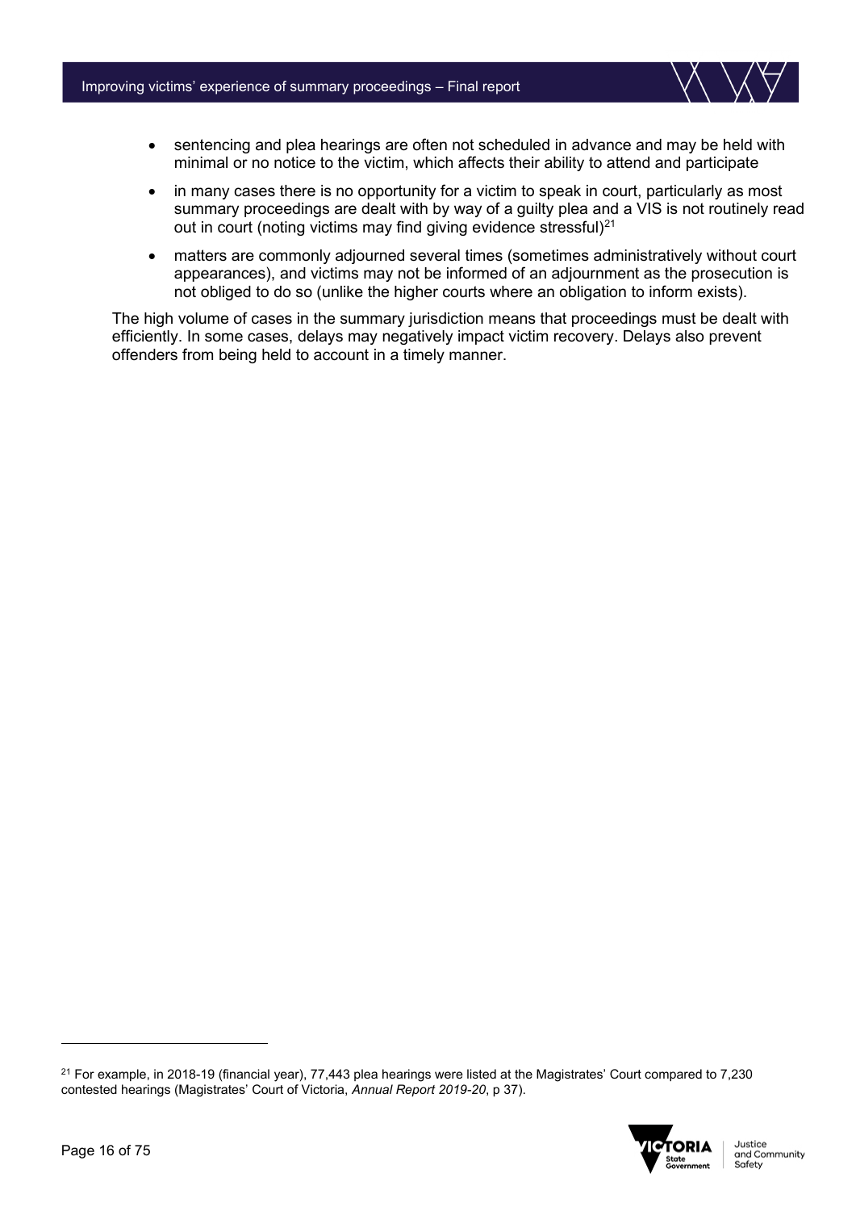- sentencing and plea hearings are often not scheduled in advance and may be held with minimal or no notice to the victim, which affects their ability to attend and participate
- in many cases there is no opportunity for a victim to speak in court, particularly as most summary proceedings are dealt with by way of a guilty plea and a VIS is not routinely read out in court (noting victims may find giving evidence stressful)[21]
- matters are commonly adjourned several times (sometimes administratively without court appearances), and victims may not be informed of an adjournment as the prosecution is not obliged to do so (unlike the higher courts where an obligation to inform exists).

The high volume of cases in the summary jurisdiction means that proceedings must be dealt with efficiently. In some cases, delays may negatively impact victim recovery. Delays also prevent offenders from being held to account in a timely manner.

---

[21] For example, in 2018-19 (financial year), 77,443 plea hearings were listed at the Magistrates' Court compared to 7,230 contested hearings (Magistrates' Court of Victoria, *Annual Report 2019-20*, p 37).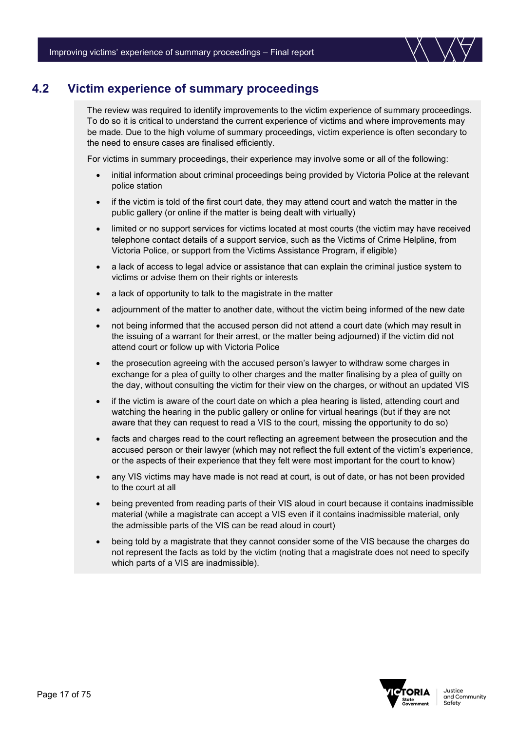## 4.2 Victim experience of summary proceedings

The review was required to identify improvements to the victim experience of summary proceedings. To do so it is critical to understand the current experience of victims and where improvements may be made. Due to the high volume of summary proceedings, victim experience is often secondary to the need to ensure cases are finalised efficiently.

For victims in summary proceedings, their experience may involve some or all of the following:

- initial information about criminal proceedings being provided by Victoria Police at the relevant police station
- if the victim is told of the first court date, they may attend court and watch the matter in the public gallery (or online if the matter is being dealt with virtually)
- limited or no support services for victims located at most courts (the victim may have received telephone contact details of a support service, such as the Victims of Crime Helpline, from Victoria Police, or support from the Victims Assistance Program, if eligible)
- a lack of access to legal advice or assistance that can explain the criminal justice system to victims or advise them on their rights or interests
- a lack of opportunity to talk to the magistrate in the matter
- adjournment of the matter to another date, without the victim being informed of the new date
- not being informed that the accused person did not attend a court date (which may result in the issuing of a warrant for their arrest, or the matter being adjourned) if the victim did not attend court or follow up with Victoria Police
- the prosecution agreeing with the accused person's lawyer to withdraw some charges in exchange for a plea of guilty to other charges and the matter finalising by a plea of guilty on the day, without consulting the victim for their view on the charges, or without an updated VIS
- if the victim is aware of the court date on which a plea hearing is listed, attending court and watching the hearing in the public gallery or online for virtual hearings (but if they are not aware that they can request to read a VIS to the court, missing the opportunity to do so)
- facts and charges read to the court reflecting an agreement between the prosecution and the accused person or their lawyer (which may not reflect the full extent of the victim's experience, or the aspects of their experience that they felt were most important for the court to know)
- any VIS victims may have made is not read at court, is out of date, or has not been provided to the court at all
- being prevented from reading parts of their VIS aloud in court because it contains inadmissible material (while a magistrate can accept a VIS even if it contains inadmissible material, only the admissible parts of the VIS can be read aloud in court)
- being told by a magistrate that they cannot consider some of the VIS because the charges do not represent the facts as told by the victim (noting that a magistrate does not need to specify which parts of a VIS are inadmissible).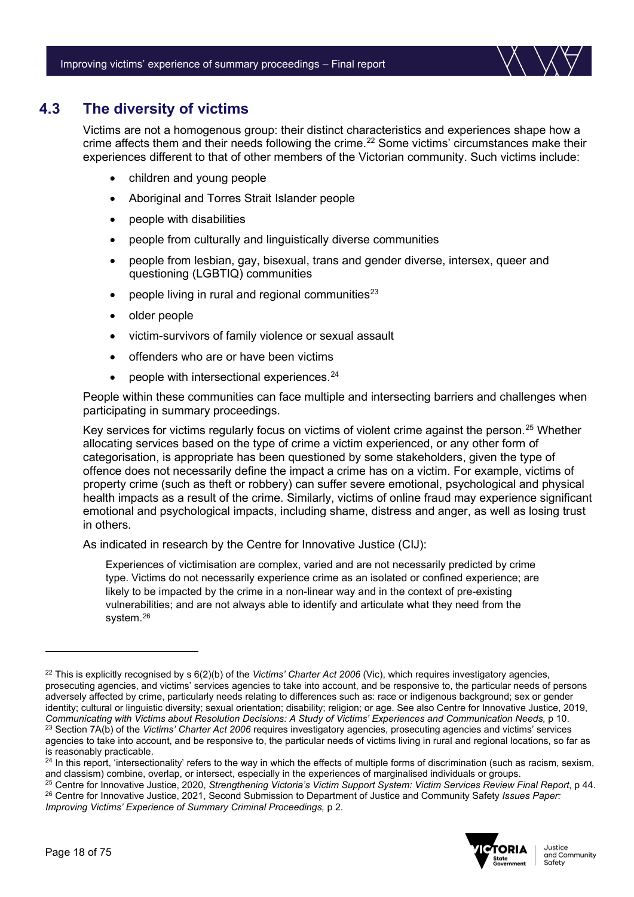## 4.3 The diversity of victims

Victims are not a homogenous group: their distinct characteristics and experiences shape how a crime affects them and their needs following the crime.[22] Some victims' circumstances make their experiences different to that of other members of the Victorian community. Such victims include:

- children and young people
- Aboriginal and Torres Strait Islander people
- people with disabilities
- people from culturally and linguistically diverse communities
- people from lesbian, gay, bisexual, trans and gender diverse, intersex, queer and questioning (LGBTIQ) communities
- people living in rural and regional communities[23]
- older people
- victim-survivors of family violence or sexual assault
- offenders who are or have been victims
- people with intersectional experiences.[24]

People within these communities can face multiple and intersecting barriers and challenges when participating in summary proceedings.

Key services for victims regularly focus on victims of violent crime against the person.[25] Whether allocating services based on the type of crime a victim experienced, or any other form of categorisation, is appropriate has been questioned by some stakeholders, given the type of offence does not necessarily define the impact a crime has on a victim. For example, victims of property crime (such as theft or robbery) can suffer severe emotional, psychological and physical health impacts as a result of the crime. Similarly, victims of online fraud may experience significant emotional and psychological impacts, including shame, distress and anger, as well as losing trust in others.

As indicated in research by the Centre for Innovative Justice (CIJ):

> Experiences of victimisation are complex, varied and are not necessarily predicted by crime type. Victims do not necessarily experience crime as an isolated or confined experience; are likely to be impacted by the crime in a non-linear way and in the context of pre-existing vulnerabilities; and are not always able to identify and articulate what they need from the system.[26]

---

[22] This is explicitly recognised by s 6(2)(b) of the *Victims' Charter Act 2006* (Vic), which requires investigatory agencies, prosecuting agencies, and victims' services agencies to take into account, and be responsive to, the particular needs of persons adversely affected by crime, particularly needs relating to differences such as: race or indigenous background; sex or gender identity; cultural or linguistic diversity; sexual orientation; disability; religion; or age. See also Centre for Innovative Justice, 2019, *Communicating with Victims about Resolution Decisions: A Study of Victims' Experiences and Communication Needs,* p 10.

[23] Section 7A(b) of the *Victims' Charter Act 2006* requires investigatory agencies, prosecuting agencies and victims' services agencies to take into account, and be responsive to, the particular needs of victims living in rural and regional locations, so far as is reasonably practicable.

[24] In this report, 'intersectionality' refers to the way in which the effects of multiple forms of discrimination (such as racism, sexism, and classism) combine, overlap, or intersect, especially in the experiences of marginalised individuals or groups.

[25] Centre for Innovative Justice, 2020, *Strengthening Victoria's Victim Support System: Victim Services Review Final Report*, p 44.

[26] Centre for Innovative Justice, 2021, Second Submission to Department of Justice and Community Safety *Issues Paper: Improving Victims' Experience of Summary Criminal Proceedings,* p 2.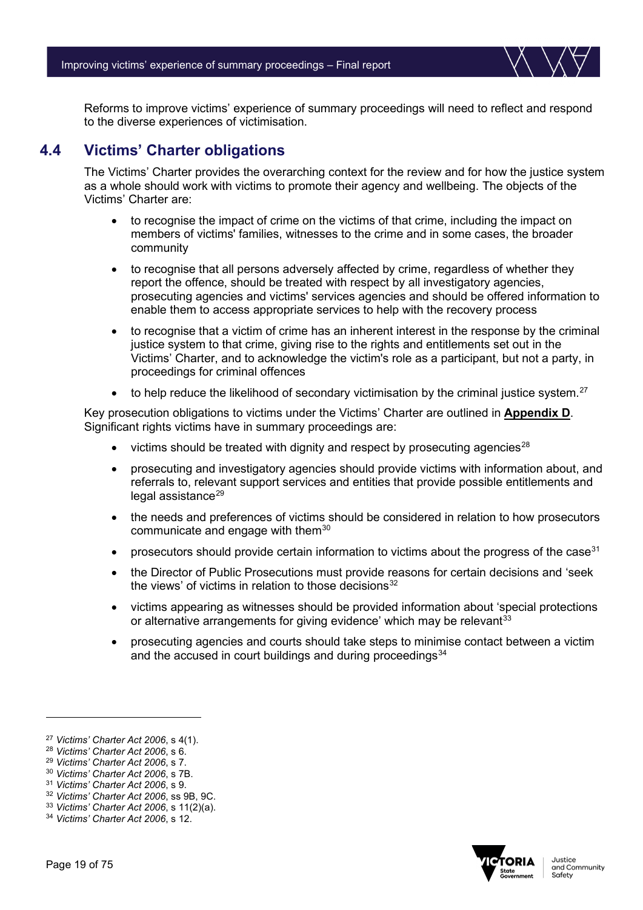Reforms to improve victims' experience of summary proceedings will need to reflect and respond to the diverse experiences of victimisation.

## 4.4 Victims' Charter obligations

The Victims' Charter provides the overarching context for the review and for how the justice system as a whole should work with victims to promote their agency and wellbeing. The objects of the Victims' Charter are:

- to recognise the impact of crime on the victims of that crime, including the impact on members of victims' families, witnesses to the crime and in some cases, the broader community
- to recognise that all persons adversely affected by crime, regardless of whether they report the offence, should be treated with respect by all investigatory agencies, prosecuting agencies and victims' services agencies and should be offered information to enable them to access appropriate services to help with the recovery process
- to recognise that a victim of crime has an inherent interest in the response by the criminal justice system to that crime, giving rise to the rights and entitlements set out in the Victims' Charter, and to acknowledge the victim's role as a participant, but not a party, in proceedings for criminal offences
- to help reduce the likelihood of secondary victimisation by the criminal justice system.[27]

Key prosecution obligations to victims under the Victims' Charter are outlined in **Appendix D**. Significant rights victims have in summary proceedings are:

- victims should be treated with dignity and respect by prosecuting agencies[28]
- prosecuting and investigatory agencies should provide victims with information about, and referrals to, relevant support services and entities that provide possible entitlements and legal assistance[29]
- the needs and preferences of victims should be considered in relation to how prosecutors communicate and engage with them[30]
- prosecutors should provide certain information to victims about the progress of the case[31]
- the Director of Public Prosecutions must provide reasons for certain decisions and 'seek the views' of victims in relation to those decisions[32]
- victims appearing as witnesses should be provided information about 'special protections or alternative arrangements for giving evidence' which may be relevant[33]
- prosecuting agencies and courts should take steps to minimise contact between a victim and the accused in court buildings and during proceedings[34]

---

[27] *Victims' Charter Act 2006*, s 4(1).
[28] *Victims' Charter Act 2006*, s 6.
[29] *Victims' Charter Act 2006*, s 7.
[30] *Victims' Charter Act 2006*, s 7B.
[31] *Victims' Charter Act 2006*, s 9.
[32] *Victims' Charter Act 2006*, ss 9B, 9C.
[33] *Victims' Charter Act 2006*, s 11(2)(a).
[34] *Victims' Charter Act 2006*, s 12.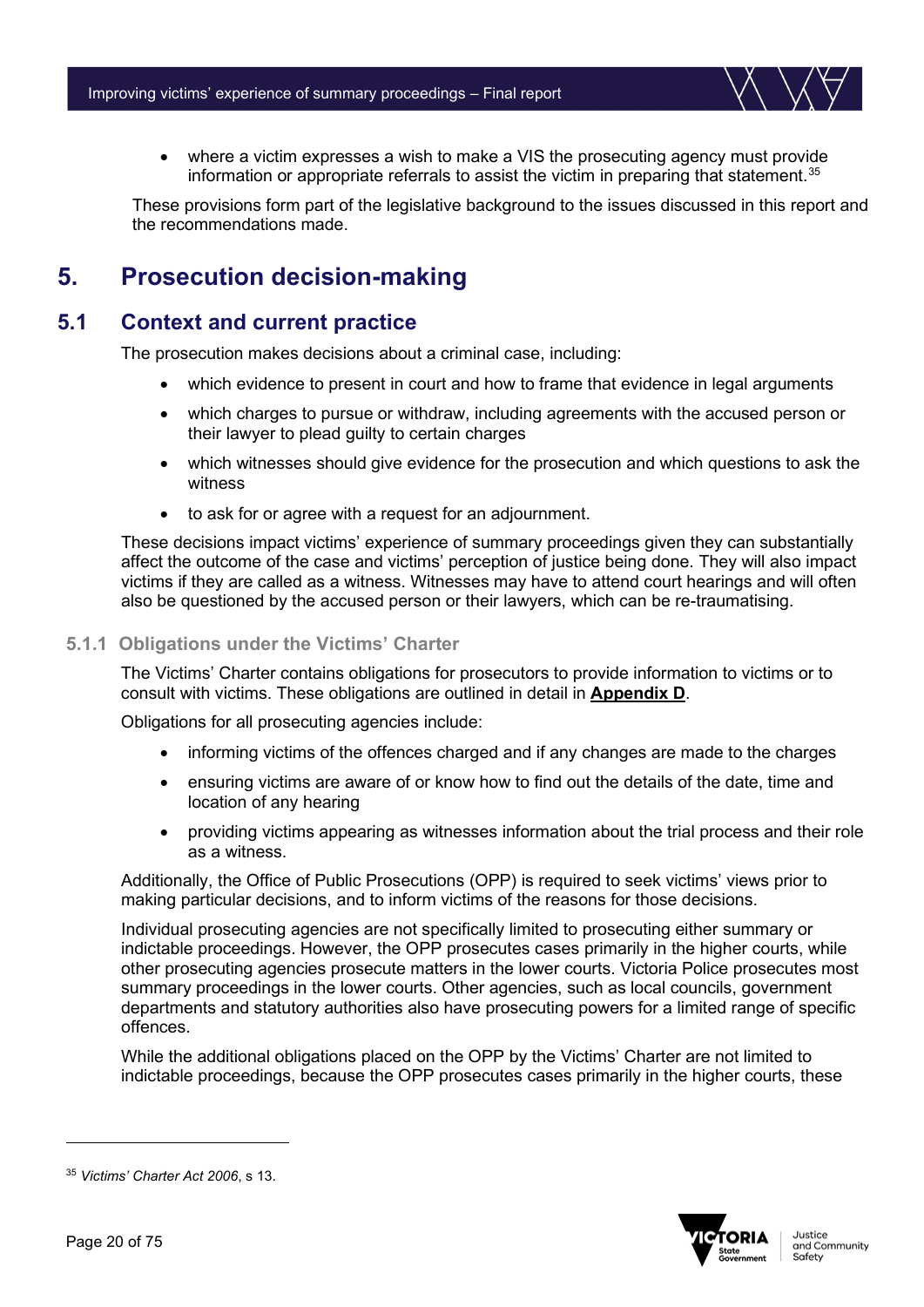- where a victim expresses a wish to make a VIS the prosecuting agency must provide information or appropriate referrals to assist the victim in preparing that statement.[35]

These provisions form part of the legislative background to the issues discussed in this report and the recommendations made.

# 5. Prosecution decision-making

## 5.1 Context and current practice

The prosecution makes decisions about a criminal case, including:

- which evidence to present in court and how to frame that evidence in legal arguments
- which charges to pursue or withdraw, including agreements with the accused person or their lawyer to plead guilty to certain charges
- which witnesses should give evidence for the prosecution and which questions to ask the witness
- to ask for or agree with a request for an adjournment.

These decisions impact victims' experience of summary proceedings given they can substantially affect the outcome of the case and victims' perception of justice being done. They will also impact victims if they are called as a witness. Witnesses may have to attend court hearings and will often also be questioned by the accused person or their lawyers, which can be re-traumatising.

### 5.1.1 Obligations under the Victims' Charter

The Victims' Charter contains obligations for prosecutors to provide information to victims or to consult with victims. These obligations are outlined in detail in **Appendix D**.

Obligations for all prosecuting agencies include:

- informing victims of the offences charged and if any changes are made to the charges
- ensuring victims are aware of or know how to find out the details of the date, time and location of any hearing
- providing victims appearing as witnesses information about the trial process and their role as a witness.

Additionally, the Office of Public Prosecutions (OPP) is required to seek victims' views prior to making particular decisions, and to inform victims of the reasons for those decisions.

Individual prosecuting agencies are not specifically limited to prosecuting either summary or indictable proceedings. However, the OPP prosecutes cases primarily in the higher courts, while other prosecuting agencies prosecute matters in the lower courts. Victoria Police prosecutes most summary proceedings in the lower courts. Other agencies, such as local councils, government departments and statutory authorities also have prosecuting powers for a limited range of specific offences.

While the additional obligations placed on the OPP by the Victims' Charter are not limited to indictable proceedings, because the OPP prosecutes cases primarily in the higher courts, these

[35] *Victims' Charter Act 2006*, s 13.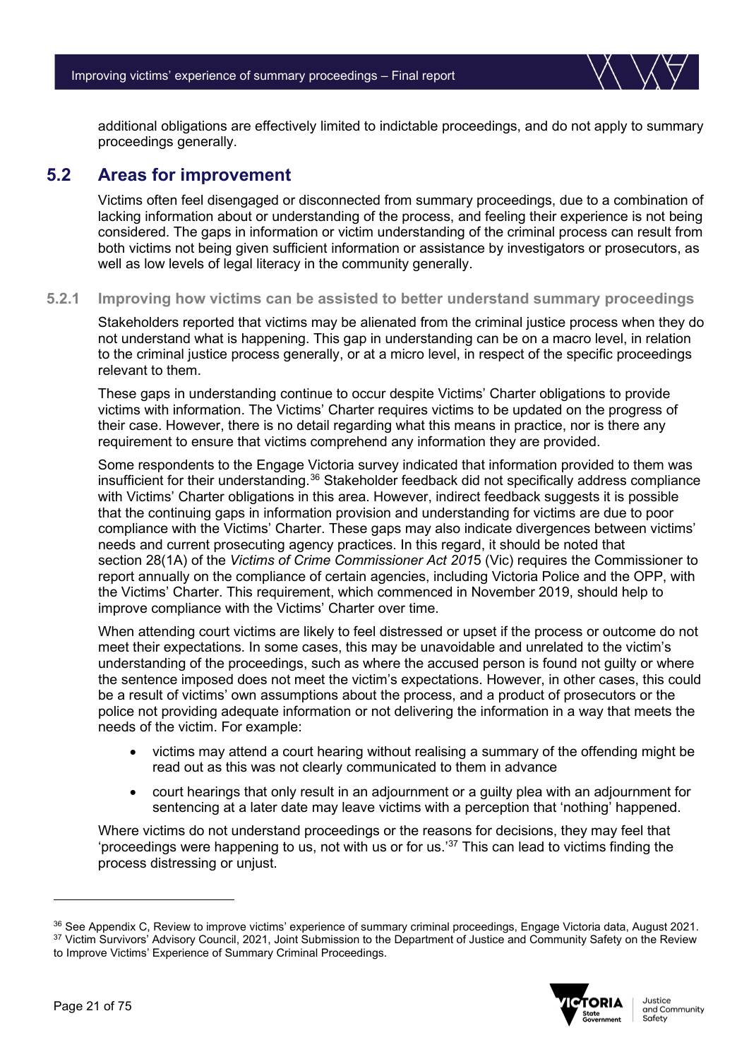additional obligations are effectively limited to indictable proceedings, and do not apply to summary proceedings generally.

## 5.2 Areas for improvement

Victims often feel disengaged or disconnected from summary proceedings, due to a combination of lacking information about or understanding of the process, and feeling their experience is not being considered. The gaps in information or victim understanding of the criminal process can result from both victims not being given sufficient information or assistance by investigators or prosecutors, as well as low levels of legal literacy in the community generally.

### 5.2.1 Improving how victims can be assisted to better understand summary proceedings

Stakeholders reported that victims may be alienated from the criminal justice process when they do not understand what is happening. This gap in understanding can be on a macro level, in relation to the criminal justice process generally, or at a micro level, in respect of the specific proceedings relevant to them.

These gaps in understanding continue to occur despite Victims' Charter obligations to provide victims with information. The Victims' Charter requires victims to be updated on the progress of their case. However, there is no detail regarding what this means in practice, nor is there any requirement to ensure that victims comprehend any information they are provided.

Some respondents to the Engage Victoria survey indicated that information provided to them was insufficient for their understanding.[36] Stakeholder feedback did not specifically address compliance with Victims' Charter obligations in this area. However, indirect feedback suggests it is possible that the continuing gaps in information provision and understanding for victims are due to poor compliance with the Victims' Charter. These gaps may also indicate divergences between victims' needs and current prosecuting agency practices. In this regard, it should be noted that section 28(1A) of the *Victims of Crime Commissioner Act 2015* (Vic) requires the Commissioner to report annually on the compliance of certain agencies, including Victoria Police and the OPP, with the Victims' Charter. This requirement, which commenced in November 2019, should help to improve compliance with the Victims' Charter over time.

When attending court victims are likely to feel distressed or upset if the process or outcome do not meet their expectations. In some cases, this may be unavoidable and unrelated to the victim's understanding of the proceedings, such as where the accused person is found not guilty or where the sentence imposed does not meet the victim's expectations. However, in other cases, this could be a result of victims' own assumptions about the process, and a product of prosecutors or the police not providing adequate information or not delivering the information in a way that meets the needs of the victim. For example:

- victims may attend a court hearing without realising a summary of the offending might be read out as this was not clearly communicated to them in advance
- court hearings that only result in an adjournment or a guilty plea with an adjournment for sentencing at a later date may leave victims with a perception that 'nothing' happened.

Where victims do not understand proceedings or the reasons for decisions, they may feel that 'proceedings were happening to us, not with us or for us.'[37] This can lead to victims finding the process distressing or unjust.

---

[36] See Appendix C, Review to improve victims' experience of summary criminal proceedings, Engage Victoria data, August 2021.

[37] Victim Survivors' Advisory Council, 2021, Joint Submission to the Department of Justice and Community Safety on the Review to Improve Victims' Experience of Summary Criminal Proceedings.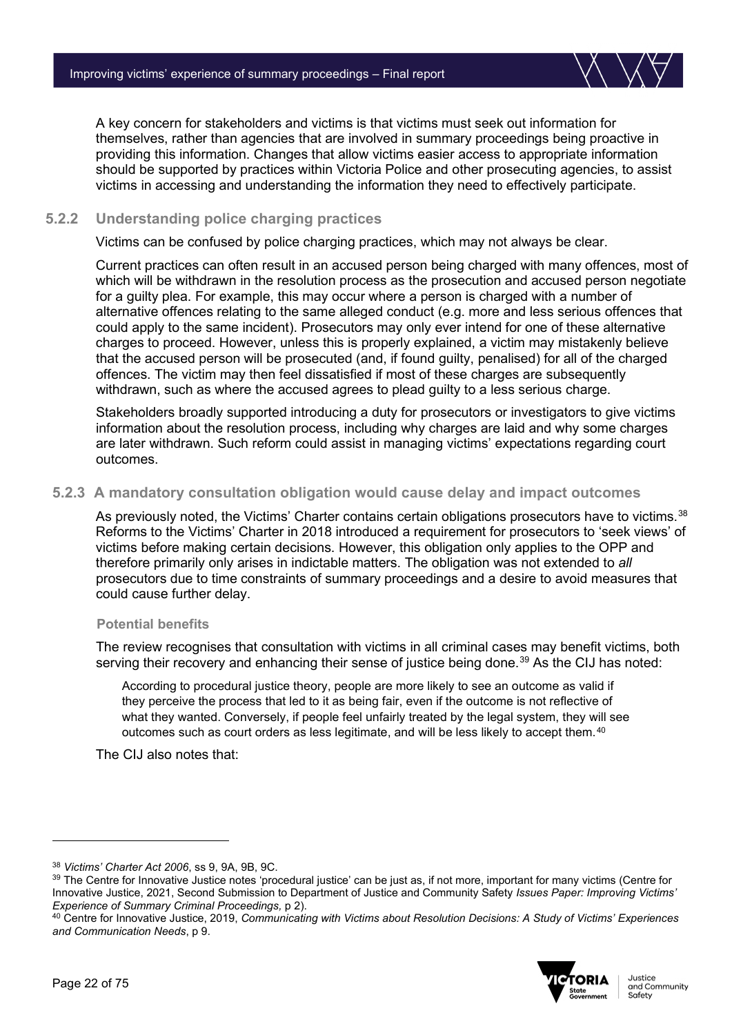A key concern for stakeholders and victims is that victims must seek out information for themselves, rather than agencies that are involved in summary proceedings being proactive in providing this information. Changes that allow victims easier access to appropriate information should be supported by practices within Victoria Police and other prosecuting agencies, to assist victims in accessing and understanding the information they need to effectively participate.

### 5.2.2 Understanding police charging practices

Victims can be confused by police charging practices, which may not always be clear.

Current practices can often result in an accused person being charged with many offences, most of which will be withdrawn in the resolution process as the prosecution and accused person negotiate for a guilty plea. For example, this may occur where a person is charged with a number of alternative offences relating to the same alleged conduct (e.g. more and less serious offences that could apply to the same incident). Prosecutors may only ever intend for one of these alternative charges to proceed. However, unless this is properly explained, a victim may mistakenly believe that the accused person will be prosecuted (and, if found guilty, penalised) for all of the charged offences. The victim may then feel dissatisfied if most of these charges are subsequently withdrawn, such as where the accused agrees to plead guilty to a less serious charge.

Stakeholders broadly supported introducing a duty for prosecutors or investigators to give victims information about the resolution process, including why charges are laid and why some charges are later withdrawn. Such reform could assist in managing victims' expectations regarding court outcomes.

### 5.2.3 A mandatory consultation obligation would cause delay and impact outcomes

As previously noted, the Victims' Charter contains certain obligations prosecutors have to victims.[38] Reforms to the Victims' Charter in 2018 introduced a requirement for prosecutors to 'seek views' of victims before making certain decisions. However, this obligation only applies to the OPP and therefore primarily only arises in indictable matters. The obligation was not extended to *all* prosecutors due to time constraints of summary proceedings and a desire to avoid measures that could cause further delay.

#### Potential benefits

The review recognises that consultation with victims in all criminal cases may benefit victims, both serving their recovery and enhancing their sense of justice being done.[39] As the CIJ has noted:

> According to procedural justice theory, people are more likely to see an outcome as valid if they perceive the process that led to it as being fair, even if the outcome is not reflective of what they wanted. Conversely, if people feel unfairly treated by the legal system, they will see outcomes such as court orders as less legitimate, and will be less likely to accept them.[40]

The CIJ also notes that:

---

[38] *Victims' Charter Act 2006*, ss 9, 9A, 9B, 9C.

[39] The Centre for Innovative Justice notes 'procedural justice' can be just as, if not more, important for many victims (Centre for Innovative Justice, 2021, Second Submission to Department of Justice and Community Safety *Issues Paper: Improving Victims' Experience of Summary Criminal Proceedings,* p 2).

[40] Centre for Innovative Justice, 2019, *Communicating with Victims about Resolution Decisions: A Study of Victims' Experiences and Communication Needs*, p 9.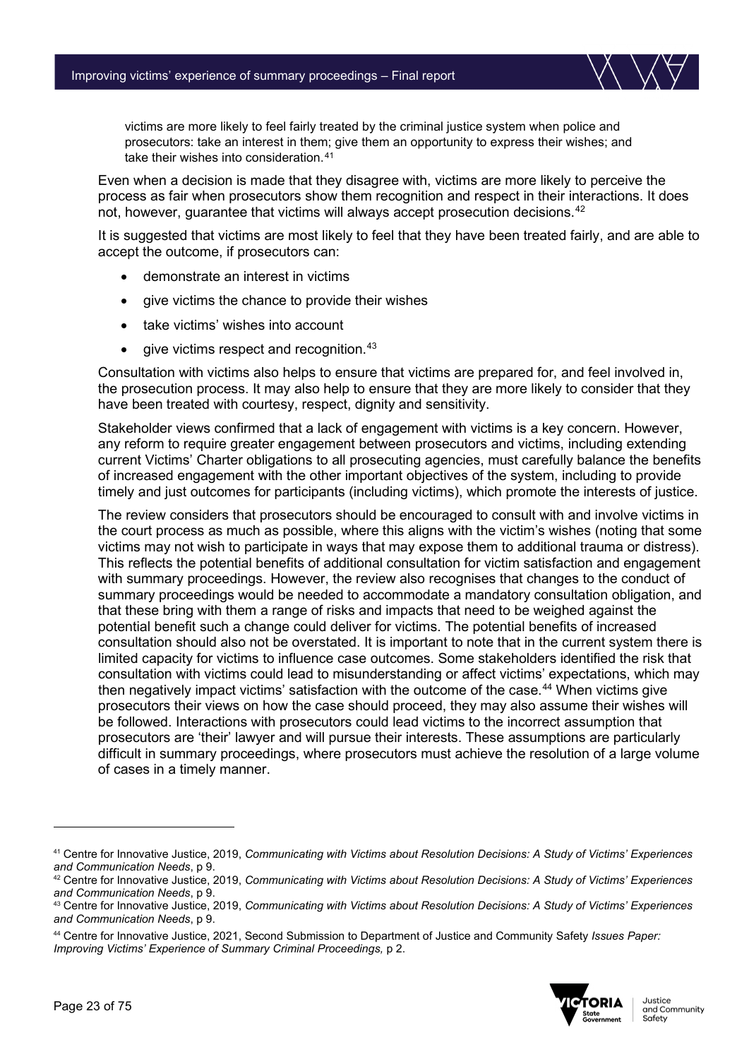> victims are more likely to feel fairly treated by the criminal justice system when police and prosecutors: take an interest in them; give them an opportunity to express their wishes; and take their wishes into consideration.[41]

Even when a decision is made that they disagree with, victims are more likely to perceive the process as fair when prosecutors show them recognition and respect in their interactions. It does not, however, guarantee that victims will always accept prosecution decisions.[42]

It is suggested that victims are most likely to feel that they have been treated fairly, and are able to accept the outcome, if prosecutors can:

- demonstrate an interest in victims
- give victims the chance to provide their wishes
- take victims' wishes into account
- give victims respect and recognition.[43]

Consultation with victims also helps to ensure that victims are prepared for, and feel involved in, the prosecution process. It may also help to ensure that they are more likely to consider that they have been treated with courtesy, respect, dignity and sensitivity.

Stakeholder views confirmed that a lack of engagement with victims is a key concern. However, any reform to require greater engagement between prosecutors and victims, including extending current Victims' Charter obligations to all prosecuting agencies, must carefully balance the benefits of increased engagement with the other important objectives of the system, including to provide timely and just outcomes for participants (including victims), which promote the interests of justice.

The review considers that prosecutors should be encouraged to consult with and involve victims in the court process as much as possible, where this aligns with the victim's wishes (noting that some victims may not wish to participate in ways that may expose them to additional trauma or distress). This reflects the potential benefits of additional consultation for victim satisfaction and engagement with summary proceedings. However, the review also recognises that changes to the conduct of summary proceedings would be needed to accommodate a mandatory consultation obligation, and that these bring with them a range of risks and impacts that need to be weighed against the potential benefit such a change could deliver for victims. The potential benefits of increased consultation should also not be overstated. It is important to note that in the current system there is limited capacity for victims to influence case outcomes. Some stakeholders identified the risk that consultation with victims could lead to misunderstanding or affect victims' expectations, which may then negatively impact victims' satisfaction with the outcome of the case.[44] When victims give prosecutors their views on how the case should proceed, they may also assume their wishes will be followed. Interactions with prosecutors could lead victims to the incorrect assumption that prosecutors are 'their' lawyer and will pursue their interests. These assumptions are particularly difficult in summary proceedings, where prosecutors must achieve the resolution of a large volume of cases in a timely manner.

---

[41] Centre for Innovative Justice, 2019, *Communicating with Victims about Resolution Decisions: A Study of Victims' Experiences and Communication Needs*, p 9.

[42] Centre for Innovative Justice, 2019, *Communicating with Victims about Resolution Decisions: A Study of Victims' Experiences and Communication Needs*, p 9.

[43] Centre for Innovative Justice, 2019, *Communicating with Victims about Resolution Decisions: A Study of Victims' Experiences and Communication Needs*, p 9.

[44] Centre for Innovative Justice, 2021, Second Submission to Department of Justice and Community Safety *Issues Paper: Improving Victims' Experience of Summary Criminal Proceedings,* p 2.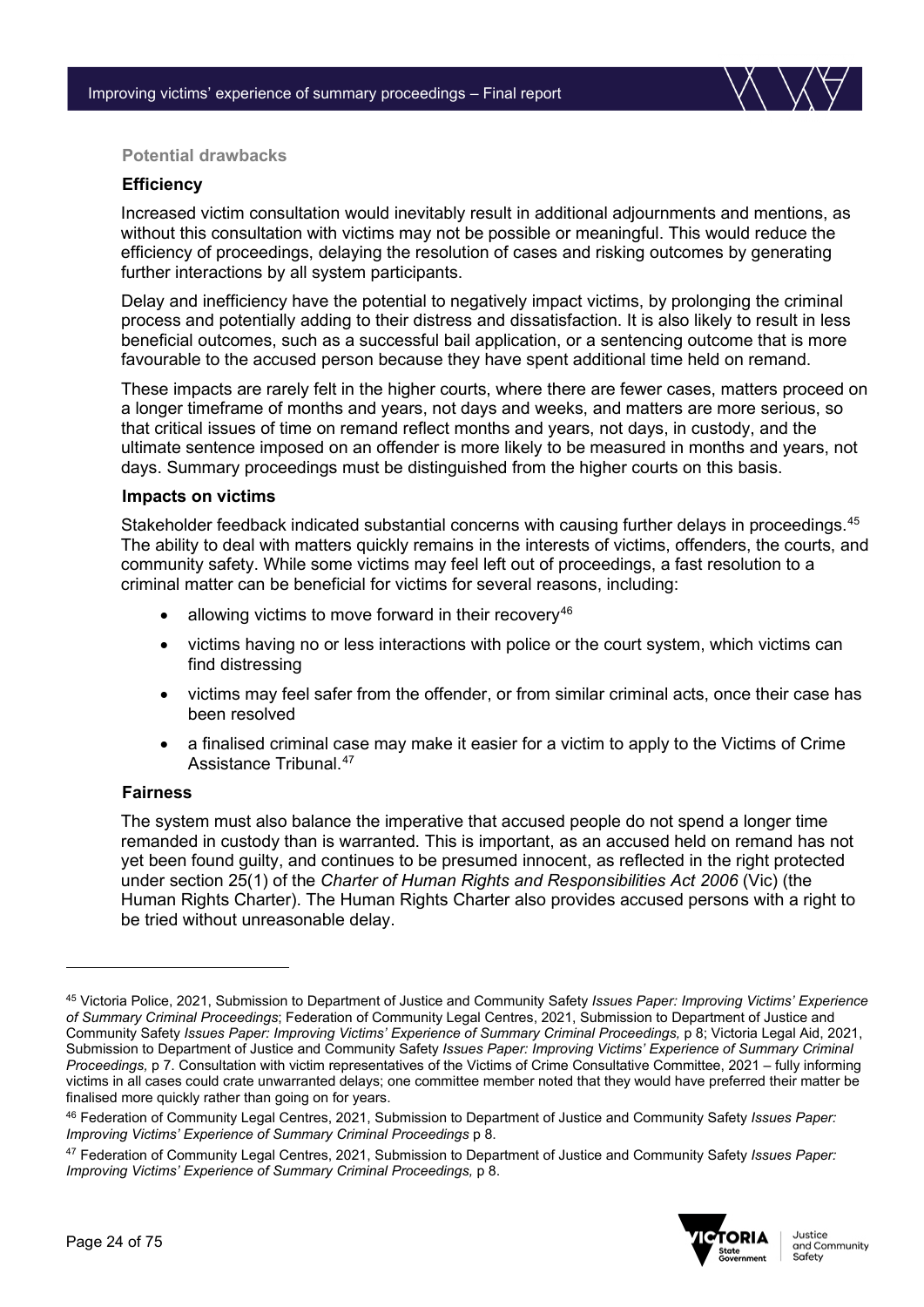### Potential drawbacks

#### Efficiency

Increased victim consultation would inevitably result in additional adjournments and mentions, as without this consultation with victims may not be possible or meaningful. This would reduce the efficiency of proceedings, delaying the resolution of cases and risking outcomes by generating further interactions by all system participants.

Delay and inefficiency have the potential to negatively impact victims, by prolonging the criminal process and potentially adding to their distress and dissatisfaction. It is also likely to result in less beneficial outcomes, such as a successful bail application, or a sentencing outcome that is more favourable to the accused person because they have spent additional time held on remand.

These impacts are rarely felt in the higher courts, where there are fewer cases, matters proceed on a longer timeframe of months and years, not days and weeks, and matters are more serious, so that critical issues of time on remand reflect months and years, not days, in custody, and the ultimate sentence imposed on an offender is more likely to be measured in months and years, not days. Summary proceedings must be distinguished from the higher courts on this basis.

#### Impacts on victims

Stakeholder feedback indicated substantial concerns with causing further delays in proceedings.[45] The ability to deal with matters quickly remains in the interests of victims, offenders, the courts, and community safety. While some victims may feel left out of proceedings, a fast resolution to a criminal matter can be beneficial for victims for several reasons, including:

- allowing victims to move forward in their recovery[46]
- victims having no or less interactions with police or the court system, which victims can find distressing
- victims may feel safer from the offender, or from similar criminal acts, once their case has been resolved
- a finalised criminal case may make it easier for a victim to apply to the Victims of Crime Assistance Tribunal.[47]

#### Fairness

The system must also balance the imperative that accused people do not spend a longer time remanded in custody than is warranted. This is important, as an accused held on remand has not yet been found guilty, and continues to be presumed innocent, as reflected in the right protected under section 25(1) of the *Charter of Human Rights and Responsibilities Act 2006* (Vic) (the Human Rights Charter). The Human Rights Charter also provides accused persons with a right to be tried without unreasonable delay.

---

[45] Victoria Police, 2021, Submission to Department of Justice and Community Safety *Issues Paper: Improving Victims' Experience of Summary Criminal Proceedings*; Federation of Community Legal Centres, 2021, Submission to Department of Justice and Community Safety *Issues Paper: Improving Victims' Experience of Summary Criminal Proceedings,* p 8; Victoria Legal Aid, 2021, Submission to Department of Justice and Community Safety *Issues Paper: Improving Victims' Experience of Summary Criminal Proceedings,* p 7. Consultation with victim representatives of the Victims of Crime Consultative Committee, 2021 – fully informing victims in all cases could crate unwarranted delays; one committee member noted that they would have preferred their matter be finalised more quickly rather than going on for years.

[46] Federation of Community Legal Centres, 2021, Submission to Department of Justice and Community Safety *Issues Paper: Improving Victims' Experience of Summary Criminal Proceedings* p 8.

[47] Federation of Community Legal Centres, 2021, Submission to Department of Justice and Community Safety *Issues Paper: Improving Victims' Experience of Summary Criminal Proceedings,* p 8.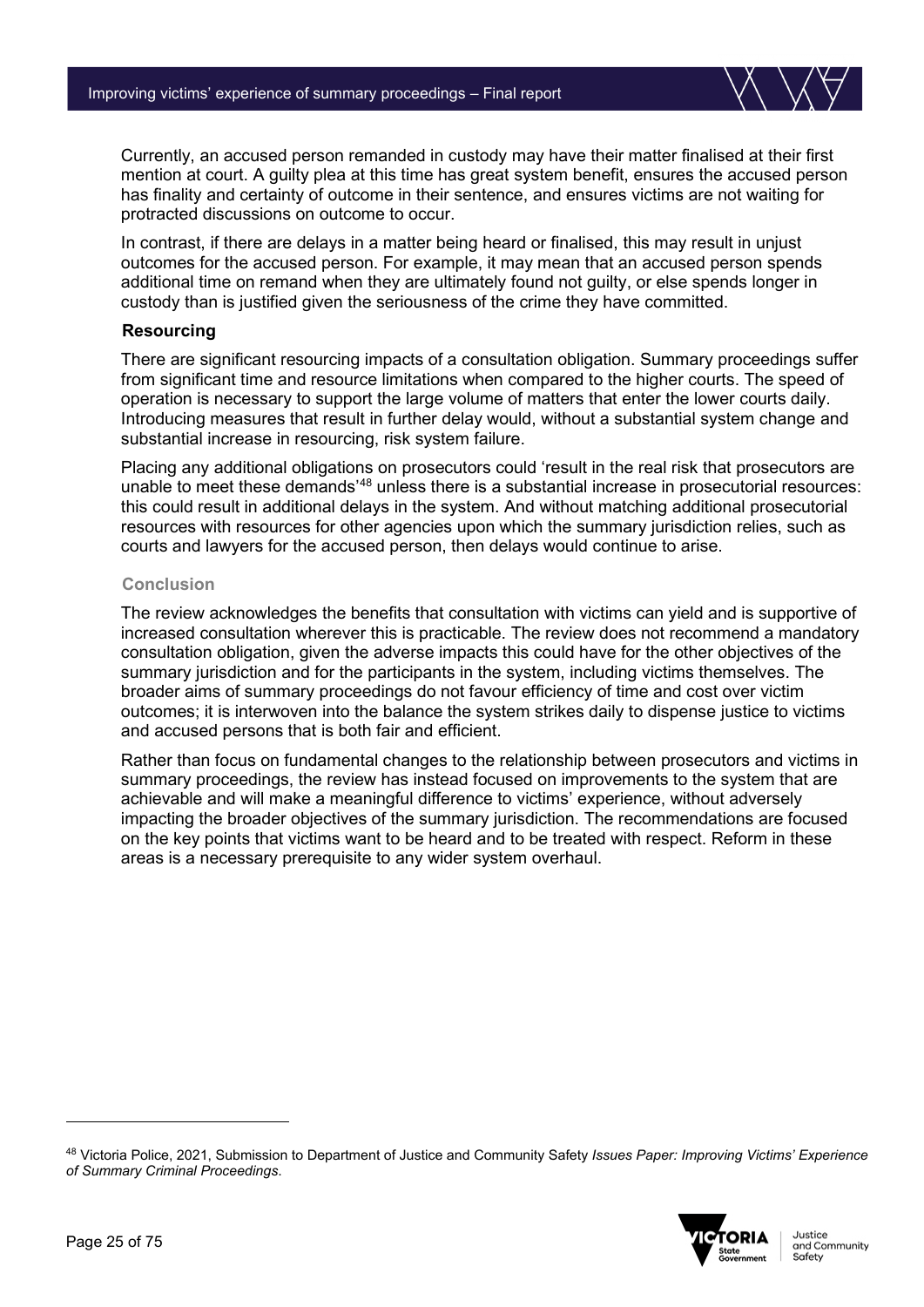Currently, an accused person remanded in custody may have their matter finalised at their first mention at court. A guilty plea at this time has great system benefit, ensures the accused person has finality and certainty of outcome in their sentence, and ensures victims are not waiting for protracted discussions on outcome to occur.

In contrast, if there are delays in a matter being heard or finalised, this may result in unjust outcomes for the accused person. For example, it may mean that an accused person spends additional time on remand when they are ultimately found not guilty, or else spends longer in custody than is justified given the seriousness of the crime they have committed.

#### Resourcing

There are significant resourcing impacts of a consultation obligation. Summary proceedings suffer from significant time and resource limitations when compared to the higher courts. The speed of operation is necessary to support the large volume of matters that enter the lower courts daily. Introducing measures that result in further delay would, without a substantial system change and substantial increase in resourcing, risk system failure.

Placing any additional obligations on prosecutors could 'result in the real risk that prosecutors are unable to meet these demands'[48] unless there is a substantial increase in prosecutorial resources: this could result in additional delays in the system. And without matching additional prosecutorial resources with resources for other agencies upon which the summary jurisdiction relies, such as courts and lawyers for the accused person, then delays would continue to arise.

#### Conclusion

The review acknowledges the benefits that consultation with victims can yield and is supportive of increased consultation wherever this is practicable. The review does not recommend a mandatory consultation obligation, given the adverse impacts this could have for the other objectives of the summary jurisdiction and for the participants in the system, including victims themselves. The broader aims of summary proceedings do not favour efficiency of time and cost over victim outcomes; it is interwoven into the balance the system strikes daily to dispense justice to victims and accused persons that is both fair and efficient.

Rather than focus on fundamental changes to the relationship between prosecutors and victims in summary proceedings, the review has instead focused on improvements to the system that are achievable and will make a meaningful difference to victims' experience, without adversely impacting the broader objectives of the summary jurisdiction. The recommendations are focused on the key points that victims want to be heard and to be treated with respect. Reform in these areas is a necessary prerequisite to any wider system overhaul.

---

[48] Victoria Police, 2021, Submission to Department of Justice and Community Safety *Issues Paper: Improving Victims' Experience of Summary Criminal Proceedings*.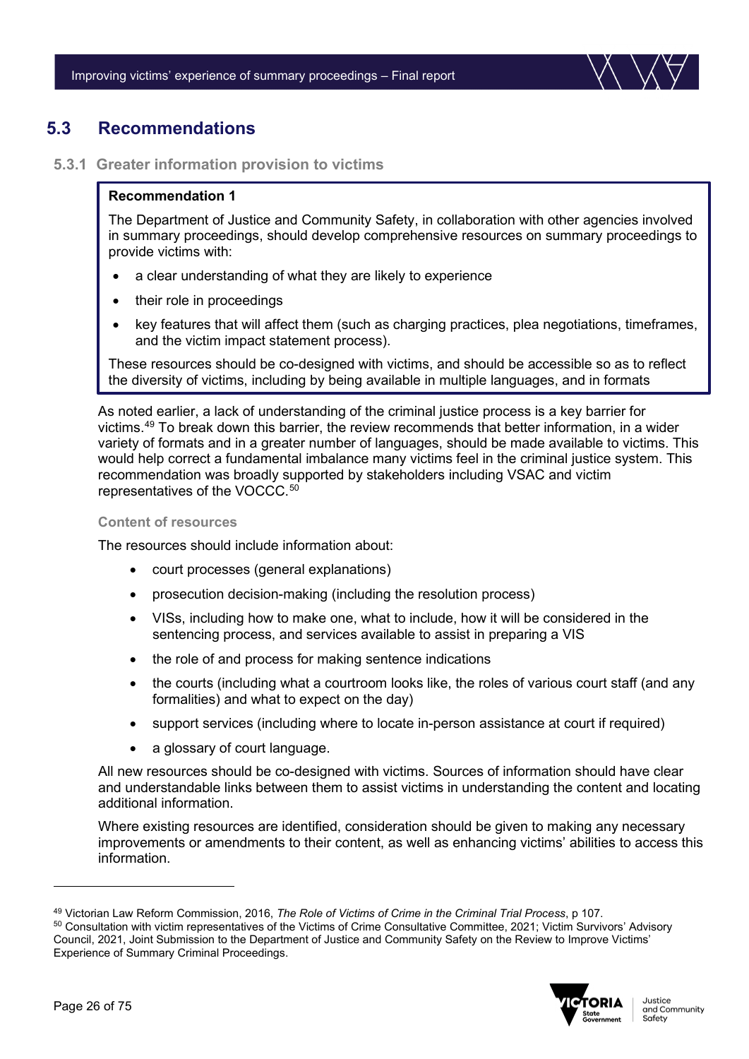## 5.3 Recommendations

### 5.3.1 Greater information provision to victims

**Recommendation 1**

The Department of Justice and Community Safety, in collaboration with other agencies involved in summary proceedings, should develop comprehensive resources on summary proceedings to provide victims with:

- a clear understanding of what they are likely to experience
- their role in proceedings
- key features that will affect them (such as charging practices, plea negotiations, timeframes, and the victim impact statement process).

These resources should be co-designed with victims, and should be accessible so as to reflect the diversity of victims, including by being available in multiple languages, and in formats

As noted earlier, a lack of understanding of the criminal justice process is a key barrier for victims.[49] To break down this barrier, the review recommends that better information, in a wider variety of formats and in a greater number of languages, should be made available to victims. This would help correct a fundamental imbalance many victims feel in the criminal justice system. This recommendation was broadly supported by stakeholders including VSAC and victim representatives of the VOCCC.[50]

#### Content of resources

The resources should include information about:

- court processes (general explanations)
- prosecution decision-making (including the resolution process)
- VISs, including how to make one, what to include, how it will be considered in the sentencing process, and services available to assist in preparing a VIS
- the role of and process for making sentence indications
- the courts (including what a courtroom looks like, the roles of various court staff (and any formalities) and what to expect on the day)
- support services (including where to locate in-person assistance at court if required)
- a glossary of court language.

All new resources should be co-designed with victims. Sources of information should have clear and understandable links between them to assist victims in understanding the content and locating additional information.

Where existing resources are identified, consideration should be given to making any necessary improvements or amendments to their content, as well as enhancing victims' abilities to access this information.

---

[49] Victorian Law Reform Commission, 2016, *The Role of Victims of Crime in the Criminal Trial Process*, p 107.

[50] Consultation with victim representatives of the Victims of Crime Consultative Committee, 2021; Victim Survivors' Advisory Council, 2021, Joint Submission to the Department of Justice and Community Safety on the Review to Improve Victims' Experience of Summary Criminal Proceedings.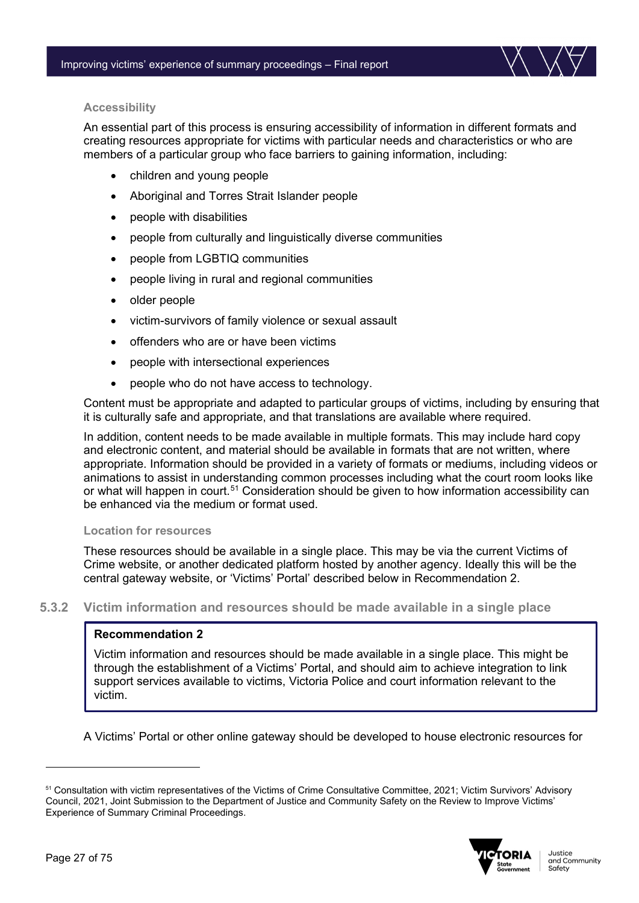#### Accessibility

An essential part of this process is ensuring accessibility of information in different formats and creating resources appropriate for victims with particular needs and characteristics or who are members of a particular group who face barriers to gaining information, including:

- children and young people
- Aboriginal and Torres Strait Islander people
- people with disabilities
- people from culturally and linguistically diverse communities
- people from LGBTIQ communities
- people living in rural and regional communities
- older people
- victim-survivors of family violence or sexual assault
- offenders who are or have been victims
- people with intersectional experiences
- people who do not have access to technology.

Content must be appropriate and adapted to particular groups of victims, including by ensuring that it is culturally safe and appropriate, and that translations are available where required.

In addition, content needs to be made available in multiple formats. This may include hard copy and electronic content, and material should be available in formats that are not written, where appropriate. Information should be provided in a variety of formats or mediums, including videos or animations to assist in understanding common processes including what the court room looks like or what will happen in court.[51] Consideration should be given to how information accessibility can be enhanced via the medium or format used.

#### Location for resources

These resources should be available in a single place. This may be via the current Victims of Crime website, or another dedicated platform hosted by another agency. Ideally this will be the central gateway website, or 'Victims' Portal' described below in Recommendation 2.

### 5.3.2 Victim information and resources should be made available in a single place

> **Recommendation 2**
>
> Victim information and resources should be made available in a single place. This might be through the establishment of a Victims' Portal, and should aim to achieve integration to link support services available to victims, Victoria Police and court information relevant to the victim.

A Victims' Portal or other online gateway should be developed to house electronic resources for

---

[51] Consultation with victim representatives of the Victims of Crime Consultative Committee, 2021; Victim Survivors' Advisory Council, 2021, Joint Submission to the Department of Justice and Community Safety on the Review to Improve Victims' Experience of Summary Criminal Proceedings.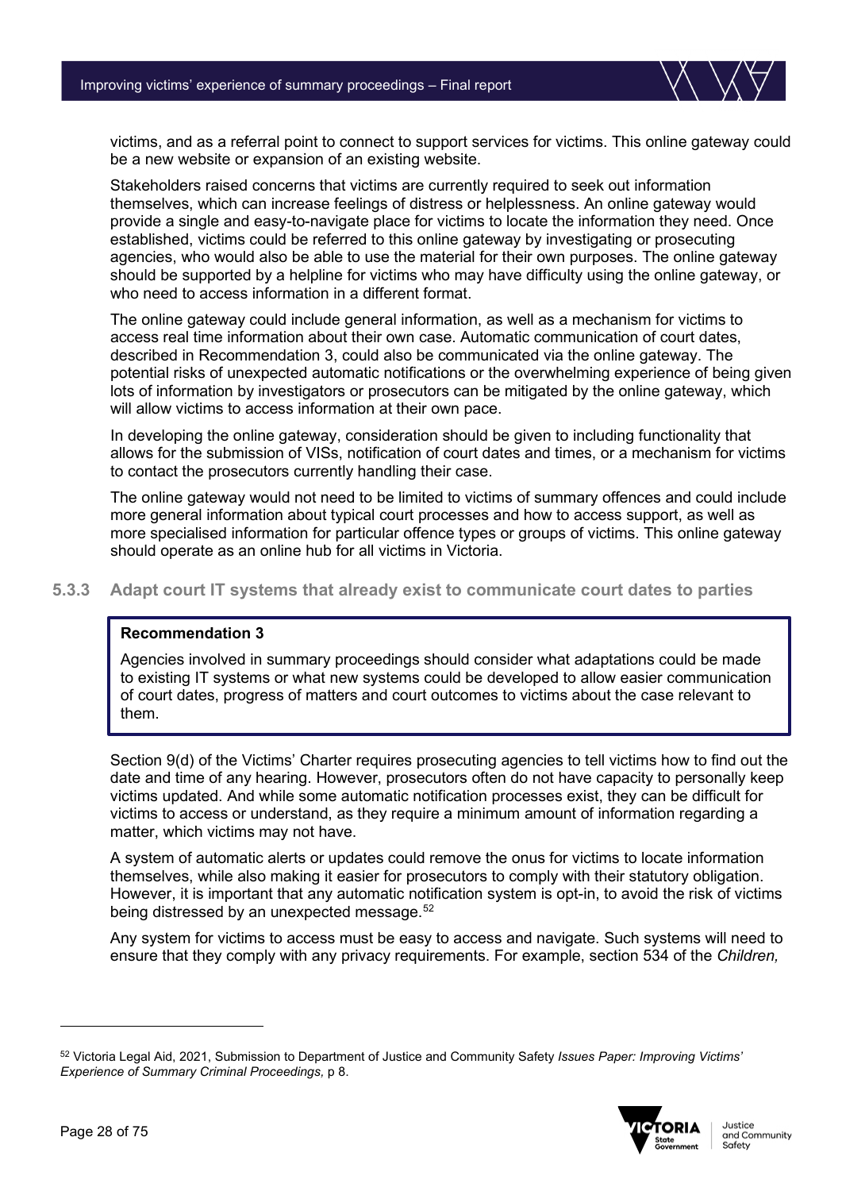victims, and as a referral point to connect to support services for victims. This online gateway could be a new website or expansion of an existing website.

Stakeholders raised concerns that victims are currently required to seek out information themselves, which can increase feelings of distress or helplessness. An online gateway would provide a single and easy-to-navigate place for victims to locate the information they need. Once established, victims could be referred to this online gateway by investigating or prosecuting agencies, who would also be able to use the material for their own purposes. The online gateway should be supported by a helpline for victims who may have difficulty using the online gateway, or who need to access information in a different format.

The online gateway could include general information, as well as a mechanism for victims to access real time information about their own case. Automatic communication of court dates, described in Recommendation 3, could also be communicated via the online gateway. The potential risks of unexpected automatic notifications or the overwhelming experience of being given lots of information by investigators or prosecutors can be mitigated by the online gateway, which will allow victims to access information at their own pace.

In developing the online gateway, consideration should be given to including functionality that allows for the submission of VISs, notification of court dates and times, or a mechanism for victims to contact the prosecutors currently handling their case.

The online gateway would not need to be limited to victims of summary offences and could include more general information about typical court processes and how to access support, as well as more specialised information for particular offence types or groups of victims. This online gateway should operate as an online hub for all victims in Victoria.

### 5.3.3 Adapt court IT systems that already exist to communicate court dates to parties

> **Recommendation 3**
>
> Agencies involved in summary proceedings should consider what adaptations could be made to existing IT systems or what new systems could be developed to allow easier communication of court dates, progress of matters and court outcomes to victims about the case relevant to them.

Section 9(d) of the Victims' Charter requires prosecuting agencies to tell victims how to find out the date and time of any hearing. However, prosecutors often do not have capacity to personally keep victims updated. And while some automatic notification processes exist, they can be difficult for victims to access or understand, as they require a minimum amount of information regarding a matter, which victims may not have.

A system of automatic alerts or updates could remove the onus for victims to locate information themselves, while also making it easier for prosecutors to comply with their statutory obligation. However, it is important that any automatic notification system is opt-in, to avoid the risk of victims being distressed by an unexpected message.[52]

Any system for victims to access must be easy to access and navigate. Such systems will need to ensure that they comply with any privacy requirements. For example, section 534 of the *Children,*

[52] Victoria Legal Aid, 2021, Submission to Department of Justice and Community Safety *Issues Paper: Improving Victims' Experience of Summary Criminal Proceedings,* p 8.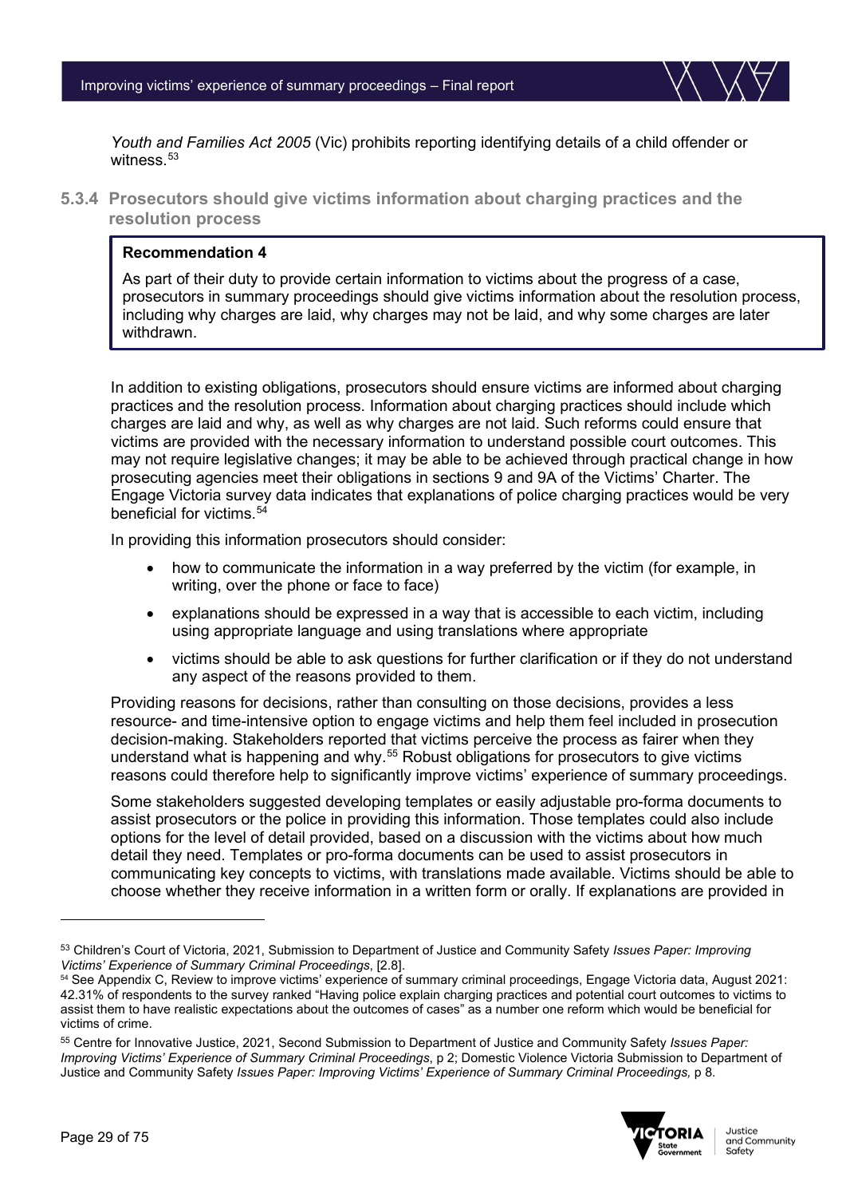*Youth and Families Act 2005* (Vic) prohibits reporting identifying details of a child offender or witness.[53]

### 5.3.4 Prosecutors should give victims information about charging practices and the resolution process

> **Recommendation 4**
>
> As part of their duty to provide certain information to victims about the progress of a case, prosecutors in summary proceedings should give victims information about the resolution process, including why charges are laid, why charges may not be laid, and why some charges are later withdrawn.

In addition to existing obligations, prosecutors should ensure victims are informed about charging practices and the resolution process. Information about charging practices should include which charges are laid and why, as well as why charges are not laid. Such reforms could ensure that victims are provided with the necessary information to understand possible court outcomes. This may not require legislative changes; it may be able to be achieved through practical change in how prosecuting agencies meet their obligations in sections 9 and 9A of the Victims' Charter. The Engage Victoria survey data indicates that explanations of police charging practices would be very beneficial for victims.[54]

In providing this information prosecutors should consider:

- how to communicate the information in a way preferred by the victim (for example, in writing, over the phone or face to face)
- explanations should be expressed in a way that is accessible to each victim, including using appropriate language and using translations where appropriate
- victims should be able to ask questions for further clarification or if they do not understand any aspect of the reasons provided to them.

Providing reasons for decisions, rather than consulting on those decisions, provides a less resource- and time-intensive option to engage victims and help them feel included in prosecution decision-making. Stakeholders reported that victims perceive the process as fairer when they understand what is happening and why.[55] Robust obligations for prosecutors to give victims reasons could therefore help to significantly improve victims' experience of summary proceedings.

Some stakeholders suggested developing templates or easily adjustable pro-forma documents to assist prosecutors or the police in providing this information. Those templates could also include options for the level of detail provided, based on a discussion with the victims about how much detail they need. Templates or pro-forma documents can be used to assist prosecutors in communicating key concepts to victims, with translations made available. Victims should be able to choose whether they receive information in a written form or orally. If explanations are provided in

---

[53] Children's Court of Victoria, 2021, Submission to Department of Justice and Community Safety *Issues Paper: Improving Victims' Experience of Summary Criminal Proceedings*, [2.8].

[54] See Appendix C, Review to improve victims' experience of summary criminal proceedings, Engage Victoria data, August 2021: 42.31% of respondents to the survey ranked "Having police explain charging practices and potential court outcomes to victims to assist them to have realistic expectations about the outcomes of cases" as a number one reform which would be beneficial for victims of crime.

[55] Centre for Innovative Justice, 2021, Second Submission to Department of Justice and Community Safety *Issues Paper: Improving Victims' Experience of Summary Criminal Proceedings*, p 2; Domestic Violence Victoria Submission to Department of Justice and Community Safety *Issues Paper: Improving Victims' Experience of Summary Criminal Proceedings,* p 8.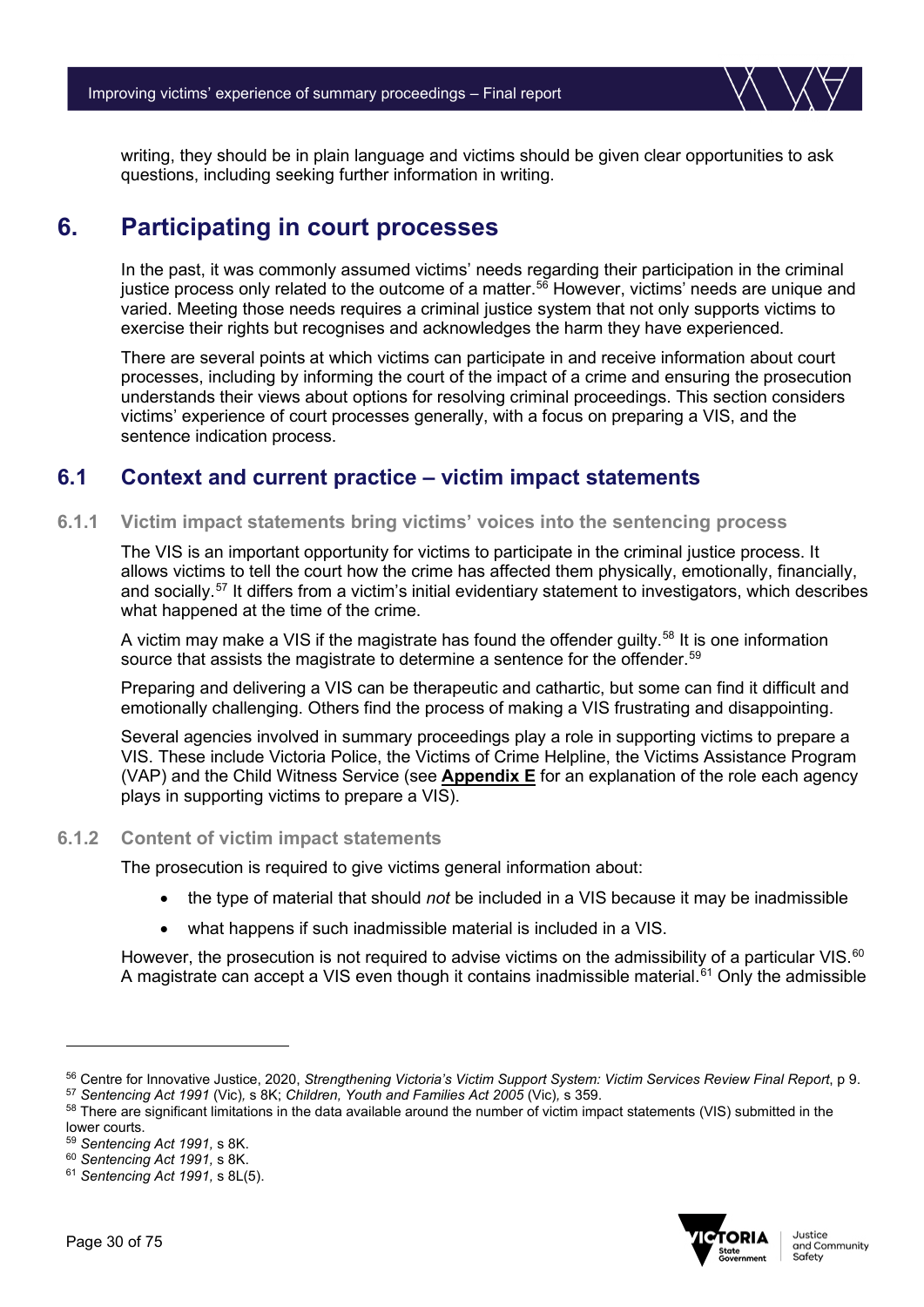writing, they should be in plain language and victims should be given clear opportunities to ask questions, including seeking further information in writing.

# 6. Participating in court processes

In the past, it was commonly assumed victims' needs regarding their participation in the criminal justice process only related to the outcome of a matter.[56] However, victims' needs are unique and varied. Meeting those needs requires a criminal justice system that not only supports victims to exercise their rights but recognises and acknowledges the harm they have experienced.

There are several points at which victims can participate in and receive information about court processes, including by informing the court of the impact of a crime and ensuring the prosecution understands their views about options for resolving criminal proceedings. This section considers victims' experience of court processes generally, with a focus on preparing a VIS, and the sentence indication process.

## 6.1 Context and current practice – victim impact statements

### 6.1.1 Victim impact statements bring victims' voices into the sentencing process

The VIS is an important opportunity for victims to participate in the criminal justice process. It allows victims to tell the court how the crime has affected them physically, emotionally, financially, and socially.[57] It differs from a victim's initial evidentiary statement to investigators, which describes what happened at the time of the crime.

A victim may make a VIS if the magistrate has found the offender guilty.[58] It is one information source that assists the magistrate to determine a sentence for the offender.[59]

Preparing and delivering a VIS can be therapeutic and cathartic, but some can find it difficult and emotionally challenging. Others find the process of making a VIS frustrating and disappointing.

Several agencies involved in summary proceedings play a role in supporting victims to prepare a VIS. These include Victoria Police, the Victims of Crime Helpline, the Victims Assistance Program (VAP) and the Child Witness Service (see **Appendix E** for an explanation of the role each agency plays in supporting victims to prepare a VIS).

### 6.1.2 Content of victim impact statements

The prosecution is required to give victims general information about:

- the type of material that should *not* be included in a VIS because it may be inadmissible
- what happens if such inadmissible material is included in a VIS.

However, the prosecution is not required to advise victims on the admissibility of a particular VIS.[60] A magistrate can accept a VIS even though it contains inadmissible material.[61] Only the admissible

---

[56] Centre for Innovative Justice, 2020, *Strengthening Victoria's Victim Support System: Victim Services Review Final Report*, p 9.

[57] *Sentencing Act 1991* (Vic), s 8K; *Children, Youth and Families Act 2005* (Vic), s 359.

[58] There are significant limitations in the data available around the number of victim impact statements (VIS) submitted in the lower courts.

[59] *Sentencing Act 1991*, s 8K.

[60] *Sentencing Act 1991*, s 8K.

[61] *Sentencing Act 1991*, s 8L(5).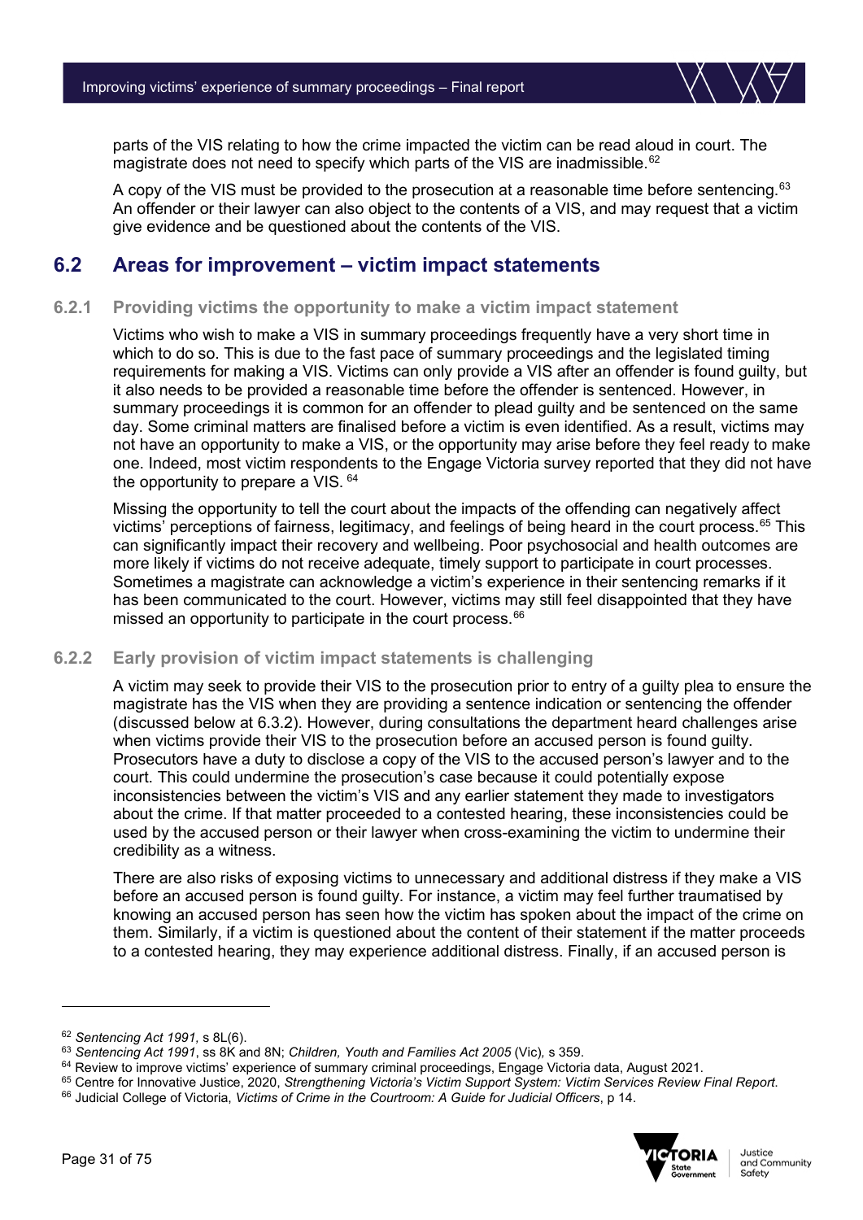parts of the VIS relating to how the crime impacted the victim can be read aloud in court. The magistrate does not need to specify which parts of the VIS are inadmissible.[62]

A copy of the VIS must be provided to the prosecution at a reasonable time before sentencing.[63] An offender or their lawyer can also object to the contents of a VIS, and may request that a victim give evidence and be questioned about the contents of the VIS.

## 6.2 Areas for improvement – victim impact statements

### 6.2.1 Providing victims the opportunity to make a victim impact statement

Victims who wish to make a VIS in summary proceedings frequently have a very short time in which to do so. This is due to the fast pace of summary proceedings and the legislated timing requirements for making a VIS. Victims can only provide a VIS after an offender is found guilty, but it also needs to be provided a reasonable time before the offender is sentenced. However, in summary proceedings it is common for an offender to plead guilty and be sentenced on the same day. Some criminal matters are finalised before a victim is even identified. As a result, victims may not have an opportunity to make a VIS, or the opportunity may arise before they feel ready to make one. Indeed, most victim respondents to the Engage Victoria survey reported that they did not have the opportunity to prepare a VIS.[64]

Missing the opportunity to tell the court about the impacts of the offending can negatively affect victims' perceptions of fairness, legitimacy, and feelings of being heard in the court process.[65] This can significantly impact their recovery and wellbeing. Poor psychosocial and health outcomes are more likely if victims do not receive adequate, timely support to participate in court processes. Sometimes a magistrate can acknowledge a victim's experience in their sentencing remarks if it has been communicated to the court. However, victims may still feel disappointed that they have missed an opportunity to participate in the court process.[66]

### 6.2.2 Early provision of victim impact statements is challenging

A victim may seek to provide their VIS to the prosecution prior to entry of a guilty plea to ensure the magistrate has the VIS when they are providing a sentence indication or sentencing the offender (discussed below at 6.3.2). However, during consultations the department heard challenges arise when victims provide their VIS to the prosecution before an accused person is found guilty. Prosecutors have a duty to disclose a copy of the VIS to the accused person's lawyer and to the court. This could undermine the prosecution's case because it could potentially expose inconsistencies between the victim's VIS and any earlier statement they made to investigators about the crime. If that matter proceeded to a contested hearing, these inconsistencies could be used by the accused person or their lawyer when cross-examining the victim to undermine their credibility as a witness.

There are also risks of exposing victims to unnecessary and additional distress if they make a VIS before an accused person is found guilty. For instance, a victim may feel further traumatised by knowing an accused person has seen how the victim has spoken about the impact of the crime on them. Similarly, if a victim is questioned about the content of their statement if the matter proceeds to a contested hearing, they may experience additional distress. Finally, if an accused person is

---

[62] *Sentencing Act 1991,* s 8L(6).

[63] *Sentencing Act 1991*, ss 8K and 8N; *Children, Youth and Families Act 2005* (Vic)*,* s 359.

[64] Review to improve victims' experience of summary criminal proceedings, Engage Victoria data, August 2021.

[65] Centre for Innovative Justice, 2020, *Strengthening Victoria's Victim Support System: Victim Services Review Final Report.*

[66] Judicial College of Victoria, *Victims of Crime in the Courtroom: A Guide for Judicial Officers*, p 14.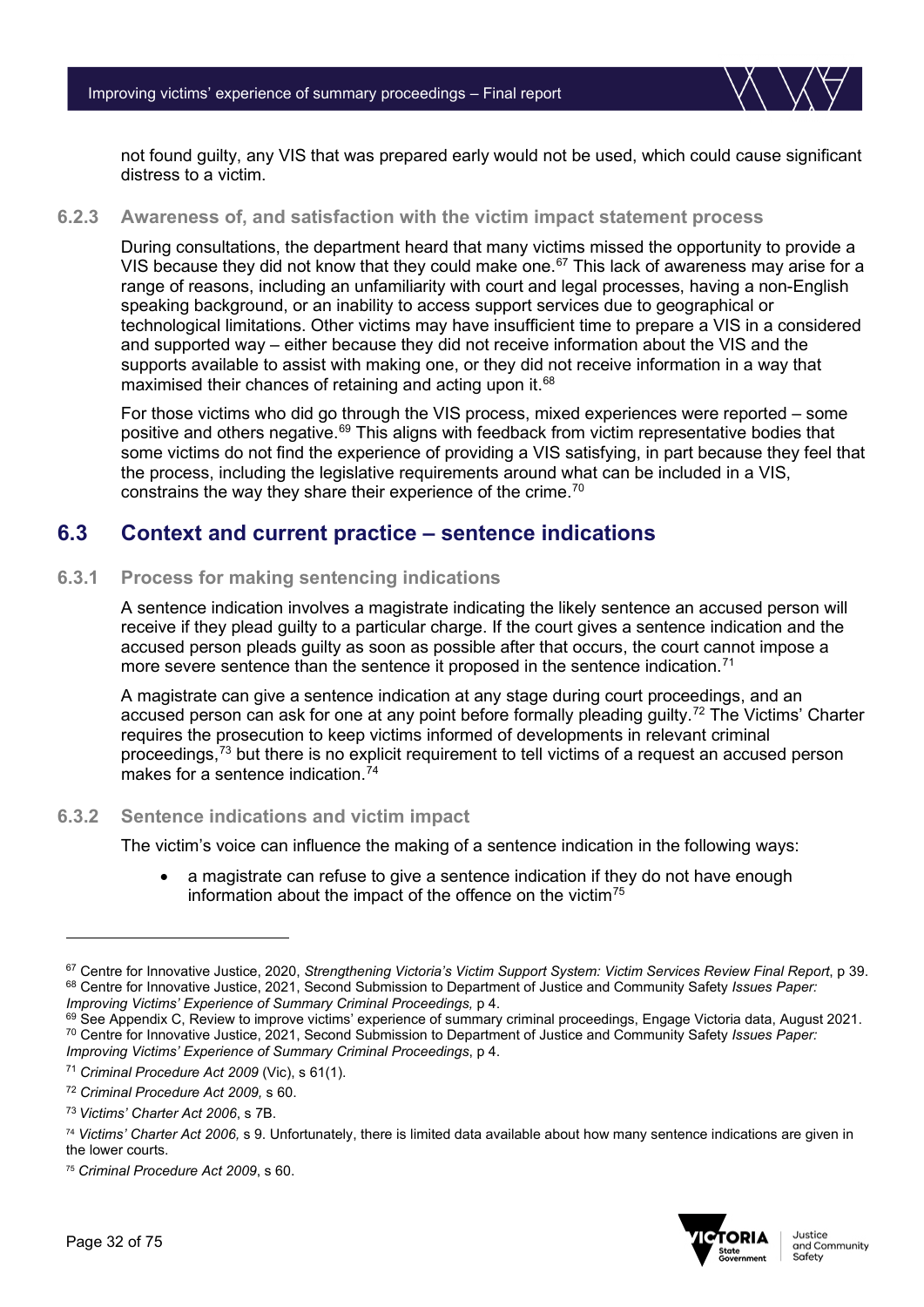not found guilty, any VIS that was prepared early would not be used, which could cause significant distress to a victim.

### 6.2.3 Awareness of, and satisfaction with the victim impact statement process

During consultations, the department heard that many victims missed the opportunity to provide a VIS because they did not know that they could make one.[67] This lack of awareness may arise for a range of reasons, including an unfamiliarity with court and legal processes, having a non-English speaking background, or an inability to access support services due to geographical or technological limitations. Other victims may have insufficient time to prepare a VIS in a considered and supported way – either because they did not receive information about the VIS and the supports available to assist with making one, or they did not receive information in a way that maximised their chances of retaining and acting upon it.[68]

For those victims who did go through the VIS process, mixed experiences were reported – some positive and others negative.[69] This aligns with feedback from victim representative bodies that some victims do not find the experience of providing a VIS satisfying, in part because they feel that the process, including the legislative requirements around what can be included in a VIS, constrains the way they share their experience of the crime.[70]

## 6.3 Context and current practice – sentence indications

### 6.3.1 Process for making sentencing indications

A sentence indication involves a magistrate indicating the likely sentence an accused person will receive if they plead guilty to a particular charge. If the court gives a sentence indication and the accused person pleads guilty as soon as possible after that occurs, the court cannot impose a more severe sentence than the sentence it proposed in the sentence indication.[71]

A magistrate can give a sentence indication at any stage during court proceedings, and an accused person can ask for one at any point before formally pleading guilty.[72] The Victims' Charter requires the prosecution to keep victims informed of developments in relevant criminal proceedings,[73] but there is no explicit requirement to tell victims of a request an accused person makes for a sentence indication.[74]

### 6.3.2 Sentence indications and victim impact

The victim's voice can influence the making of a sentence indication in the following ways:

- a magistrate can refuse to give a sentence indication if they do not have enough information about the impact of the offence on the victim[75]

---

[67] Centre for Innovative Justice, 2020, *Strengthening Victoria's Victim Support System: Victim Services Review Final Report*, p 39.

[68] Centre for Innovative Justice, 2021, Second Submission to Department of Justice and Community Safety *Issues Paper: Improving Victims' Experience of Summary Criminal Proceedings,* p 4.

[69] See Appendix C, Review to improve victims' experience of summary criminal proceedings, Engage Victoria data, August 2021.

[70] Centre for Innovative Justice, 2021, Second Submission to Department of Justice and Community Safety *Issues Paper: Improving Victims' Experience of Summary Criminal Proceedings*, p 4.

[71] *Criminal Procedure Act 2009* (Vic), s 61(1).

[72] *Criminal Procedure Act 2009,* s 60.

[73] *Victims' Charter Act 2006*, s 7B.

[74] *Victims' Charter Act 2006,* s 9. Unfortunately, there is limited data available about how many sentence indications are given in the lower courts.

[75] *Criminal Procedure Act 2009*, s 60.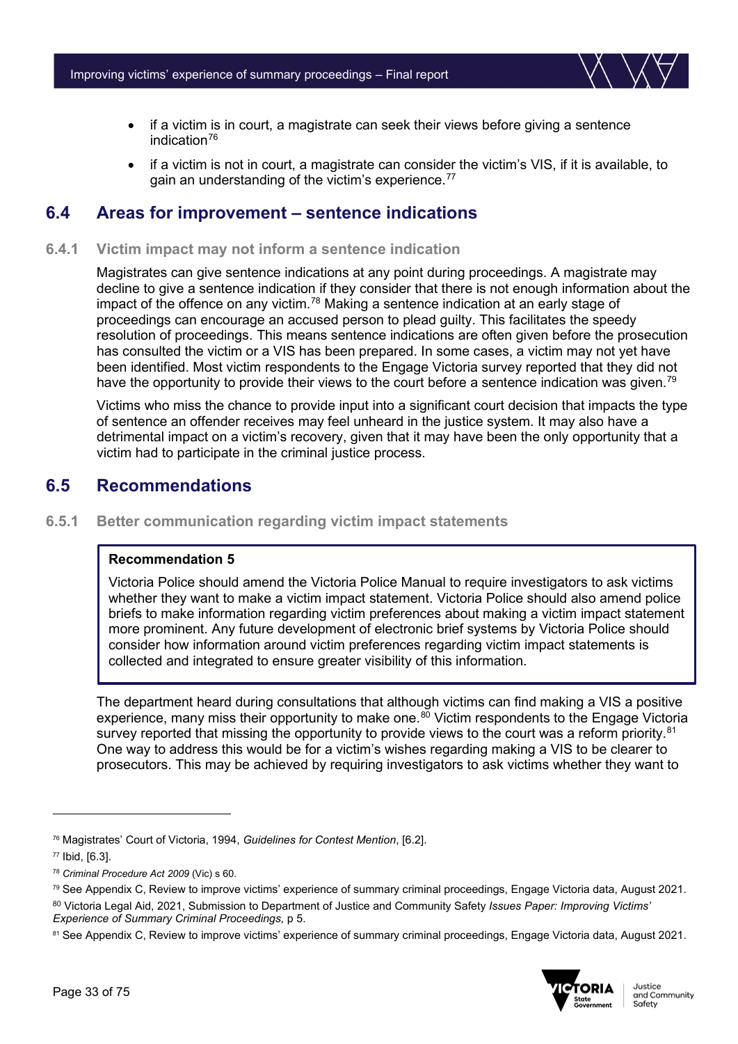- if a victim is in court, a magistrate can seek their views before giving a sentence indication[76]
- if a victim is not in court, a magistrate can consider the victim's VIS, if it is available, to gain an understanding of the victim's experience.[77]

## 6.4 Areas for improvement – sentence indications

### 6.4.1 Victim impact may not inform a sentence indication

Magistrates can give sentence indications at any point during proceedings. A magistrate may decline to give a sentence indication if they consider that there is not enough information about the impact of the offence on any victim.[78] Making a sentence indication at an early stage of proceedings can encourage an accused person to plead guilty. This facilitates the speedy resolution of proceedings. This means sentence indications are often given before the prosecution has consulted the victim or a VIS has been prepared. In some cases, a victim may not yet have been identified. Most victim respondents to the Engage Victoria survey reported that they did not have the opportunity to provide their views to the court before a sentence indication was given.[79]

Victims who miss the chance to provide input into a significant court decision that impacts the type of sentence an offender receives may feel unheard in the justice system. It may also have a detrimental impact on a victim's recovery, given that it may have been the only opportunity that a victim had to participate in the criminal justice process.

## 6.5 Recommendations

### 6.5.1 Better communication regarding victim impact statements

> **Recommendation 5**
>
> Victoria Police should amend the Victoria Police Manual to require investigators to ask victims whether they want to make a victim impact statement. Victoria Police should also amend police briefs to make information regarding victim preferences about making a victim impact statement more prominent. Any future development of electronic brief systems by Victoria Police should consider how information around victim preferences regarding victim impact statements is collected and integrated to ensure greater visibility of this information.

The department heard during consultations that although victims can find making a VIS a positive experience, many miss their opportunity to make one.[80] Victim respondents to the Engage Victoria survey reported that missing the opportunity to provide views to the court was a reform priority.[81] One way to address this would be for a victim's wishes regarding making a VIS to be clearer to prosecutors. This may be achieved by requiring investigators to ask victims whether they want to

---

[76] Magistrates' Court of Victoria, 1994, *Guidelines for Contest Mention*, [6.2].

[77] Ibid, [6.3].

[78] *Criminal Procedure Act 2009* (Vic) s 60.

[79] See Appendix C, Review to improve victims' experience of summary criminal proceedings, Engage Victoria data, August 2021.

[80] Victoria Legal Aid, 2021, Submission to Department of Justice and Community Safety *Issues Paper: Improving Victims' Experience of Summary Criminal Proceedings,* p 5.

[81] See Appendix C, Review to improve victims' experience of summary criminal proceedings, Engage Victoria data, August 2021.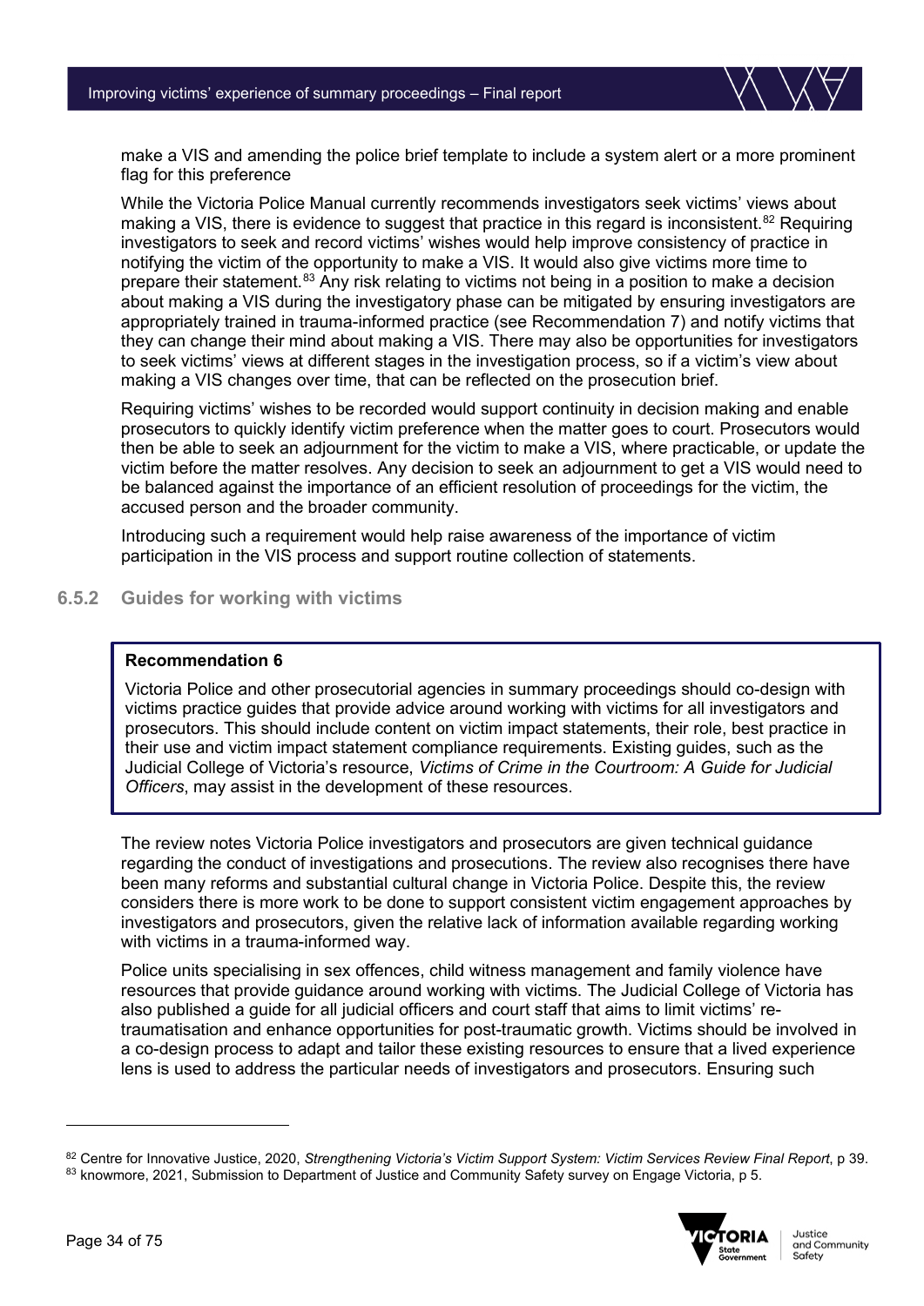make a VIS and amending the police brief template to include a system alert or a more prominent flag for this preference

While the Victoria Police Manual currently recommends investigators seek victims' views about making a VIS, there is evidence to suggest that practice in this regard is inconsistent.[82] Requiring investigators to seek and record victims' wishes would help improve consistency of practice in notifying the victim of the opportunity to make a VIS. It would also give victims more time to prepare their statement.[83] Any risk relating to victims not being in a position to make a decision about making a VIS during the investigatory phase can be mitigated by ensuring investigators are appropriately trained in trauma-informed practice (see Recommendation 7) and notify victims that they can change their mind about making a VIS. There may also be opportunities for investigators to seek victims' views at different stages in the investigation process, so if a victim's view about making a VIS changes over time, that can be reflected on the prosecution brief.

Requiring victims' wishes to be recorded would support continuity in decision making and enable prosecutors to quickly identify victim preference when the matter goes to court. Prosecutors would then be able to seek an adjournment for the victim to make a VIS, where practicable, or update the victim before the matter resolves. Any decision to seek an adjournment to get a VIS would need to be balanced against the importance of an efficient resolution of proceedings for the victim, the accused person and the broader community.

Introducing such a requirement would help raise awareness of the importance of victim participation in the VIS process and support routine collection of statements.

### 6.5.2 Guides for working with victims

> **Recommendation 6**
>
> Victoria Police and other prosecutorial agencies in summary proceedings should co-design with victims practice guides that provide advice around working with victims for all investigators and prosecutors. This should include content on victim impact statements, their role, best practice in their use and victim impact statement compliance requirements. Existing guides, such as the Judicial College of Victoria's resource, *Victims of Crime in the Courtroom: A Guide for Judicial Officers*, may assist in the development of these resources.

The review notes Victoria Police investigators and prosecutors are given technical guidance regarding the conduct of investigations and prosecutions. The review also recognises there have been many reforms and substantial cultural change in Victoria Police. Despite this, the review considers there is more work to be done to support consistent victim engagement approaches by investigators and prosecutors, given the relative lack of information available regarding working with victims in a trauma-informed way.

Police units specialising in sex offences, child witness management and family violence have resources that provide guidance around working with victims. The Judicial College of Victoria has also published a guide for all judicial officers and court staff that aims to limit victims' re-traumatisation and enhance opportunities for post-traumatic growth. Victims should be involved in a co-design process to adapt and tailor these existing resources to ensure that a lived experience lens is used to address the particular needs of investigators and prosecutors. Ensuring such

---

[82] Centre for Innovative Justice, 2020, *Strengthening Victoria's Victim Support System: Victim Services Review Final Report*, p 39.

[83] knowmore, 2021, Submission to Department of Justice and Community Safety survey on Engage Victoria, p 5.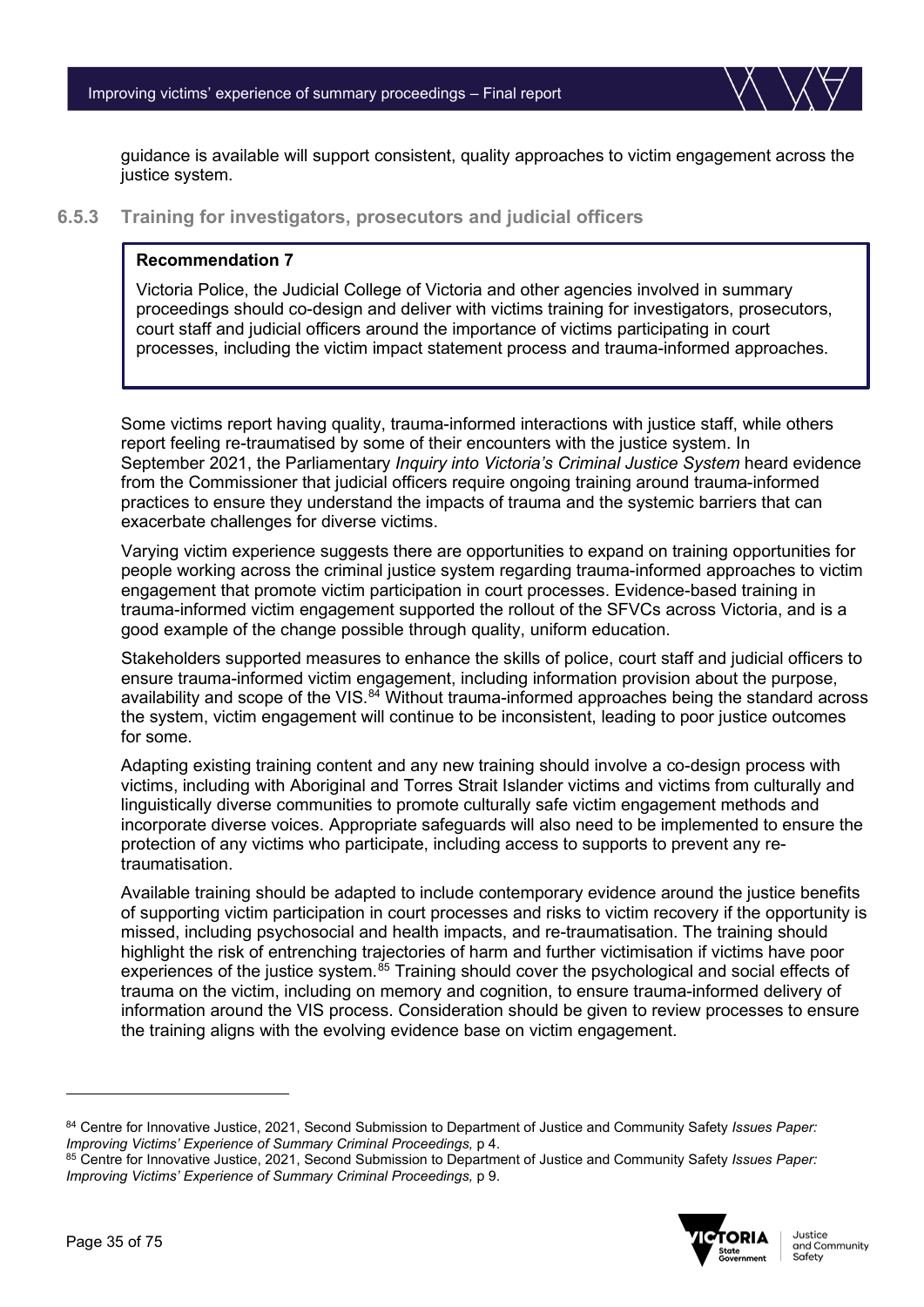guidance is available will support consistent, quality approaches to victim engagement across the justice system.

### 6.5.3 Training for investigators, prosecutors and judicial officers

> **Recommendation 7**
>
> Victoria Police, the Judicial College of Victoria and other agencies involved in summary proceedings should co-design and deliver with victims training for investigators, prosecutors, court staff and judicial officers around the importance of victims participating in court processes, including the victim impact statement process and trauma-informed approaches.

Some victims report having quality, trauma-informed interactions with justice staff, while others report feeling re-traumatised by some of their encounters with the justice system. In September 2021, the Parliamentary *Inquiry into Victoria's Criminal Justice System* heard evidence from the Commissioner that judicial officers require ongoing training around trauma-informed practices to ensure they understand the impacts of trauma and the systemic barriers that can exacerbate challenges for diverse victims.

Varying victim experience suggests there are opportunities to expand on training opportunities for people working across the criminal justice system regarding trauma-informed approaches to victim engagement that promote victim participation in court processes. Evidence-based training in trauma-informed victim engagement supported the rollout of the SFVCs across Victoria, and is a good example of the change possible through quality, uniform education.

Stakeholders supported measures to enhance the skills of police, court staff and judicial officers to ensure trauma-informed victim engagement, including information provision about the purpose, availability and scope of the VIS.[84] Without trauma-informed approaches being the standard across the system, victim engagement will continue to be inconsistent, leading to poor justice outcomes for some.

Adapting existing training content and any new training should involve a co-design process with victims, including with Aboriginal and Torres Strait Islander victims and victims from culturally and linguistically diverse communities to promote culturally safe victim engagement methods and incorporate diverse voices. Appropriate safeguards will also need to be implemented to ensure the protection of any victims who participate, including access to supports to prevent any re-traumatisation.

Available training should be adapted to include contemporary evidence around the justice benefits of supporting victim participation in court processes and risks to victim recovery if the opportunity is missed, including psychosocial and health impacts, and re-traumatisation. The training should highlight the risk of entrenching trajectories of harm and further victimisation if victims have poor experiences of the justice system.[85] Training should cover the psychological and social effects of trauma on the victim, including on memory and cognition, to ensure trauma-informed delivery of information around the VIS process. Consideration should be given to review processes to ensure the training aligns with the evolving evidence base on victim engagement.

---

[84] Centre for Innovative Justice, 2021, Second Submission to Department of Justice and Community Safety *Issues Paper: Improving Victims' Experience of Summary Criminal Proceedings,* p 4.

[85] Centre for Innovative Justice, 2021, Second Submission to Department of Justice and Community Safety *Issues Paper: Improving Victims' Experience of Summary Criminal Proceedings,* p 9.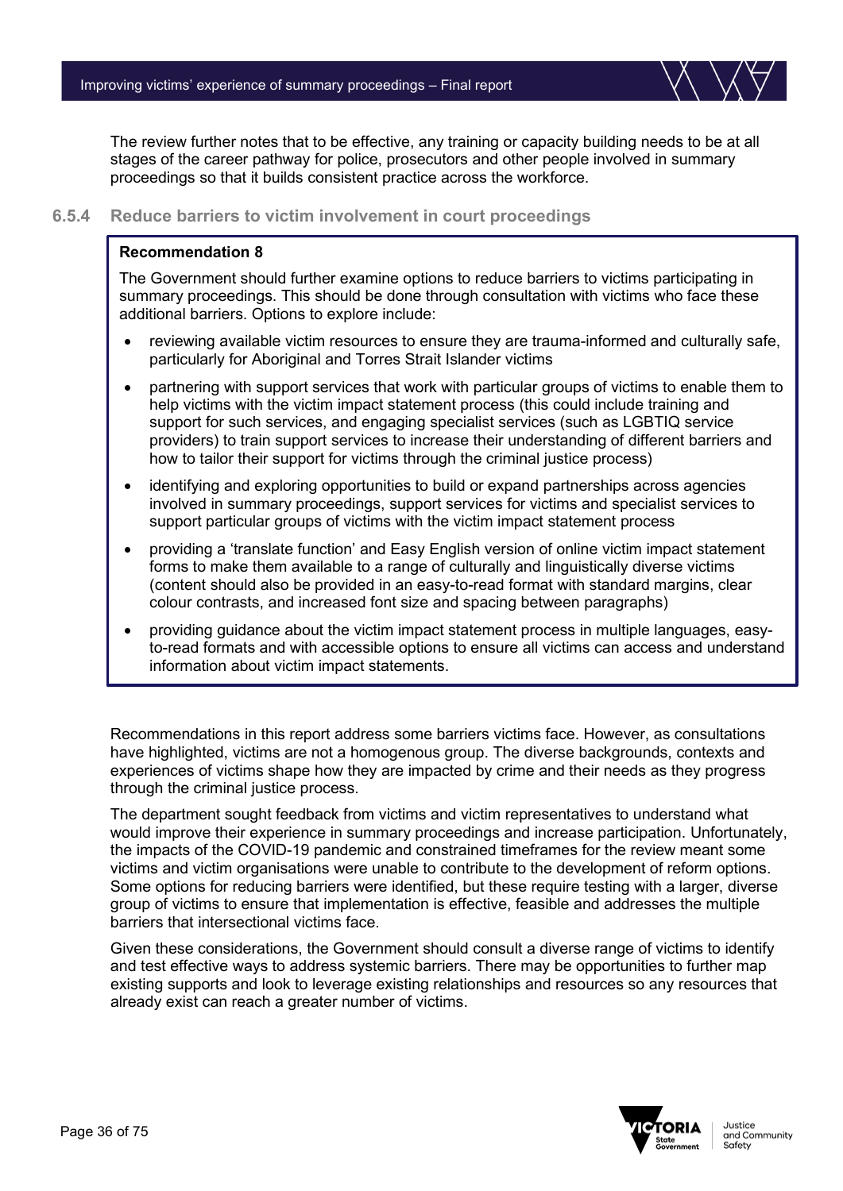The review further notes that to be effective, any training or capacity building needs to be at all stages of the career pathway for police, prosecutors and other people involved in summary proceedings so that it builds consistent practice across the workforce.

### 6.5.4 Reduce barriers to victim involvement in court proceedings

**Recommendation 8**

The Government should further examine options to reduce barriers to victims participating in summary proceedings. This should be done through consultation with victims who face these additional barriers. Options to explore include:

- reviewing available victim resources to ensure they are trauma-informed and culturally safe, particularly for Aboriginal and Torres Strait Islander victims
- partnering with support services that work with particular groups of victims to enable them to help victims with the victim impact statement process (this could include training and support for such services, and engaging specialist services (such as LGBTIQ service providers) to train support services to increase their understanding of different barriers and how to tailor their support for victims through the criminal justice process)
- identifying and exploring opportunities to build or expand partnerships across agencies involved in summary proceedings, support services for victims and specialist services to support particular groups of victims with the victim impact statement process
- providing a 'translate function' and Easy English version of online victim impact statement forms to make them available to a range of culturally and linguistically diverse victims (content should also be provided in an easy-to-read format with standard margins, clear colour contrasts, and increased font size and spacing between paragraphs)
- providing guidance about the victim impact statement process in multiple languages, easy-to-read formats and with accessible options to ensure all victims can access and understand information about victim impact statements.

Recommendations in this report address some barriers victims face. However, as consultations have highlighted, victims are not a homogenous group. The diverse backgrounds, contexts and experiences of victims shape how they are impacted by crime and their needs as they progress through the criminal justice process.

The department sought feedback from victims and victim representatives to understand what would improve their experience in summary proceedings and increase participation. Unfortunately, the impacts of the COVID-19 pandemic and constrained timeframes for the review meant some victims and victim organisations were unable to contribute to the development of reform options. Some options for reducing barriers were identified, but these require testing with a larger, diverse group of victims to ensure that implementation is effective, feasible and addresses the multiple barriers that intersectional victims face.

Given these considerations, the Government should consult a diverse range of victims to identify and test effective ways to address systemic barriers. There may be opportunities to further map existing supports and look to leverage existing relationships and resources so any resources that already exist can reach a greater number of victims.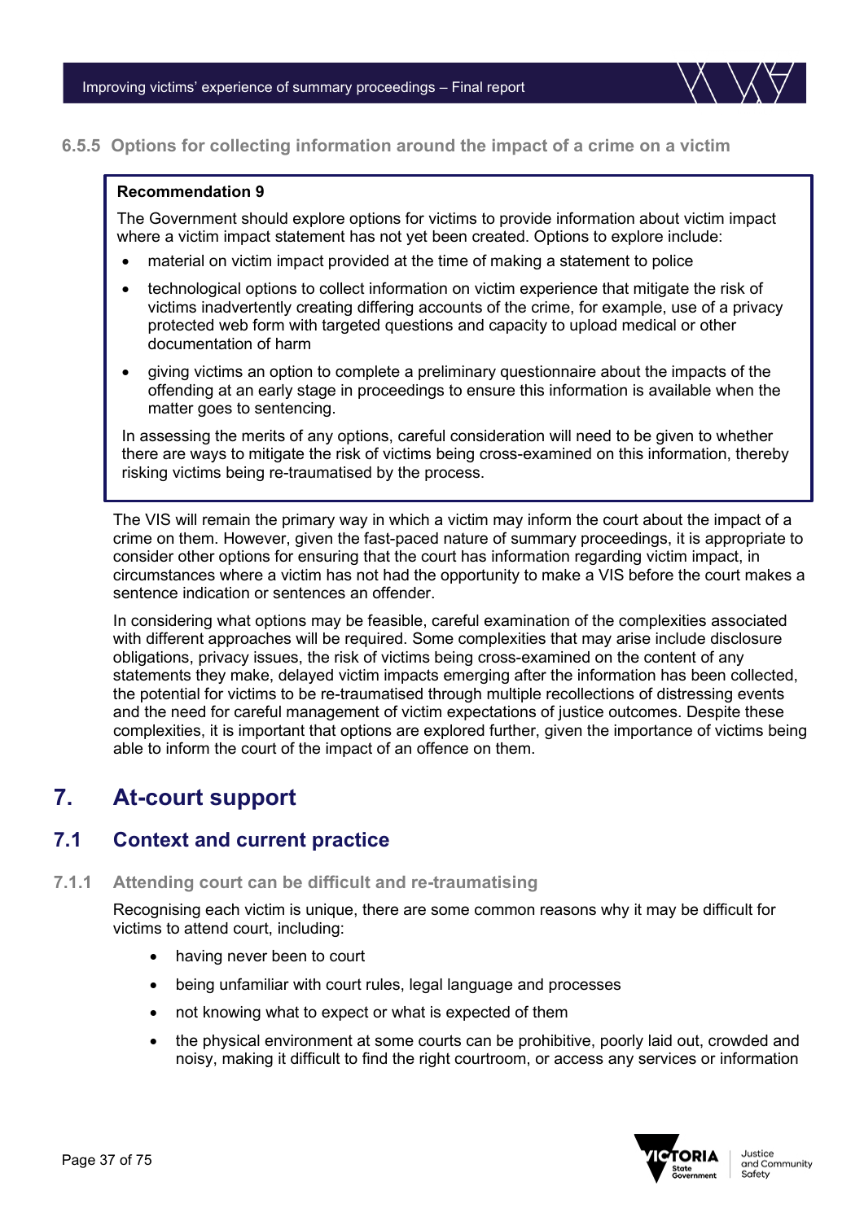### 6.5.5 Options for collecting information around the impact of a crime on a victim

> **Recommendation 9**
>
> The Government should explore options for victims to provide information about victim impact where a victim impact statement has not yet been created. Options to explore include:
>
> - material on victim impact provided at the time of making a statement to police
> - technological options to collect information on victim experience that mitigate the risk of victims inadvertently creating differing accounts of the crime, for example, use of a privacy protected web form with targeted questions and capacity to upload medical or other documentation of harm
> - giving victims an option to complete a preliminary questionnaire about the impacts of the offending at an early stage in proceedings to ensure this information is available when the matter goes to sentencing.
>
> In assessing the merits of any options, careful consideration will need to be given to whether there are ways to mitigate the risk of victims being cross-examined on this information, thereby risking victims being re-traumatised by the process.

The VIS will remain the primary way in which a victim may inform the court about the impact of a crime on them. However, given the fast-paced nature of summary proceedings, it is appropriate to consider other options for ensuring that the court has information regarding victim impact, in circumstances where a victim has not had the opportunity to make a VIS before the court makes a sentence indication or sentences an offender.

In considering what options may be feasible, careful examination of the complexities associated with different approaches will be required. Some complexities that may arise include disclosure obligations, privacy issues, the risk of victims being cross-examined on the content of any statements they make, delayed victim impacts emerging after the information has been collected, the potential for victims to be re-traumatised through multiple recollections of distressing events and the need for careful management of victim expectations of justice outcomes. Despite these complexities, it is important that options are explored further, given the importance of victims being able to inform the court of the impact of an offence on them.

# 7. At-court support

## 7.1 Context and current practice

### 7.1.1 Attending court can be difficult and re-traumatising

Recognising each victim is unique, there are some common reasons why it may be difficult for victims to attend court, including:

- having never been to court
- being unfamiliar with court rules, legal language and processes
- not knowing what to expect or what is expected of them
- the physical environment at some courts can be prohibitive, poorly laid out, crowded and noisy, making it difficult to find the right courtroom, or access any services or information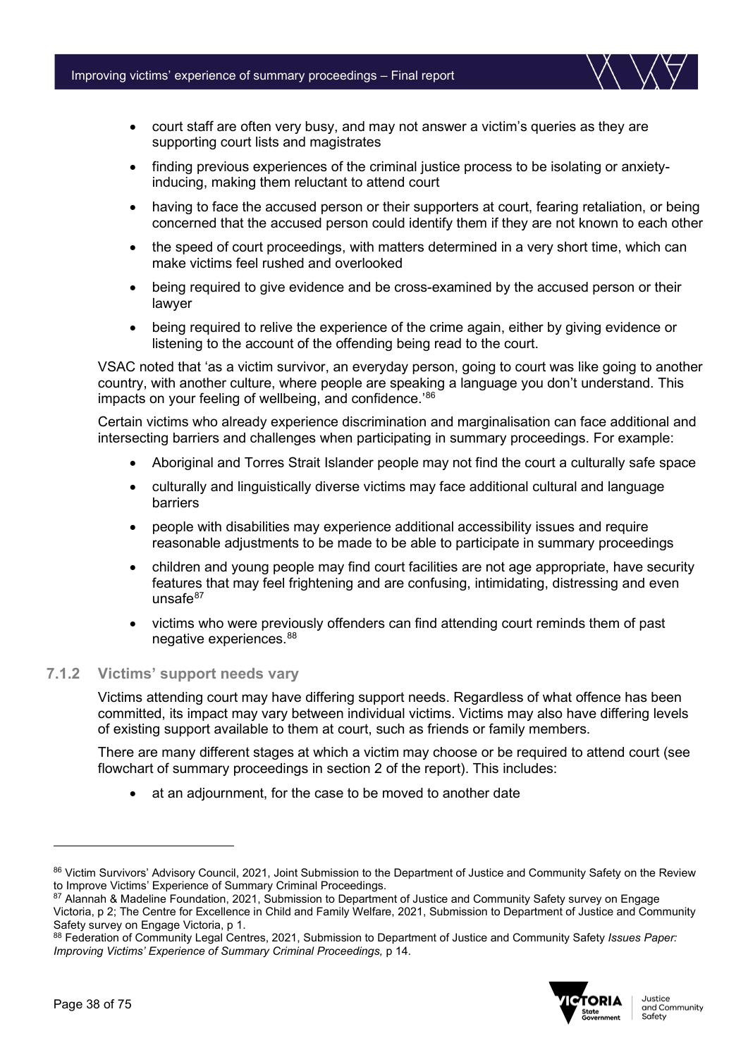- court staff are often very busy, and may not answer a victim's queries as they are supporting court lists and magistrates
- finding previous experiences of the criminal justice process to be isolating or anxiety-inducing, making them reluctant to attend court
- having to face the accused person or their supporters at court, fearing retaliation, or being concerned that the accused person could identify them if they are not known to each other
- the speed of court proceedings, with matters determined in a very short time, which can make victims feel rushed and overlooked
- being required to give evidence and be cross-examined by the accused person or their lawyer
- being required to relive the experience of the crime again, either by giving evidence or listening to the account of the offending being read to the court.

VSAC noted that 'as a victim survivor, an everyday person, going to court was like going to another country, with another culture, where people are speaking a language you don't understand. This impacts on your feeling of wellbeing, and confidence.'[86]

Certain victims who already experience discrimination and marginalisation can face additional and intersecting barriers and challenges when participating in summary proceedings. For example:

- Aboriginal and Torres Strait Islander people may not find the court a culturally safe space
- culturally and linguistically diverse victims may face additional cultural and language barriers
- people with disabilities may experience additional accessibility issues and require reasonable adjustments to be made to be able to participate in summary proceedings
- children and young people may find court facilities are not age appropriate, have security features that may feel frightening and are confusing, intimidating, distressing and even unsafe[87]
- victims who were previously offenders can find attending court reminds them of past negative experiences.[88]

### 7.1.2 Victims' support needs vary

Victims attending court may have differing support needs. Regardless of what offence has been committed, its impact may vary between individual victims. Victims may also have differing levels of existing support available to them at court, such as friends or family members.

There are many different stages at which a victim may choose or be required to attend court (see flowchart of summary proceedings in section 2 of the report). This includes:

- at an adjournment, for the case to be moved to another date

---

[86] Victim Survivors' Advisory Council, 2021, Joint Submission to the Department of Justice and Community Safety on the Review to Improve Victims' Experience of Summary Criminal Proceedings.

[87] Alannah & Madeline Foundation, 2021, Submission to Department of Justice and Community Safety survey on Engage Victoria, p 2; The Centre for Excellence in Child and Family Welfare, 2021, Submission to Department of Justice and Community Safety survey on Engage Victoria, p 1.

[88] Federation of Community Legal Centres, 2021, Submission to Department of Justice and Community Safety *Issues Paper: Improving Victims' Experience of Summary Criminal Proceedings,* p 14.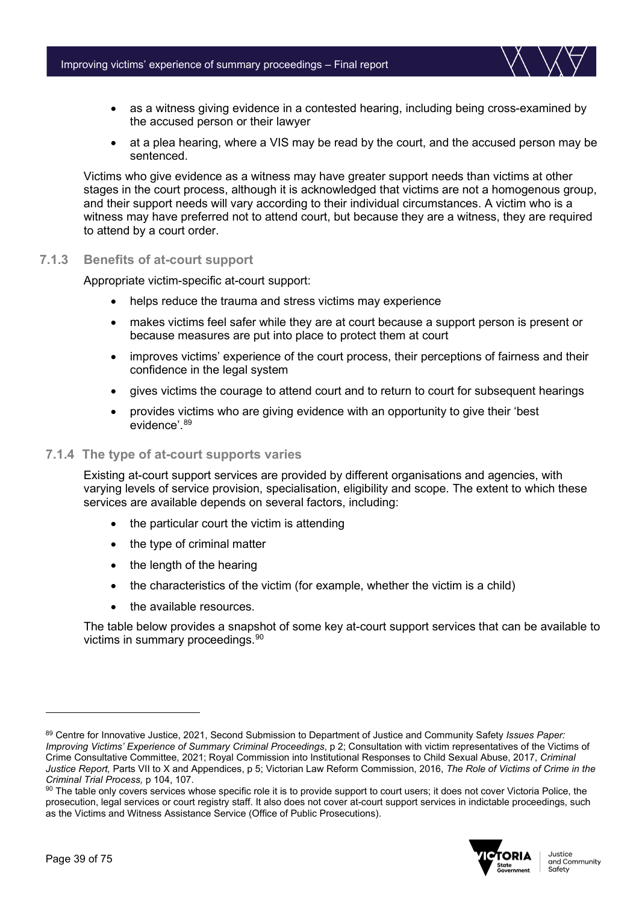- as a witness giving evidence in a contested hearing, including being cross-examined by the accused person or their lawyer
- at a plea hearing, where a VIS may be read by the court, and the accused person may be sentenced.

Victims who give evidence as a witness may have greater support needs than victims at other stages in the court process, although it is acknowledged that victims are not a homogenous group, and their support needs will vary according to their individual circumstances. A victim who is a witness may have preferred not to attend court, but because they are a witness, they are required to attend by a court order.

### 7.1.3 Benefits of at-court support

Appropriate victim-specific at-court support:

- helps reduce the trauma and stress victims may experience
- makes victims feel safer while they are at court because a support person is present or because measures are put into place to protect them at court
- improves victims' experience of the court process, their perceptions of fairness and their confidence in the legal system
- gives victims the courage to attend court and to return to court for subsequent hearings
- provides victims who are giving evidence with an opportunity to give their 'best evidence'.[89]

### 7.1.4 The type of at-court supports varies

Existing at-court support services are provided by different organisations and agencies, with varying levels of service provision, specialisation, eligibility and scope. The extent to which these services are available depends on several factors, including:

- the particular court the victim is attending
- the type of criminal matter
- the length of the hearing
- the characteristics of the victim (for example, whether the victim is a child)
- the available resources.

The table below provides a snapshot of some key at-court support services that can be available to victims in summary proceedings.[90]

---

[89] Centre for Innovative Justice, 2021, Second Submission to Department of Justice and Community Safety *Issues Paper: Improving Victims' Experience of Summary Criminal Proceedings*, p 2; Consultation with victim representatives of the Victims of Crime Consultative Committee, 2021; Royal Commission into Institutional Responses to Child Sexual Abuse, 2017, *Criminal Justice Report,* Parts VII to X and Appendices, p 5; Victorian Law Reform Commission, 2016, *The Role of Victims of Crime in the Criminal Trial Process,* p 104, 107.

[90] The table only covers services whose specific role it is to provide support to court users; it does not cover Victoria Police, the prosecution, legal services or court registry staff. It also does not cover at-court support services in indictable proceedings, such as the Victims and Witness Assistance Service (Office of Public Prosecutions).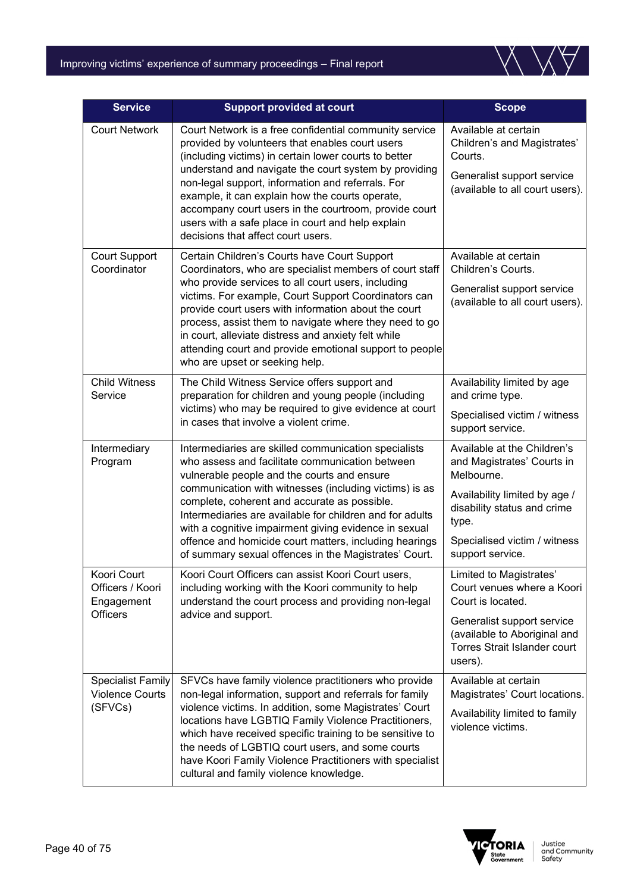| Service | Support provided at court | Scope |
|---|---|---|
| Court Network | Court Network is a free confidential community service provided by volunteers that enables court users (including victims) in certain lower courts to better understand and navigate the court system by providing non-legal support, information and referrals. For example, it can explain how the courts operate, accompany court users in the courtroom, provide court users with a safe place in court and help explain decisions that affect court users. | Available at certain Children's and Magistrates' Courts.<br><br>Generalist support service (available to all court users). |
| Court Support Coordinator | Certain Children's Courts have Court Support Coordinators, who are specialist members of court staff who provide services to all court users, including victims. For example, Court Support Coordinators can provide court users with information about the court process, assist them to navigate where they need to go in court, alleviate distress and anxiety felt while attending court and provide emotional support to people who are upset or seeking help. | Available at certain Children's Courts.<br><br>Generalist support service (available to all court users). |
| Child Witness Service | The Child Witness Service offers support and preparation for children and young people (including victims) who may be required to give evidence at court in cases that involve a violent crime. | Availability limited by age and crime type.<br><br>Specialised victim / witness support service. |
| Intermediary Program | Intermediaries are skilled communication specialists who assess and facilitate communication between vulnerable people and the courts and ensure communication with witnesses (including victims) is as complete, coherent and accurate as possible. Intermediaries are available for children and for adults with a cognitive impairment giving evidence in sexual offence and homicide court matters, including hearings of summary sexual offences in the Magistrates' Court. | Available at the Children's and Magistrates' Courts in Melbourne.<br><br>Availability limited by age / disability status and crime type.<br><br>Specialised victim / witness support service. |
| Koori Court Officers / Koori Engagement Officers | Koori Court Officers can assist Koori Court users, including working with the Koori community to help understand the court process and providing non-legal advice and support. | Limited to Magistrates' Court venues where a Koori Court is located.<br><br>Generalist support service (available to Aboriginal and Torres Strait Islander court users). |
| Specialist Family Violence Courts (SFVCs) | SFVCs have family violence practitioners who provide non-legal information, support and referrals for family violence victims. In addition, some Magistrates' Court locations have LGBTIQ Family Violence Practitioners, which have received specific training to be sensitive to the needs of LGBTIQ court users, and some courts have Koori Family Violence Practitioners with specialist cultural and family violence knowledge. | Available at certain Magistrates' Court locations.<br><br>Availability limited to family violence victims. |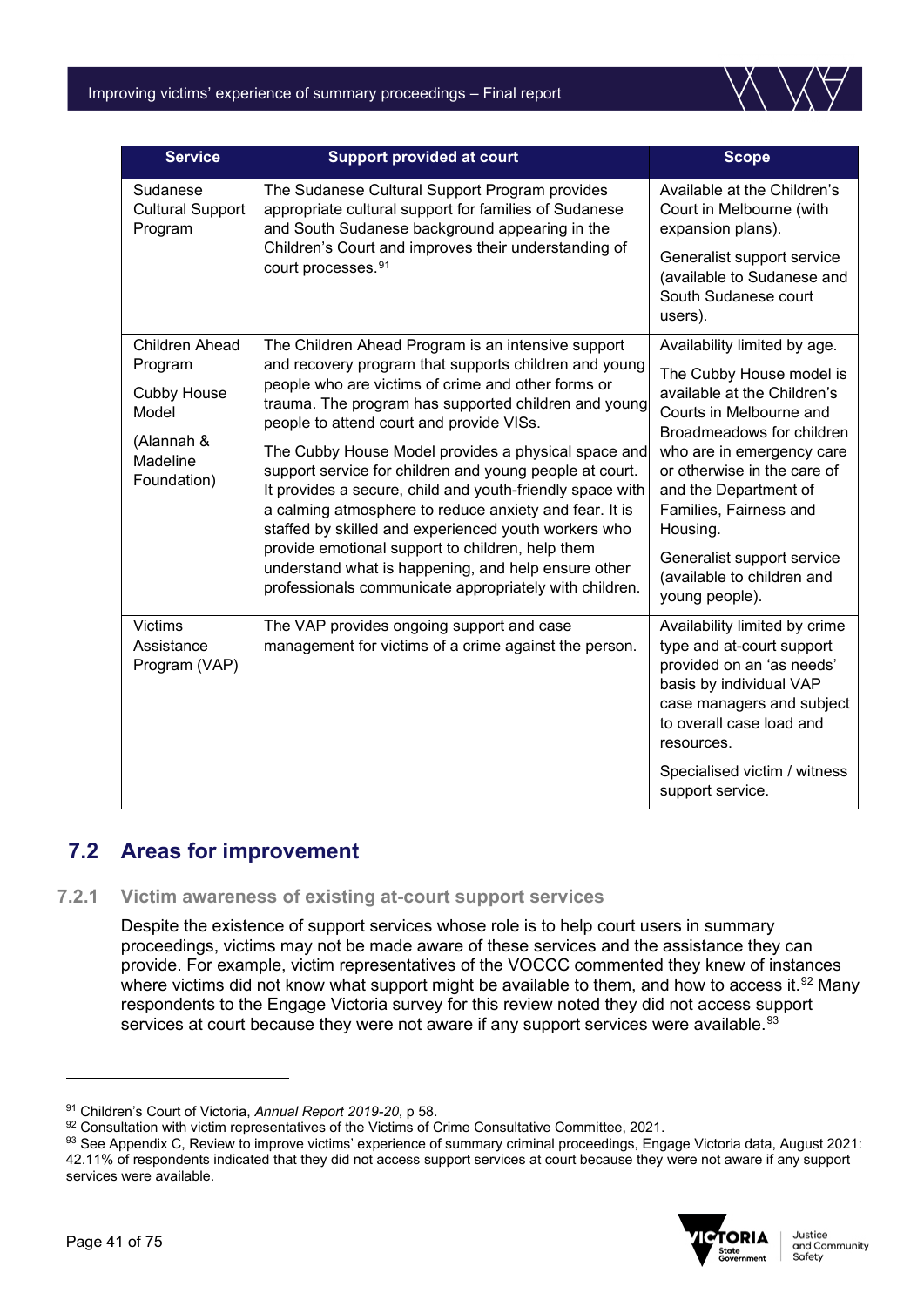| Service | Support provided at court | Scope |
|---|---|---|
| Sudanese Cultural Support Program | The Sudanese Cultural Support Program provides appropriate cultural support for families of Sudanese and South Sudanese background appearing in the Children's Court and improves their understanding of court processes.[91] | Available at the Children's Court in Melbourne (with expansion plans).<br><br>Generalist support service (available to Sudanese and South Sudanese court users). |
| Children Ahead Program<br><br>Cubby House Model<br><br>(Alannah & Madeline Foundation) | The Children Ahead Program is an intensive support and recovery program that supports children and young people who are victims of crime and other forms or trauma. The program has supported children and young people to attend court and provide VISs.<br><br>The Cubby House Model provides a physical space and support service for children and young people at court. It provides a secure, child and youth-friendly space with a calming atmosphere to reduce anxiety and fear. It is staffed by skilled and experienced youth workers who provide emotional support to children, help them understand what is happening, and help ensure other professionals communicate appropriately with children. | Availability limited by age.<br><br>The Cubby House model is available at the Children's Courts in Melbourne and Broadmeadows for children who are in emergency care or otherwise in the care of and the Department of Families, Fairness and Housing.<br><br>Generalist support service (available to children and young people). |
| Victims Assistance Program (VAP) | The VAP provides ongoing support and case management for victims of a crime against the person. | Availability limited by crime type and at-court support provided on an 'as needs' basis by individual VAP case managers and subject to overall case load and resources.<br><br>Specialised victim / witness support service. |

## 7.2 Areas for improvement

### 7.2.1 Victim awareness of existing at-court support services

Despite the existence of support services whose role is to help court users in summary proceedings, victims may not be made aware of these services and the assistance they can provide. For example, victim representatives of the VOCCC commented they knew of instances where victims did not know what support might be available to them, and how to access it.[92] Many respondents to the Engage Victoria survey for this review noted they did not access support services at court because they were not aware if any support services were available.[93]

---

[91] Children's Court of Victoria, *Annual Report 2019-20*, p 58.

[92] Consultation with victim representatives of the Victims of Crime Consultative Committee, 2021.

[93] See Appendix C, Review to improve victims' experience of summary criminal proceedings, Engage Victoria data, August 2021: 42.11% of respondents indicated that they did not access support services at court because they were not aware if any support services were available.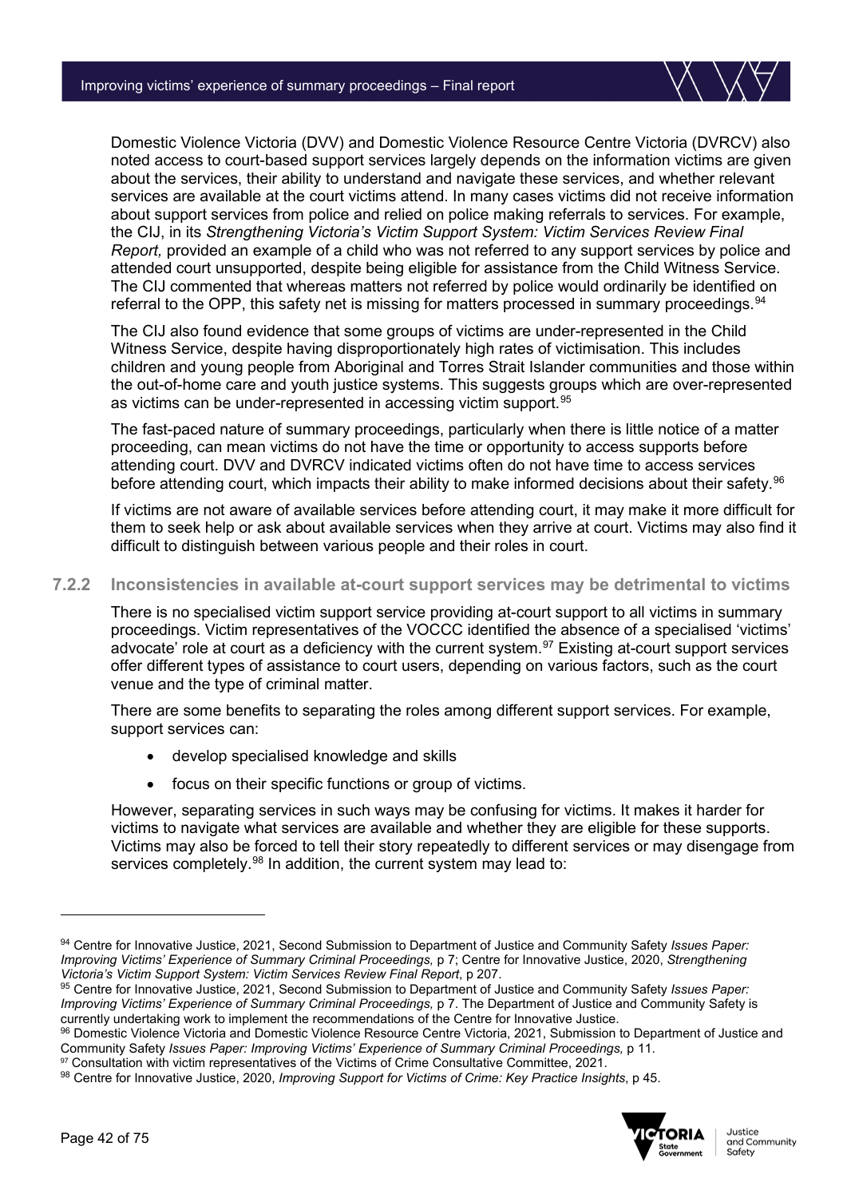Domestic Violence Victoria (DVV) and Domestic Violence Resource Centre Victoria (DVRCV) also noted access to court-based support services largely depends on the information victims are given about the services, their ability to understand and navigate these services, and whether relevant services are available at the court victims attend. In many cases victims did not receive information about support services from police and relied on police making referrals to services. For example, the CIJ, in its *Strengthening Victoria's Victim Support System: Victim Services Review Final Report,* provided an example of a child who was not referred to any support services by police and attended court unsupported, despite being eligible for assistance from the Child Witness Service. The CIJ commented that whereas matters not referred by police would ordinarily be identified on referral to the OPP, this safety net is missing for matters processed in summary proceedings.[94]

The CIJ also found evidence that some groups of victims are under-represented in the Child Witness Service, despite having disproportionately high rates of victimisation. This includes children and young people from Aboriginal and Torres Strait Islander communities and those within the out-of-home care and youth justice systems. This suggests groups which are over-represented as victims can be under-represented in accessing victim support.[95]

The fast-paced nature of summary proceedings, particularly when there is little notice of a matter proceeding, can mean victims do not have the time or opportunity to access supports before attending court. DVV and DVRCV indicated victims often do not have time to access services before attending court, which impacts their ability to make informed decisions about their safety.[96]

If victims are not aware of available services before attending court, it may make it more difficult for them to seek help or ask about available services when they arrive at court. Victims may also find it difficult to distinguish between various people and their roles in court.

### 7.2.2 Inconsistencies in available at-court support services may be detrimental to victims

There is no specialised victim support service providing at-court support to all victims in summary proceedings. Victim representatives of the VOCCC identified the absence of a specialised 'victims' advocate' role at court as a deficiency with the current system.[97] Existing at-court support services offer different types of assistance to court users, depending on various factors, such as the court venue and the type of criminal matter.

There are some benefits to separating the roles among different support services. For example, support services can:

- develop specialised knowledge and skills
- focus on their specific functions or group of victims.

However, separating services in such ways may be confusing for victims. It makes it harder for victims to navigate what services are available and whether they are eligible for these supports. Victims may also be forced to tell their story repeatedly to different services or may disengage from services completely.[98] In addition, the current system may lead to:

---

[94] Centre for Innovative Justice, 2021, Second Submission to Department of Justice and Community Safety *Issues Paper: Improving Victims' Experience of Summary Criminal Proceedings,* p 7; Centre for Innovative Justice, 2020, *Strengthening Victoria's Victim Support System: Victim Services Review Final Report*, p 207.

[95] Centre for Innovative Justice, 2021, Second Submission to Department of Justice and Community Safety *Issues Paper: Improving Victims' Experience of Summary Criminal Proceedings,* p 7. The Department of Justice and Community Safety is currently undertaking work to implement the recommendations of the Centre for Innovative Justice.

[96] Domestic Violence Victoria and Domestic Violence Resource Centre Victoria, 2021, Submission to Department of Justice and Community Safety *Issues Paper: Improving Victims' Experience of Summary Criminal Proceedings,* p 11.

[97] Consultation with victim representatives of the Victims of Crime Consultative Committee, 2021.

[98] Centre for Innovative Justice, 2020, *Improving Support for Victims of Crime: Key Practice Insights*, p 45.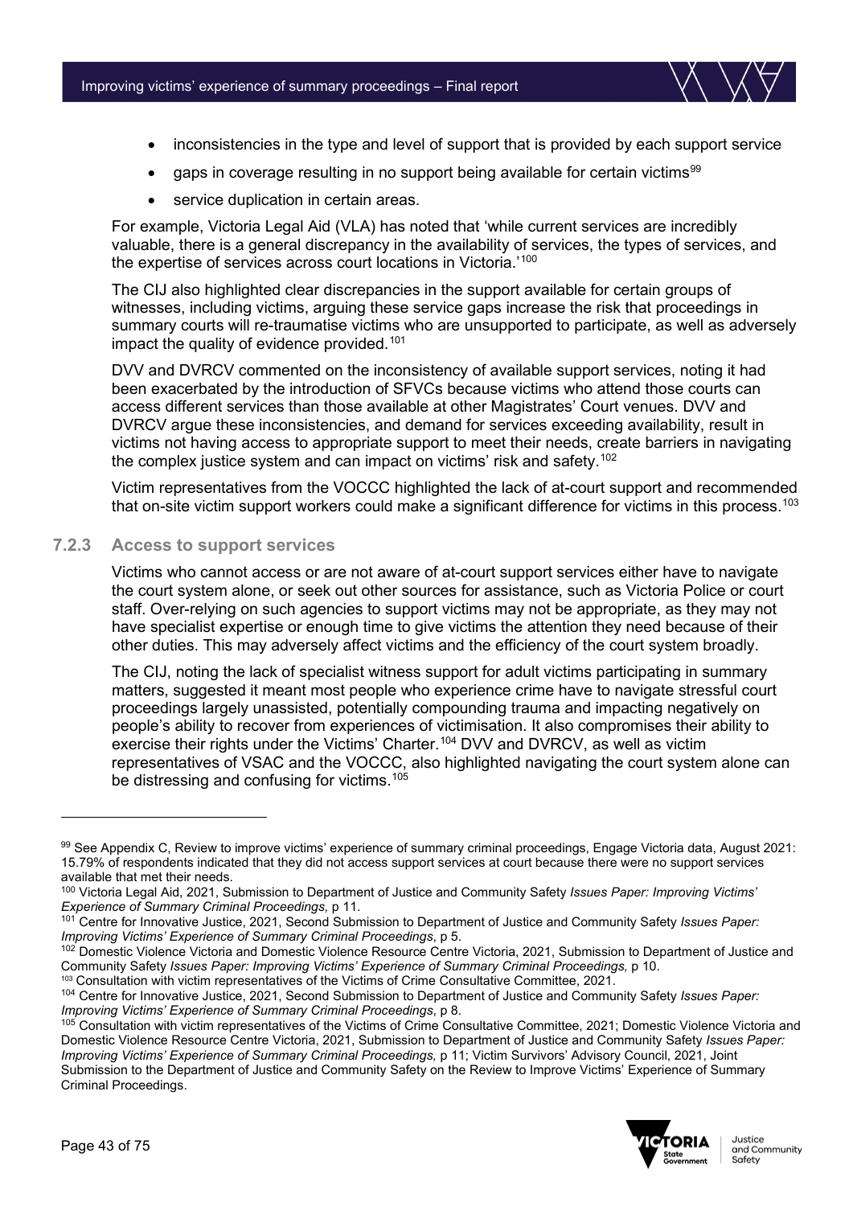- inconsistencies in the type and level of support that is provided by each support service
- gaps in coverage resulting in no support being available for certain victims[99]
- service duplication in certain areas.

For example, Victoria Legal Aid (VLA) has noted that 'while current services are incredibly valuable, there is a general discrepancy in the availability of services, the types of services, and the expertise of services across court locations in Victoria.'[100]

The CIJ also highlighted clear discrepancies in the support available for certain groups of witnesses, including victims, arguing these service gaps increase the risk that proceedings in summary courts will re-traumatise victims who are unsupported to participate, as well as adversely impact the quality of evidence provided.[101]

DVV and DVRCV commented on the inconsistency of available support services, noting it had been exacerbated by the introduction of SFVCs because victims who attend those courts can access different services than those available at other Magistrates' Court venues. DVV and DVRCV argue these inconsistencies, and demand for services exceeding availability, result in victims not having access to appropriate support to meet their needs, create barriers in navigating the complex justice system and can impact on victims' risk and safety.[102]

Victim representatives from the VOCCC highlighted the lack of at-court support and recommended that on-site victim support workers could make a significant difference for victims in this process.[103]

### 7.2.3 Access to support services

Victims who cannot access or are not aware of at-court support services either have to navigate the court system alone, or seek out other sources for assistance, such as Victoria Police or court staff. Over-relying on such agencies to support victims may not be appropriate, as they may not have specialist expertise or enough time to give victims the attention they need because of their other duties. This may adversely affect victims and the efficiency of the court system broadly.

The CIJ, noting the lack of specialist witness support for adult victims participating in summary matters, suggested it meant most people who experience crime have to navigate stressful court proceedings largely unassisted, potentially compounding trauma and impacting negatively on people's ability to recover from experiences of victimisation. It also compromises their ability to exercise their rights under the Victims' Charter.[104] DVV and DVRCV, as well as victim representatives of VSAC and the VOCCC, also highlighted navigating the court system alone can be distressing and confusing for victims.[105]

---

[99] See Appendix C, Review to improve victims' experience of summary criminal proceedings, Engage Victoria data, August 2021: 15.79% of respondents indicated that they did not access support services at court because there were no support services available that met their needs.

[100] Victoria Legal Aid, 2021, Submission to Department of Justice and Community Safety *Issues Paper: Improving Victims' Experience of Summary Criminal Proceedings,* p 11.

[101] Centre for Innovative Justice, 2021, Second Submission to Department of Justice and Community Safety *Issues Paper: Improving Victims' Experience of Summary Criminal Proceedings*, p 5.

[102] Domestic Violence Victoria and Domestic Violence Resource Centre Victoria, 2021, Submission to Department of Justice and Community Safety *Issues Paper: Improving Victims' Experience of Summary Criminal Proceedings,* p 10.

[103] Consultation with victim representatives of the Victims of Crime Consultative Committee, 2021.

[104] Centre for Innovative Justice, 2021, Second Submission to Department of Justice and Community Safety *Issues Paper: Improving Victims' Experience of Summary Criminal Proceedings*, p 8.

[105] Consultation with victim representatives of the Victims of Crime Consultative Committee, 2021; Domestic Violence Victoria and Domestic Violence Resource Centre Victoria, 2021, Submission to Department of Justice and Community Safety *Issues Paper: Improving Victims' Experience of Summary Criminal Proceedings,* p 11; Victim Survivors' Advisory Council, 2021, Joint Submission to the Department of Justice and Community Safety on the Review to Improve Victims' Experience of Summary Criminal Proceedings.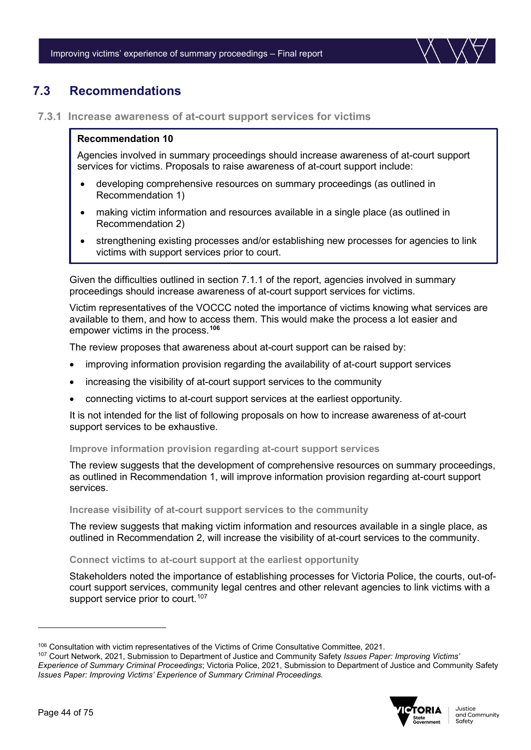## 7.3 Recommendations

### 7.3.1 Increase awareness of at-court support services for victims

> **Recommendation 10**
>
> Agencies involved in summary proceedings should increase awareness of at-court support services for victims. Proposals to raise awareness of at-court support include:
>
> - developing comprehensive resources on summary proceedings (as outlined in Recommendation 1)
> - making victim information and resources available in a single place (as outlined in Recommendation 2)
> - strengthening existing processes and/or establishing new processes for agencies to link victims with support services prior to court.

Given the difficulties outlined in section 7.1.1 of the report, agencies involved in summary proceedings should increase awareness of at-court support services for victims.

Victim representatives of the VOCCC noted the importance of victims knowing what services are available to them, and how to access them. This would make the process a lot easier and empower victims in the process.[106]

The review proposes that awareness about at-court support can be raised by:

- improving information provision regarding the availability of at-court support services
- increasing the visibility of at-court support services to the community
- connecting victims to at-court support services at the earliest opportunity.

It is not intended for the list of following proposals on how to increase awareness of at-court support services to be exhaustive.

#### Improve information provision regarding at-court support services

The review suggests that the development of comprehensive resources on summary proceedings, as outlined in Recommendation 1, will improve information provision regarding at-court support services.

#### Increase visibility of at-court support services to the community

The review suggests that making victim information and resources available in a single place, as outlined in Recommendation 2, will increase the visibility of at-court services to the community.

#### Connect victims to at-court support at the earliest opportunity

Stakeholders noted the importance of establishing processes for Victoria Police, the courts, out-of-court support services, community legal centres and other relevant agencies to link victims with a support service prior to court.[107]

---

[106] Consultation with victim representatives of the Victims of Crime Consultative Committee, 2021.

[107] Court Network, 2021, Submission to Department of Justice and Community Safety *Issues Paper: Improving Victims' Experience of Summary Criminal Proceedings*; Victoria Police, 2021, Submission to Department of Justice and Community Safety *Issues Paper: Improving Victims' Experience of Summary Criminal Proceedings.*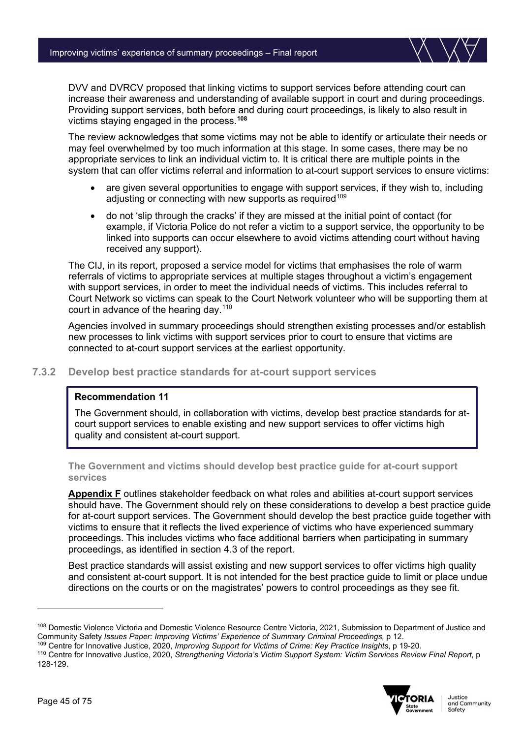DVV and DVRCV proposed that linking victims to support services before attending court can increase their awareness and understanding of available support in court and during proceedings. Providing support services, both before and during court proceedings, is likely to also result in victims staying engaged in the process.[108]

The review acknowledges that some victims may not be able to identify or articulate their needs or may feel overwhelmed by too much information at this stage. In some cases, there may be no appropriate services to link an individual victim to. It is critical there are multiple points in the system that can offer victims referral and information to at-court support services to ensure victims:

- are given several opportunities to engage with support services, if they wish to, including adjusting or connecting with new supports as required[109]
- do not 'slip through the cracks' if they are missed at the initial point of contact (for example, if Victoria Police do not refer a victim to a support service, the opportunity to be linked into supports can occur elsewhere to avoid victims attending court without having received any support).

The CIJ, in its report, proposed a service model for victims that emphasises the role of warm referrals of victims to appropriate services at multiple stages throughout a victim's engagement with support services, in order to meet the individual needs of victims. This includes referral to Court Network so victims can speak to the Court Network volunteer who will be supporting them at court in advance of the hearing day.[110]

Agencies involved in summary proceedings should strengthen existing processes and/or establish new processes to link victims with support services prior to court to ensure that victims are connected to at-court support services at the earliest opportunity.

### 7.3.2 Develop best practice standards for at-court support services

> **Recommendation 11**
>
> The Government should, in collaboration with victims, develop best practice standards for at-court support services to enable existing and new support services to offer victims high quality and consistent at-court support.

#### The Government and victims should develop best practice guide for at-court support services

**Appendix F** outlines stakeholder feedback on what roles and abilities at-court support services should have. The Government should rely on these considerations to develop a best practice guide for at-court support services. The Government should develop the best practice guide together with victims to ensure that it reflects the lived experience of victims who have experienced summary proceedings. This includes victims who face additional barriers when participating in summary proceedings, as identified in section 4.3 of the report.

Best practice standards will assist existing and new support services to offer victims high quality and consistent at-court support. It is not intended for the best practice guide to limit or place undue directions on the courts or on the magistrates' powers to control proceedings as they see fit.

---

[108] Domestic Violence Victoria and Domestic Violence Resource Centre Victoria, 2021, Submission to Department of Justice and Community Safety *Issues Paper: Improving Victims' Experience of Summary Criminal Proceedings,* p 12.

[109] Centre for Innovative Justice, 2020, *Improving Support for Victims of Crime: Key Practice Insights*, p 19-20.

[110] Centre for Innovative Justice, 2020, *Strengthening Victoria's Victim Support System: Victim Services Review Final Report*, p 128-129.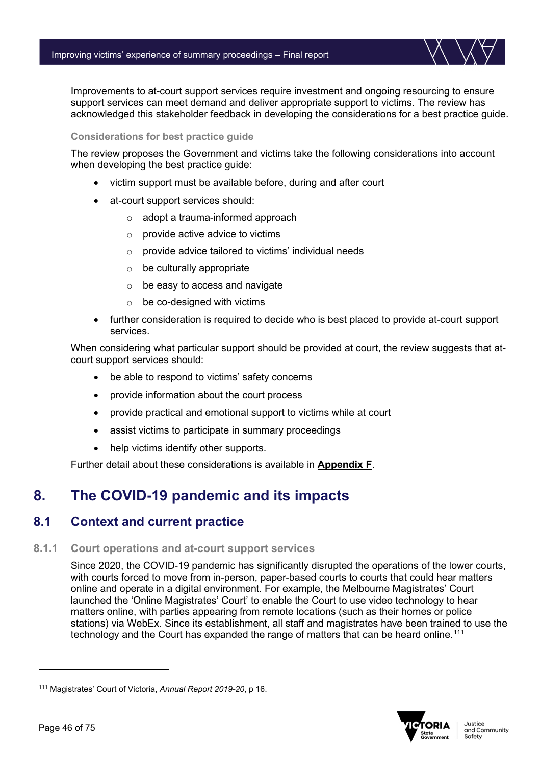Improvements to at-court support services require investment and ongoing resourcing to ensure support services can meet demand and deliver appropriate support to victims. The review has acknowledged this stakeholder feedback in developing the considerations for a best practice guide.

#### Considerations for best practice guide

The review proposes the Government and victims take the following considerations into account when developing the best practice guide:

- victim support must be available before, during and after court
- at-court support services should:
  - adopt a trauma-informed approach
  - provide active advice to victims
  - provide advice tailored to victims' individual needs
  - be culturally appropriate
  - be easy to access and navigate
  - be co-designed with victims
- further consideration is required to decide who is best placed to provide at-court support services.

When considering what particular support should be provided at court, the review suggests that at-court support services should:

- be able to respond to victims' safety concerns
- provide information about the court process
- provide practical and emotional support to victims while at court
- assist victims to participate in summary proceedings
- help victims identify other supports.

Further detail about these considerations is available in **Appendix F**.

# 8. The COVID-19 pandemic and its impacts

## 8.1 Context and current practice

### 8.1.1 Court operations and at-court support services

Since 2020, the COVID-19 pandemic has significantly disrupted the operations of the lower courts, with courts forced to move from in-person, paper-based courts to courts that could hear matters online and operate in a digital environment. For example, the Melbourne Magistrates' Court launched the 'Online Magistrates' Court' to enable the Court to use video technology to hear matters online, with parties appearing from remote locations (such as their homes or police stations) via WebEx. Since its establishment, all staff and magistrates have been trained to use the technology and the Court has expanded the range of matters that can be heard online.[111]

[111] Magistrates' Court of Victoria, *Annual Report 2019-20*, p 16.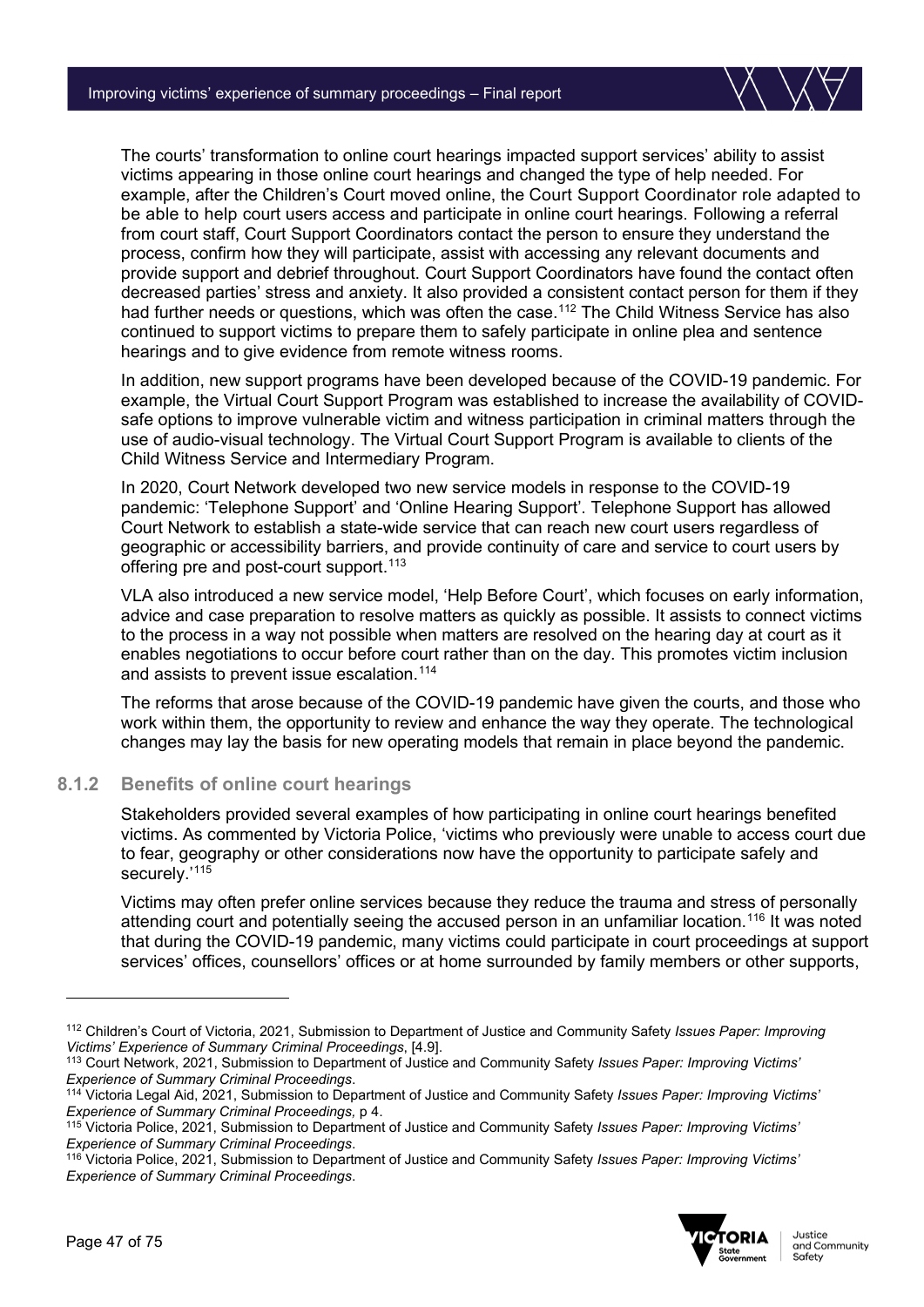The courts' transformation to online court hearings impacted support services' ability to assist victims appearing in those online court hearings and changed the type of help needed. For example, after the Children's Court moved online, the Court Support Coordinator role adapted to be able to help court users access and participate in online court hearings. Following a referral from court staff, Court Support Coordinators contact the person to ensure they understand the process, confirm how they will participate, assist with accessing any relevant documents and provide support and debrief throughout. Court Support Coordinators have found the contact often decreased parties' stress and anxiety. It also provided a consistent contact person for them if they had further needs or questions, which was often the case.[112] The Child Witness Service has also continued to support victims to prepare them to safely participate in online plea and sentence hearings and to give evidence from remote witness rooms.

In addition, new support programs have been developed because of the COVID-19 pandemic. For example, the Virtual Court Support Program was established to increase the availability of COVID-safe options to improve vulnerable victim and witness participation in criminal matters through the use of audio-visual technology. The Virtual Court Support Program is available to clients of the Child Witness Service and Intermediary Program.

In 2020, Court Network developed two new service models in response to the COVID-19 pandemic: 'Telephone Support' and 'Online Hearing Support'. Telephone Support has allowed Court Network to establish a state-wide service that can reach new court users regardless of geographic or accessibility barriers, and provide continuity of care and service to court users by offering pre and post-court support.[113]

VLA also introduced a new service model, 'Help Before Court', which focuses on early information, advice and case preparation to resolve matters as quickly as possible. It assists to connect victims to the process in a way not possible when matters are resolved on the hearing day at court as it enables negotiations to occur before court rather than on the day. This promotes victim inclusion and assists to prevent issue escalation.[114]

The reforms that arose because of the COVID-19 pandemic have given the courts, and those who work within them, the opportunity to review and enhance the way they operate. The technological changes may lay the basis for new operating models that remain in place beyond the pandemic.

### 8.1.2 Benefits of online court hearings

Stakeholders provided several examples of how participating in online court hearings benefited victims. As commented by Victoria Police, 'victims who previously were unable to access court due to fear, geography or other considerations now have the opportunity to participate safely and securely.'[115]

Victims may often prefer online services because they reduce the trauma and stress of personally attending court and potentially seeing the accused person in an unfamiliar location.[116] It was noted that during the COVID-19 pandemic, many victims could participate in court proceedings at support services' offices, counsellors' offices or at home surrounded by family members or other supports,

---

[112] Children's Court of Victoria, 2021, Submission to Department of Justice and Community Safety *Issues Paper: Improving Victims' Experience of Summary Criminal Proceedings*, [4.9].

[113] Court Network, 2021, Submission to Department of Justice and Community Safety *Issues Paper: Improving Victims' Experience of Summary Criminal Proceedings*.

[114] Victoria Legal Aid, 2021, Submission to Department of Justice and Community Safety *Issues Paper: Improving Victims' Experience of Summary Criminal Proceedings,* p 4.

[115] Victoria Police, 2021, Submission to Department of Justice and Community Safety *Issues Paper: Improving Victims' Experience of Summary Criminal Proceedings*.

[116] Victoria Police, 2021, Submission to Department of Justice and Community Safety *Issues Paper: Improving Victims' Experience of Summary Criminal Proceedings*.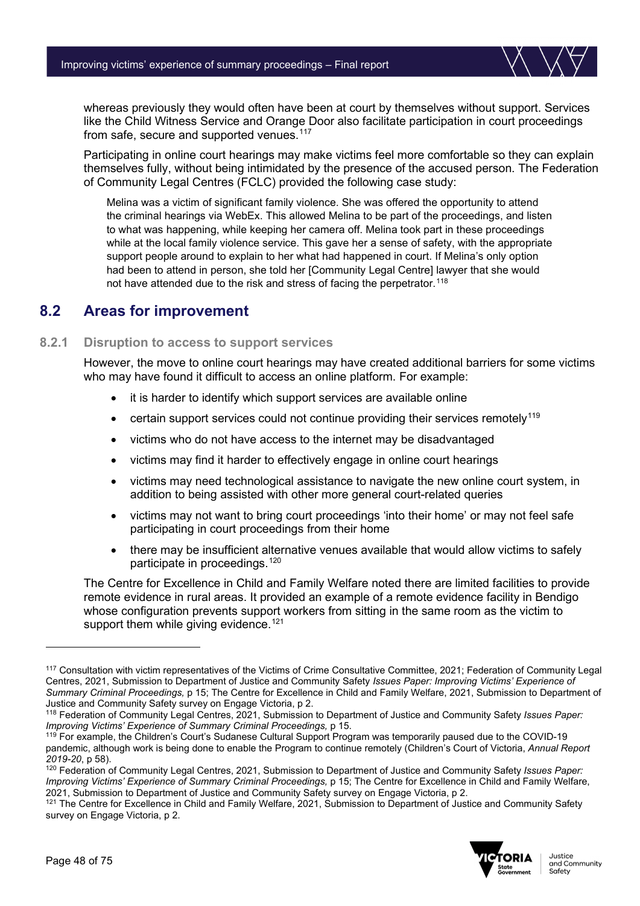whereas previously they would often have been at court by themselves without support. Services like the Child Witness Service and Orange Door also facilitate participation in court proceedings from safe, secure and supported venues.[117]

Participating in online court hearings may make victims feel more comfortable so they can explain themselves fully, without being intimidated by the presence of the accused person. The Federation of Community Legal Centres (FCLC) provided the following case study:

> Melina was a victim of significant family violence. She was offered the opportunity to attend the criminal hearings via WebEx. This allowed Melina to be part of the proceedings, and listen to what was happening, while keeping her camera off. Melina took part in these proceedings while at the local family violence service. This gave her a sense of safety, with the appropriate support people around to explain to her what had happened in court. If Melina's only option had been to attend in person, she told her [Community Legal Centre] lawyer that she would not have attended due to the risk and stress of facing the perpetrator.[118]

## 8.2 Areas for improvement

### 8.2.1 Disruption to access to support services

However, the move to online court hearings may have created additional barriers for some victims who may have found it difficult to access an online platform. For example:

- it is harder to identify which support services are available online
- certain support services could not continue providing their services remotely[119]
- victims who do not have access to the internet may be disadvantaged
- victims may find it harder to effectively engage in online court hearings
- victims may need technological assistance to navigate the new online court system, in addition to being assisted with other more general court-related queries
- victims may not want to bring court proceedings 'into their home' or may not feel safe participating in court proceedings from their home
- there may be insufficient alternative venues available that would allow victims to safely participate in proceedings.[120]

The Centre for Excellence in Child and Family Welfare noted there are limited facilities to provide remote evidence in rural areas. It provided an example of a remote evidence facility in Bendigo whose configuration prevents support workers from sitting in the same room as the victim to support them while giving evidence.[121]

---

[117] Consultation with victim representatives of the Victims of Crime Consultative Committee, 2021; Federation of Community Legal Centres, 2021, Submission to Department of Justice and Community Safety *Issues Paper: Improving Victims' Experience of Summary Criminal Proceedings,* p 15; The Centre for Excellence in Child and Family Welfare, 2021, Submission to Department of Justice and Community Safety survey on Engage Victoria, p 2.

[118] Federation of Community Legal Centres, 2021, Submission to Department of Justice and Community Safety *Issues Paper: Improving Victims' Experience of Summary Criminal Proceedings,* p 15.

[119] For example, the Children's Court's Sudanese Cultural Support Program was temporarily paused due to the COVID-19 pandemic, although work is being done to enable the Program to continue remotely (Children's Court of Victoria, *Annual Report 2019-20*, p 58).

[120] Federation of Community Legal Centres, 2021, Submission to Department of Justice and Community Safety *Issues Paper: Improving Victims' Experience of Summary Criminal Proceedings,* p 15; The Centre for Excellence in Child and Family Welfare, 2021, Submission to Department of Justice and Community Safety survey on Engage Victoria, p 2.

[121] The Centre for Excellence in Child and Family Welfare, 2021, Submission to Department of Justice and Community Safety survey on Engage Victoria, p 2.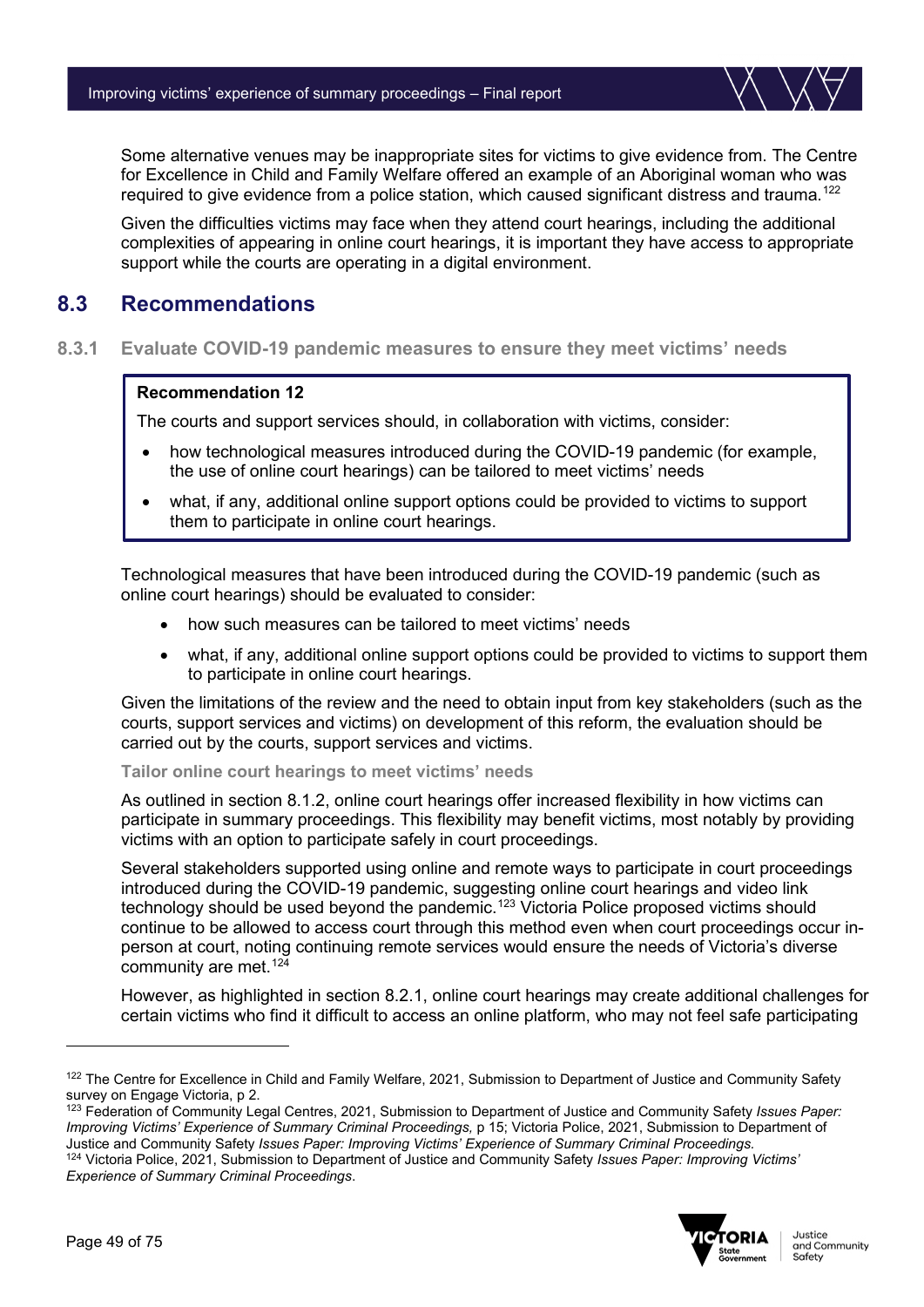Some alternative venues may be inappropriate sites for victims to give evidence from. The Centre for Excellence in Child and Family Welfare offered an example of an Aboriginal woman who was required to give evidence from a police station, which caused significant distress and trauma.[122]

Given the difficulties victims may face when they attend court hearings, including the additional complexities of appearing in online court hearings, it is important they have access to appropriate support while the courts are operating in a digital environment.

## 8.3 Recommendations

### 8.3.1 Evaluate COVID-19 pandemic measures to ensure they meet victims' needs

> **Recommendation 12**
>
> The courts and support services should, in collaboration with victims, consider:
>
> - how technological measures introduced during the COVID-19 pandemic (for example, the use of online court hearings) can be tailored to meet victims' needs
> - what, if any, additional online support options could be provided to victims to support them to participate in online court hearings.

Technological measures that have been introduced during the COVID-19 pandemic (such as online court hearings) should be evaluated to consider:

- how such measures can be tailored to meet victims' needs
- what, if any, additional online support options could be provided to victims to support them to participate in online court hearings.

Given the limitations of the review and the need to obtain input from key stakeholders (such as the courts, support services and victims) on development of this reform, the evaluation should be carried out by the courts, support services and victims.

#### Tailor online court hearings to meet victims' needs

As outlined in section 8.1.2, online court hearings offer increased flexibility in how victims can participate in summary proceedings. This flexibility may benefit victims, most notably by providing victims with an option to participate safely in court proceedings.

Several stakeholders supported using online and remote ways to participate in court proceedings introduced during the COVID-19 pandemic, suggesting online court hearings and video link technology should be used beyond the pandemic.[123] Victoria Police proposed victims should continue to be allowed to access court through this method even when court proceedings occur in-person at court, noting continuing remote services would ensure the needs of Victoria's diverse community are met.[124]

However, as highlighted in section 8.2.1, online court hearings may create additional challenges for certain victims who find it difficult to access an online platform, who may not feel safe participating

---

[122] The Centre for Excellence in Child and Family Welfare, 2021, Submission to Department of Justice and Community Safety survey on Engage Victoria, p 2.

[123] Federation of Community Legal Centres, 2021, Submission to Department of Justice and Community Safety *Issues Paper: Improving Victims' Experience of Summary Criminal Proceedings,* p 15; Victoria Police, 2021, Submission to Department of Justice and Community Safety *Issues Paper: Improving Victims' Experience of Summary Criminal Proceedings.*

[124] Victoria Police, 2021, Submission to Department of Justice and Community Safety *Issues Paper: Improving Victims' Experience of Summary Criminal Proceedings*.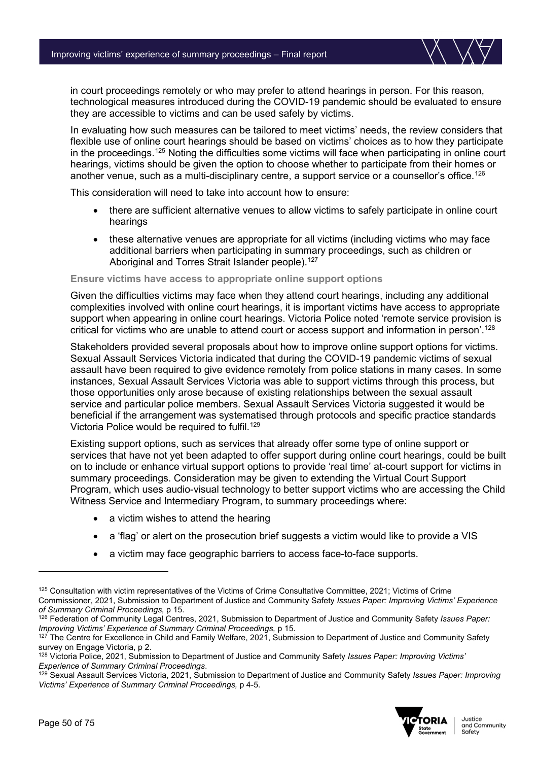in court proceedings remotely or who may prefer to attend hearings in person. For this reason, technological measures introduced during the COVID-19 pandemic should be evaluated to ensure they are accessible to victims and can be used safely by victims.

In evaluating how such measures can be tailored to meet victims' needs, the review considers that flexible use of online court hearings should be based on victims' choices as to how they participate in the proceedings.[125] Noting the difficulties some victims will face when participating in online court hearings, victims should be given the option to choose whether to participate from their homes or another venue, such as a multi-disciplinary centre, a support service or a counsellor's office.[126]

This consideration will need to take into account how to ensure:

- there are sufficient alternative venues to allow victims to safely participate in online court hearings
- these alternative venues are appropriate for all victims (including victims who may face additional barriers when participating in summary proceedings, such as children or Aboriginal and Torres Strait Islander people).[127]

#### Ensure victims have access to appropriate online support options

Given the difficulties victims may face when they attend court hearings, including any additional complexities involved with online court hearings, it is important victims have access to appropriate support when appearing in online court hearings. Victoria Police noted 'remote service provision is critical for victims who are unable to attend court or access support and information in person'.[128]

Stakeholders provided several proposals about how to improve online support options for victims. Sexual Assault Services Victoria indicated that during the COVID-19 pandemic victims of sexual assault have been required to give evidence remotely from police stations in many cases. In some instances, Sexual Assault Services Victoria was able to support victims through this process, but those opportunities only arose because of existing relationships between the sexual assault service and particular police members. Sexual Assault Services Victoria suggested it would be beneficial if the arrangement was systematised through protocols and specific practice standards Victoria Police would be required to fulfil.[129]

Existing support options, such as services that already offer some type of online support or services that have not yet been adapted to offer support during online court hearings, could be built on to include or enhance virtual support options to provide 'real time' at-court support for victims in summary proceedings. Consideration may be given to extending the Virtual Court Support Program, which uses audio-visual technology to better support victims who are accessing the Child Witness Service and Intermediary Program, to summary proceedings where:

- a victim wishes to attend the hearing
- a 'flag' or alert on the prosecution brief suggests a victim would like to provide a VIS
- a victim may face geographic barriers to access face-to-face supports.

---

[125] Consultation with victim representatives of the Victims of Crime Consultative Committee, 2021; Victims of Crime Commissioner, 2021, Submission to Department of Justice and Community Safety *Issues Paper: Improving Victims' Experience of Summary Criminal Proceedings,* p 15.

[126] Federation of Community Legal Centres, 2021, Submission to Department of Justice and Community Safety *Issues Paper: Improving Victims' Experience of Summary Criminal Proceedings,* p 15.

[127] The Centre for Excellence in Child and Family Welfare, 2021, Submission to Department of Justice and Community Safety survey on Engage Victoria, p 2.

[128] Victoria Police, 2021, Submission to Department of Justice and Community Safety *Issues Paper: Improving Victims' Experience of Summary Criminal Proceedings*.

[129] Sexual Assault Services Victoria, 2021, Submission to Department of Justice and Community Safety *Issues Paper: Improving Victims' Experience of Summary Criminal Proceedings,* p 4-5.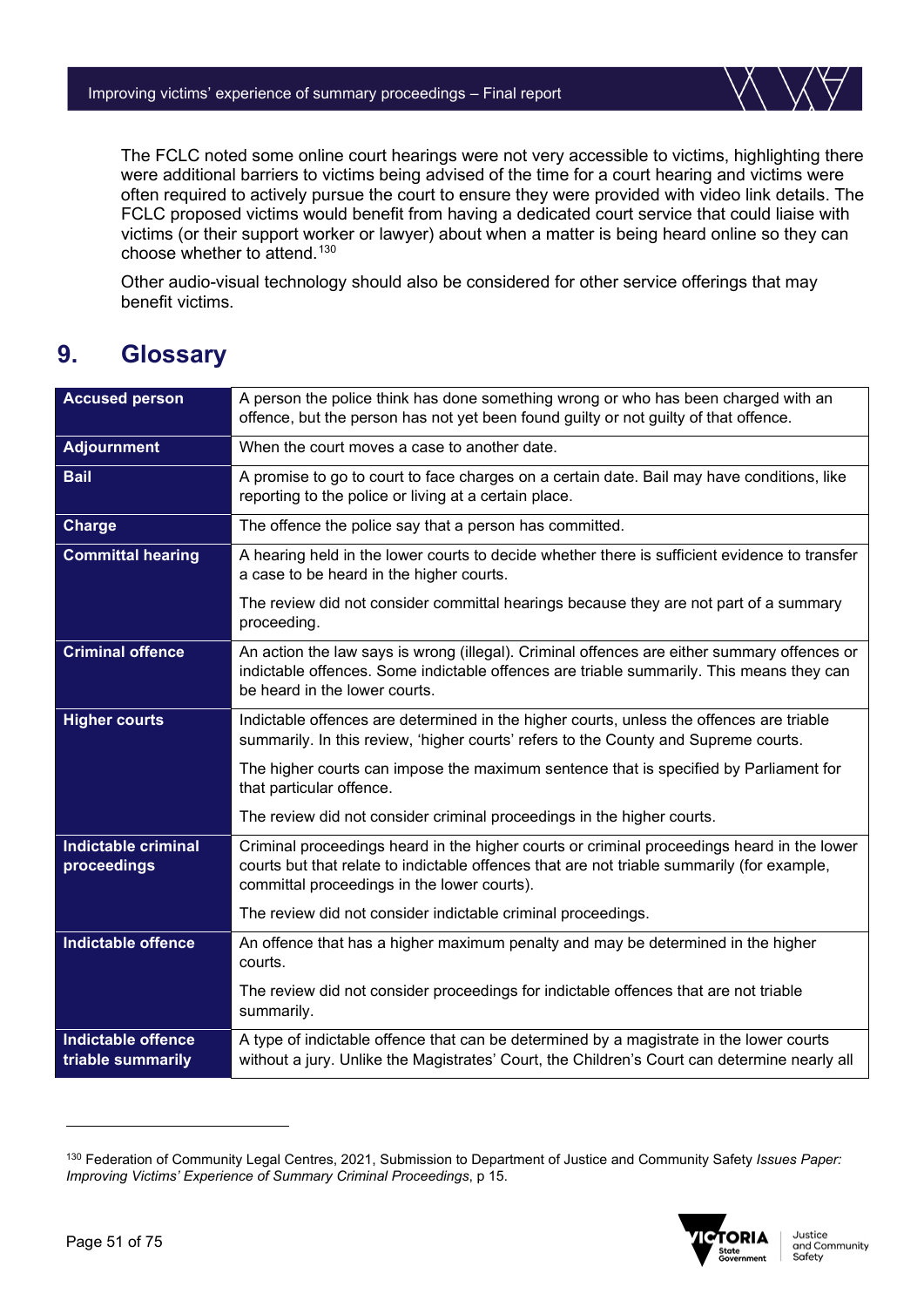The FCLC noted some online court hearings were not very accessible to victims, highlighting there were additional barriers to victims being advised of the time for a court hearing and victims were often required to actively pursue the court to ensure they were provided with video link details. The FCLC proposed victims would benefit from having a dedicated court service that could liaise with victims (or their support worker or lawyer) about when a matter is being heard online so they can choose whether to attend.[130]

Other audio-visual technology should also be considered for other service offerings that may benefit victims.

## 9. Glossary

| Term | Definition |
|---|---|
| **Accused person** | A person the police think has done something wrong or who has been charged with an offence, but the person has not yet been found guilty or not guilty of that offence. |
| **Adjournment** | When the court moves a case to another date. |
| **Bail** | A promise to go to court to face charges on a certain date. Bail may have conditions, like reporting to the police or living at a certain place. |
| **Charge** | The offence the police say that a person has committed. |
| **Committal hearing** | A hearing held in the lower courts to decide whether there is sufficient evidence to transfer a case to be heard in the higher courts.<br><br>The review did not consider committal hearings because they are not part of a summary proceeding. |
| **Criminal offence** | An action the law says is wrong (illegal). Criminal offences are either summary offences or indictable offences. Some indictable offences are triable summarily. This means they can be heard in the lower courts. |
| **Higher courts** | Indictable offences are determined in the higher courts, unless the offences are triable summarily. In this review, 'higher courts' refers to the County and Supreme courts.<br><br>The higher courts can impose the maximum sentence that is specified by Parliament for that particular offence.<br><br>The review did not consider criminal proceedings in the higher courts. |
| **Indictable criminal proceedings** | Criminal proceedings heard in the higher courts or criminal proceedings heard in the lower courts but that relate to indictable offences that are not triable summarily (for example, committal proceedings in the lower courts).<br><br>The review did not consider indictable criminal proceedings. |
| **Indictable offence** | An offence that has a higher maximum penalty and may be determined in the higher courts.<br><br>The review did not consider proceedings for indictable offences that are not triable summarily. |
| **Indictable offence triable summarily** | A type of indictable offence that can be determined by a magistrate in the lower courts without a jury. Unlike the Magistrates' Court, the Children's Court can determine nearly all |

[130] Federation of Community Legal Centres, 2021, Submission to Department of Justice and Community Safety *Issues Paper: Improving Victims' Experience of Summary Criminal Proceedings*, p 15.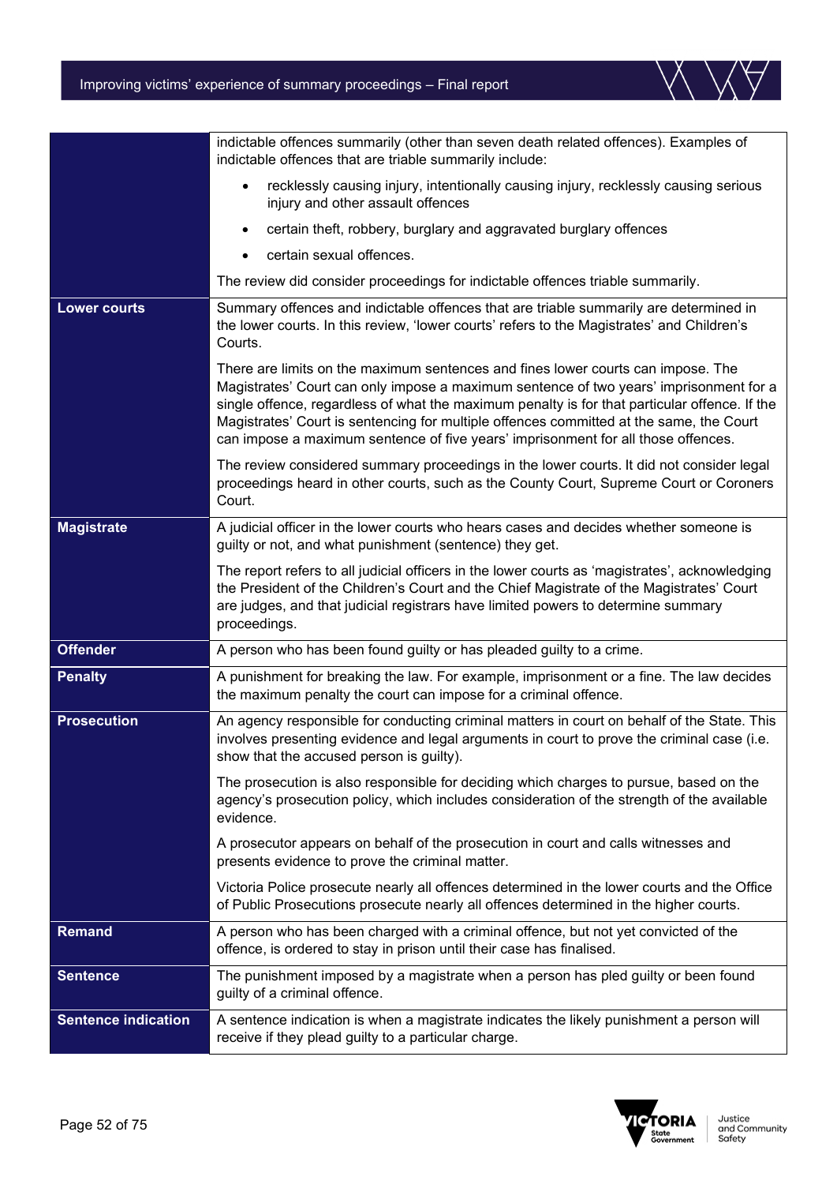| | |
|---|---|
| | indictable offences summarily (other than seven death related offences). Examples of indictable offences that are triable summarily include:<br>• recklessly causing injury, intentionally causing injury, recklessly causing serious injury and other assault offences<br>• certain theft, robbery, burglary and aggravated burglary offences<br>• certain sexual offences.<br><br>The review did consider proceedings for indictable offences triable summarily. |
| **Lower courts** | Summary offences and indictable offences that are triable summarily are determined in the lower courts. In this review, 'lower courts' refers to the Magistrates' and Children's Courts.<br><br>There are limits on the maximum sentences and fines lower courts can impose. The Magistrates' Court can only impose a maximum sentence of two years' imprisonment for a single offence, regardless of what the maximum penalty is for that particular offence. If the Magistrates' Court is sentencing for multiple offences committed at the same, the Court can impose a maximum sentence of five years' imprisonment for all those offences.<br><br>The review considered summary proceedings in the lower courts. It did not consider legal proceedings heard in other courts, such as the County Court, Supreme Court or Coroners Court. |
| **Magistrate** | A judicial officer in the lower courts who hears cases and decides whether someone is guilty or not, and what punishment (sentence) they get.<br><br>The report refers to all judicial officers in the lower courts as 'magistrates', acknowledging the President of the Children's Court and the Chief Magistrate of the Magistrates' Court are judges, and that judicial registrars have limited powers to determine summary proceedings. |
| **Offender** | A person who has been found guilty or has pleaded guilty to a crime. |
| **Penalty** | A punishment for breaking the law. For example, imprisonment or a fine. The law decides the maximum penalty the court can impose for a criminal offence. |
| **Prosecution** | An agency responsible for conducting criminal matters in court on behalf of the State. This involves presenting evidence and legal arguments in court to prove the criminal case (i.e. show that the accused person is guilty).<br><br>The prosecution is also responsible for deciding which charges to pursue, based on the agency's prosecution policy, which includes consideration of the strength of the available evidence.<br><br>A prosecutor appears on behalf of the prosecution in court and calls witnesses and presents evidence to prove the criminal matter.<br><br>Victoria Police prosecute nearly all offences determined in the lower courts and the Office of Public Prosecutions prosecute nearly all offences determined in the higher courts. |
| **Remand** | A person who has been charged with a criminal offence, but not yet convicted of the offence, is ordered to stay in prison until their case has finalised. |
| **Sentence** | The punishment imposed by a magistrate when a person has pled guilty or been found guilty of a criminal offence. |
| **Sentence indication** | A sentence indication is when a magistrate indicates the likely punishment a person will receive if they plead guilty to a particular charge. |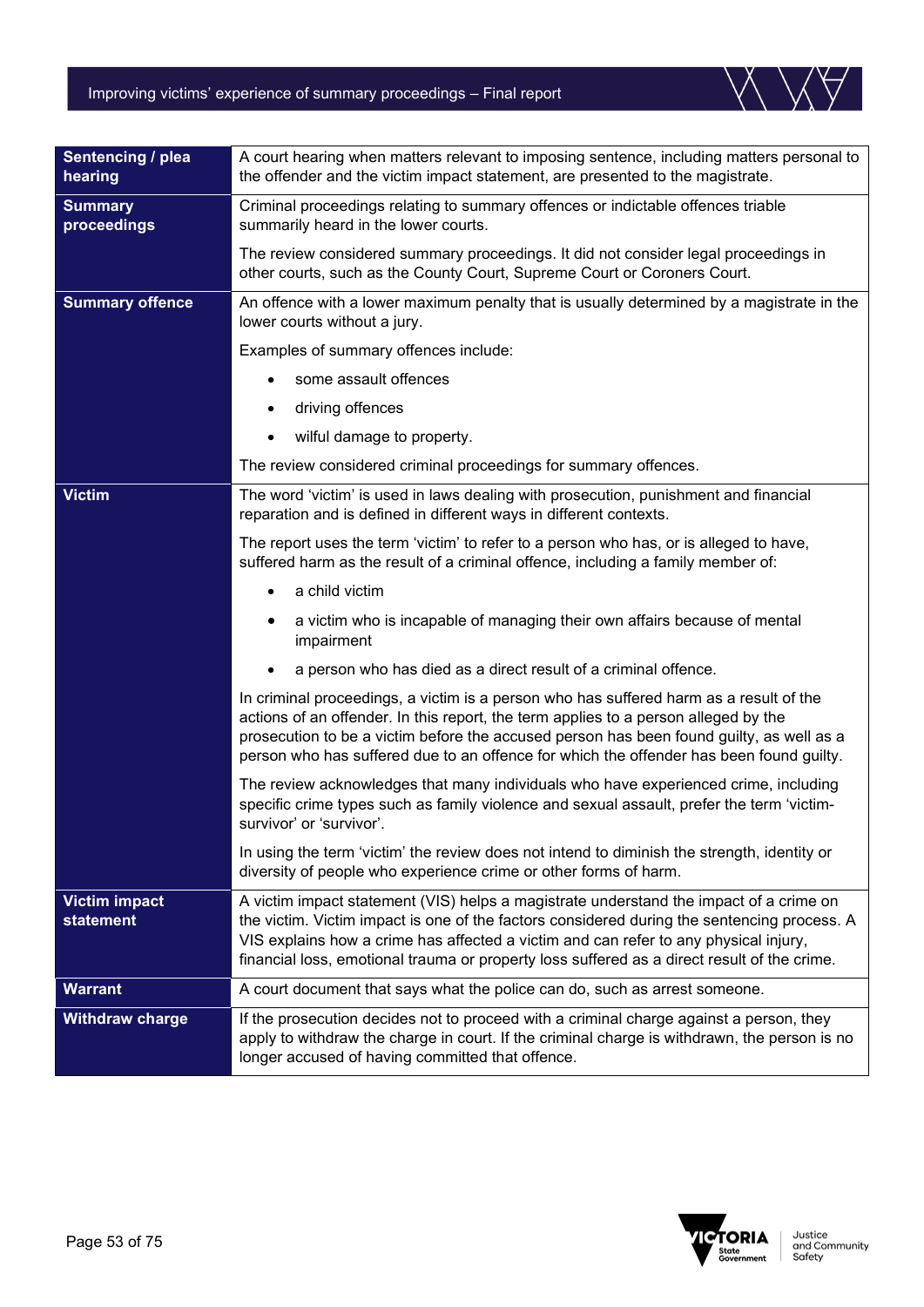| Term | Definition |
|---|---|
| **Sentencing / plea hearing** | A court hearing when matters relevant to imposing sentence, including matters personal to the offender and the victim impact statement, are presented to the magistrate. |
| **Summary proceedings** | Criminal proceedings relating to summary offences or indictable offences triable summarily heard in the lower courts.<br><br>The review considered summary proceedings. It did not consider legal proceedings in other courts, such as the County Court, Supreme Court or Coroners Court. |
| **Summary offence** | An offence with a lower maximum penalty that is usually determined by a magistrate in the lower courts without a jury.<br><br>Examples of summary offences include:<br>• some assault offences<br>• driving offences<br>• wilful damage to property.<br><br>The review considered criminal proceedings for summary offences. |
| **Victim** | The word 'victim' is used in laws dealing with prosecution, punishment and financial reparation and is defined in different ways in different contexts.<br><br>The report uses the term 'victim' to refer to a person who has, or is alleged to have, suffered harm as the result of a criminal offence, including a family member of:<br>• a child victim<br>• a victim who is incapable of managing their own affairs because of mental impairment<br>• a person who has died as a direct result of a criminal offence.<br><br>In criminal proceedings, a victim is a person who has suffered harm as a result of the actions of an offender. In this report, the term applies to a person alleged by the prosecution to be a victim before the accused person has been found guilty, as well as a person who has suffered due to an offence for which the offender has been found guilty.<br><br>The review acknowledges that many individuals who have experienced crime, including specific crime types such as family violence and sexual assault, prefer the term 'victim-survivor' or 'survivor'.<br><br>In using the term 'victim' the review does not intend to diminish the strength, identity or diversity of people who experience crime or other forms of harm. |
| **Victim impact statement** | A victim impact statement (VIS) helps a magistrate understand the impact of a crime on the victim. Victim impact is one of the factors considered during the sentencing process. A VIS explains how a crime has affected a victim and can refer to any physical injury, financial loss, emotional trauma or property loss suffered as a direct result of the crime. |
| **Warrant** | A court document that says what the police can do, such as arrest someone. |
| **Withdraw charge** | If the prosecution decides not to proceed with a criminal charge against a person, they apply to withdraw the charge in court. If the criminal charge is withdrawn, the person is no longer accused of having committed that offence. |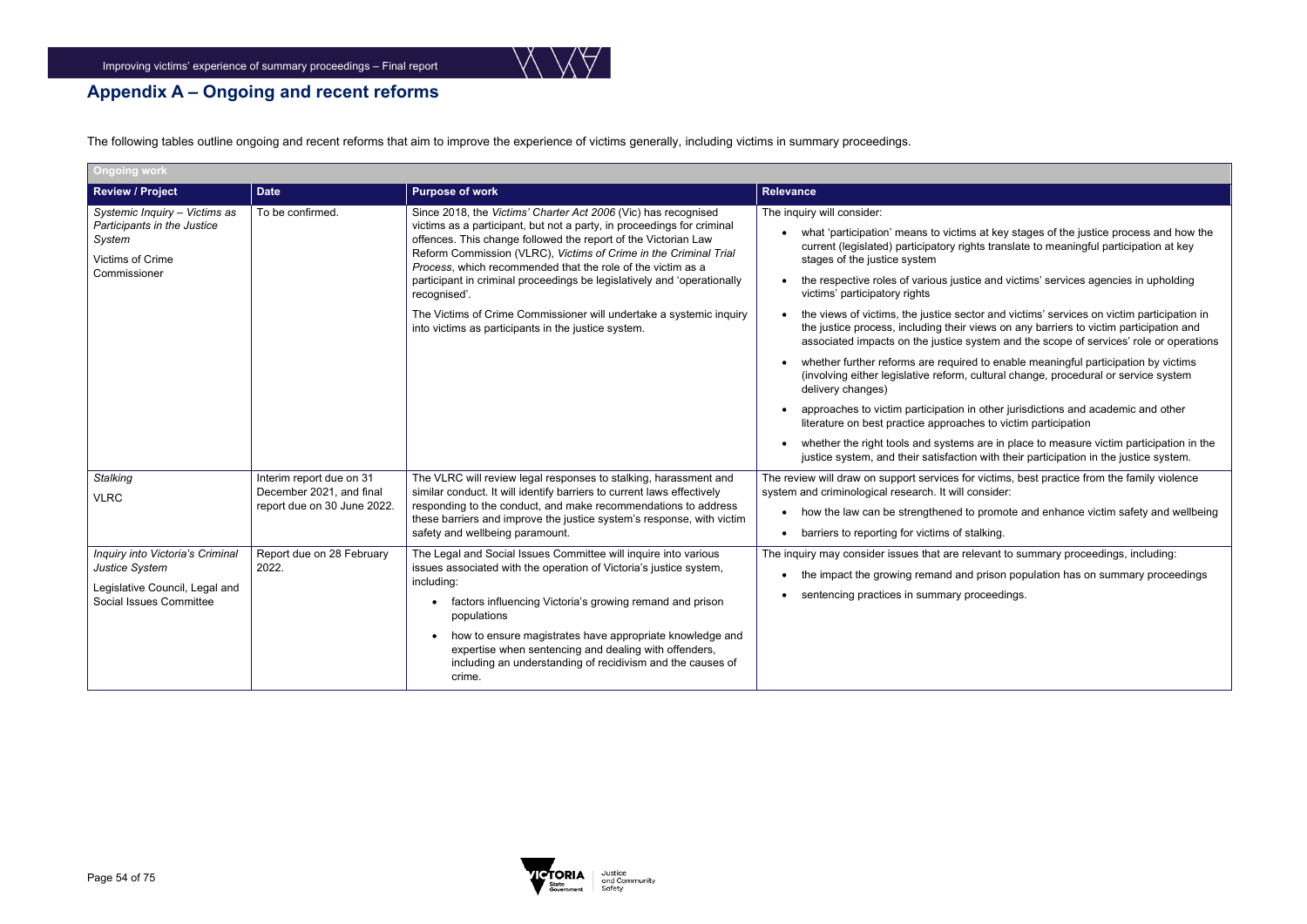## Appendix A – Ongoing and recent reforms

The following tables outline ongoing and recent reforms that aim to improve the experience of victims generally, including victims in summary proceedings.

| **Ongoing work** | | | |
|---|---|---|---|
| **Review / Project** | **Date** | **Purpose of work** | **Relevance** |
| *Systemic Inquiry – Victims as Participants in the Justice System*<br><br>Victims of Crime Commissioner | To be confirmed. | Since 2018, the *Victims' Charter Act 2006* (Vic) has recognised victims as a participant, but not a party, in proceedings for criminal offences. This change followed the report of the Victorian Law Reform Commission (VLRC), *Victims of Crime in the Criminal Trial Process*, which recommended that the role of the victim as a participant in criminal proceedings be legislatively and 'operationally recognised'.<br><br>The Victims of Crime Commissioner will undertake a systemic inquiry into victims as participants in the justice system. | The inquiry will consider:<br>• what 'participation' means to victims at key stages of the justice process and how the current (legislated) participatory rights translate to meaningful participation at key stages of the justice system<br>• the respective roles of various justice and victims' services agencies in upholding victims' participatory rights<br>• the views of victims, the justice sector and victims' services on victim participation in the justice process, including their views on any barriers to victim participation and associated impacts on the justice system and the scope of services' role or operations<br>• whether further reforms are required to enable meaningful participation by victims (involving either legislative reform, cultural change, procedural or service system delivery changes)<br>• approaches to victim participation in other jurisdictions and academic and other literature on best practice approaches to victim participation<br>• whether the right tools and systems are in place to measure victim participation in the justice system, and their satisfaction with their participation in the justice system. |
| *Stalking*<br><br>VLRC | Interim report due on 31 December 2021, and final report due on 30 June 2022. | The VLRC will review legal responses to stalking, harassment and similar conduct. It will identify barriers to current laws effectively responding to the conduct, and make recommendations to address these barriers and improve the justice system's response, with victim safety and wellbeing paramount. | The review will draw on support services for victims, best practice from the family violence system and criminological research. It will consider:<br>• how the law can be strengthened to promote and enhance victim safety and wellbeing<br>• barriers to reporting for victims of stalking. |
| *Inquiry into Victoria's Criminal Justice System*<br><br>Legislative Council, Legal and Social Issues Committee | Report due on 28 February 2022. | The Legal and Social Issues Committee will inquire into various issues associated with the operation of Victoria's justice system, including:<br>• factors influencing Victoria's growing remand and prison populations<br>• how to ensure magistrates have appropriate knowledge and expertise when sentencing and dealing with offenders, including an understanding of recidivism and the causes of crime. | The inquiry may consider issues that are relevant to summary proceedings, including:<br>• the impact the growing remand and prison population has on summary proceedings<br>• sentencing practices in summary proceedings. |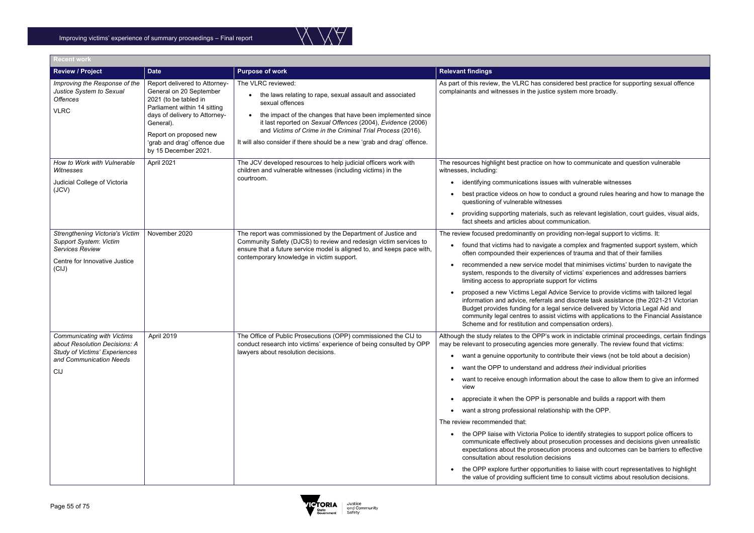| Recent work | | | |
|---|---|---|---|
| **Review / Project** | **Date** | **Purpose of work** | **Relevant findings** |
| *Improving the Response of the Justice System to Sexual Offences*<br><br>VLRC | Report delivered to Attorney-General on 20 September 2021 (to be tabled in Parliament within 14 sitting days of delivery to Attorney-General).<br><br>Report on proposed new 'grab and drag' offence due by 15 December 2021. | The VLRC reviewed:<br>• the laws relating to rape, sexual assault and associated sexual offences<br>• the impact of the changes that have been implemented since it last reported on *Sexual Offences* (2004), *Evidence* (2006) and *Victims of Crime in the Criminal Trial Process* (2016).<br><br>It will also consider if there should be a new 'grab and drag' offence. | As part of this review, the VLRC has considered best practice for supporting sexual offence complainants and witnesses in the justice system more broadly. |
| *How to Work with Vulnerable Witnesses*<br><br>Judicial College of Victoria (JCV) | April 2021 | The JCV developed resources to help judicial officers work with children and vulnerable witnesses (including victims) in the courtroom. | The resources highlight best practice on how to communicate and question vulnerable witnesses, including:<br>• identifying communications issues with vulnerable witnesses<br>• best practice videos on how to conduct a ground rules hearing and how to manage the questioning of vulnerable witnesses<br>• providing supporting materials, such as relevant legislation, court guides, visual aids, fact sheets and articles about communication. |
| *Strengthening Victoria's Victim Support System: Victim Services Review*<br><br>Centre for Innovative Justice (CIJ) | November 2020 | The report was commissioned by the Department of Justice and Community Safety (DJCS) to review and redesign victim services to ensure that a future service model is aligned to, and keeps pace with, contemporary knowledge in victim support. | The review focused predominantly on providing non-legal support to victims. It:<br>• found that victims had to navigate a complex and fragmented support system, which often compounded their experiences of trauma and that of their families<br>• recommended a new service model that minimises victims' burden to navigate the system, responds to the diversity of victims' experiences and addresses barriers limiting access to appropriate support for victims<br>• proposed a new Victims Legal Advice Service to provide victims with tailored legal information and advice, referrals and discrete task assistance (the 2021-21 Victorian Budget provides funding for a legal service delivered by Victoria Legal Aid and community legal centres to assist victims with applications to the Financial Assistance Scheme and for restitution and compensation orders). |
| *Communicating with Victims about Resolution Decisions: A Study of Victims' Experiences and Communication Needs*<br><br>CIJ | April 2019 | The Office of Public Prosecutions (OPP) commissioned the CIJ to conduct research into victims' experience of being consulted by OPP lawyers about resolution decisions. | Although the study relates to the OPP's work in indictable criminal proceedings, certain findings may be relevant to prosecuting agencies more generally. The review found that victims:<br>• want a genuine opportunity to contribute their views (not be told about a decision)<br>• want the OPP to understand and address *their* individual priorities<br>• want to receive enough information about the case to allow them to give an informed view<br>• appreciate it when the OPP is personable and builds a rapport with them<br>• want a strong professional relationship with the OPP.<br><br>The review recommended that:<br>• the OPP liaise with Victoria Police to identify strategies to support police officers to communicate effectively about prosecution processes and decisions given unrealistic expectations about the prosecution process and outcomes can be barriers to effective consultation about resolution decisions<br>• the OPP explore further opportunities to liaise with court representatives to highlight the value of providing sufficient time to consult victims about resolution decisions. |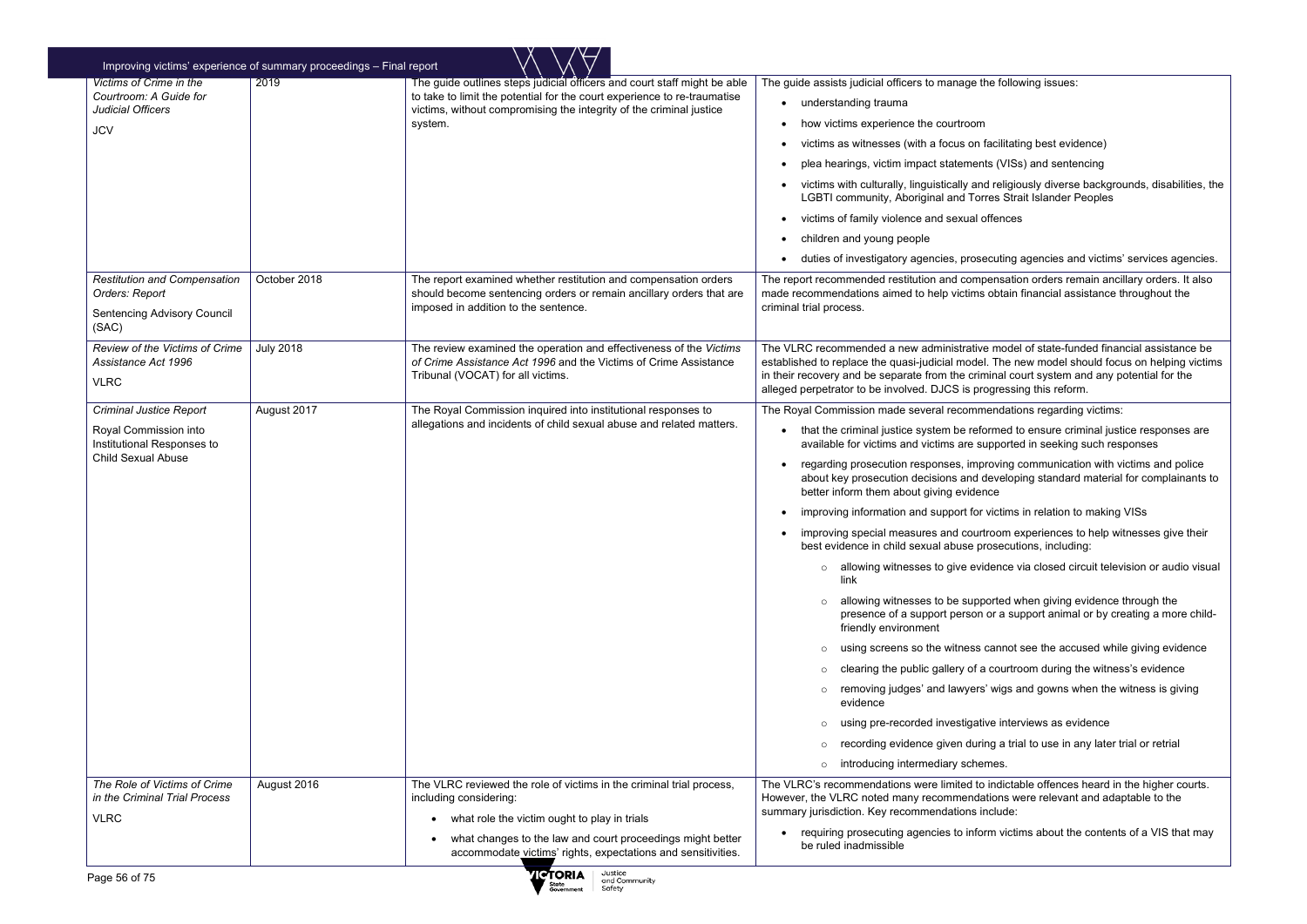| | | | |
|---|---|---|---|
| *Victims of Crime in the Courtroom: A Guide for Judicial Officers*<br><br>JCV | 2019 | The guide outlines steps judicial officers and court staff might be able to take to limit the potential for the court experience to re-traumatise victims, without compromising the integrity of the criminal justice system. | The guide assists judicial officers to manage the following issues:<br>• understanding trauma<br>• how victims experience the courtroom<br>• victims as witnesses (with a focus on facilitating best evidence)<br>• plea hearings, victim impact statements (VISs) and sentencing<br>• victims with culturally, linguistically and religiously diverse backgrounds, disabilities, the LGBTI community, Aboriginal and Torres Strait Islander Peoples<br>• victims of family violence and sexual offences<br>• children and young people<br>• duties of investigatory agencies, prosecuting agencies and victims' services agencies. |
| *Restitution and Compensation Orders: Report*<br><br>Sentencing Advisory Council (SAC) | October 2018 | The report examined whether restitution and compensation orders should become sentencing orders or remain ancillary orders that are imposed in addition to the sentence. | The report recommended restitution and compensation orders remain ancillary orders. It also made recommendations aimed to help victims obtain financial assistance throughout the criminal trial process. |
| *Review of the Victims of Crime Assistance Act 1996*<br><br>VLRC | July 2018 | The review examined the operation and effectiveness of the *Victims of Crime Assistance Act 1996* and the Victims of Crime Assistance Tribunal (VOCAT) for all victims. | The VLRC recommended a new administrative model of state-funded financial assistance be established to replace the quasi-judicial model. The new model should focus on helping victims in their recovery and be separate from the criminal court system and any potential for the alleged perpetrator to be involved. DJCS is progressing this reform. |
| *Criminal Justice Report*<br><br>Royal Commission into Institutional Responses to Child Sexual Abuse | August 2017 | The Royal Commission inquired into institutional responses to allegations and incidents of child sexual abuse and related matters. | The Royal Commission made several recommendations regarding victims:<br>• that the criminal justice system be reformed to ensure criminal justice responses are available for victims and victims are supported in seeking such responses<br>• regarding prosecution responses, improving communication with victims and police about key prosecution decisions and developing standard material for complainants to better inform them about giving evidence<br>• improving information and support for victims in relation to making VISs<br>• improving special measures and courtroom experiences to help witnesses give their best evidence in child sexual abuse prosecutions, including:<br>&nbsp;&nbsp;○ allowing witnesses to give evidence via closed circuit television or audio visual link<br>&nbsp;&nbsp;○ allowing witnesses to be supported when giving evidence through the presence of a support person or a support animal or by creating a more child-friendly environment<br>&nbsp;&nbsp;○ using screens so the witness cannot see the accused while giving evidence<br>&nbsp;&nbsp;○ clearing the public gallery of a courtroom during the witness's evidence<br>&nbsp;&nbsp;○ removing judges' and lawyers' wigs and gowns when the witness is giving evidence<br>&nbsp;&nbsp;○ using pre-recorded investigative interviews as evidence<br>&nbsp;&nbsp;○ recording evidence given during a trial to use in any later trial or retrial<br>&nbsp;&nbsp;○ introducing intermediary schemes. |
| *The Role of Victims of Crime in the Criminal Trial Process*<br><br>VLRC | August 2016 | The VLRC reviewed the role of victims in the criminal trial process, including considering:<br>• what role the victim ought to play in trials<br>• what changes to the law and court proceedings might better accommodate victims' rights, expectations and sensitivities. | The VLRC's recommendations were limited to indictable offences heard in the higher courts. However, the VLRC noted many recommendations were relevant and adaptable to the summary jurisdiction. Key recommendations include:<br>• requiring prosecuting agencies to inform victims about the contents of a VIS that may be ruled inadmissible |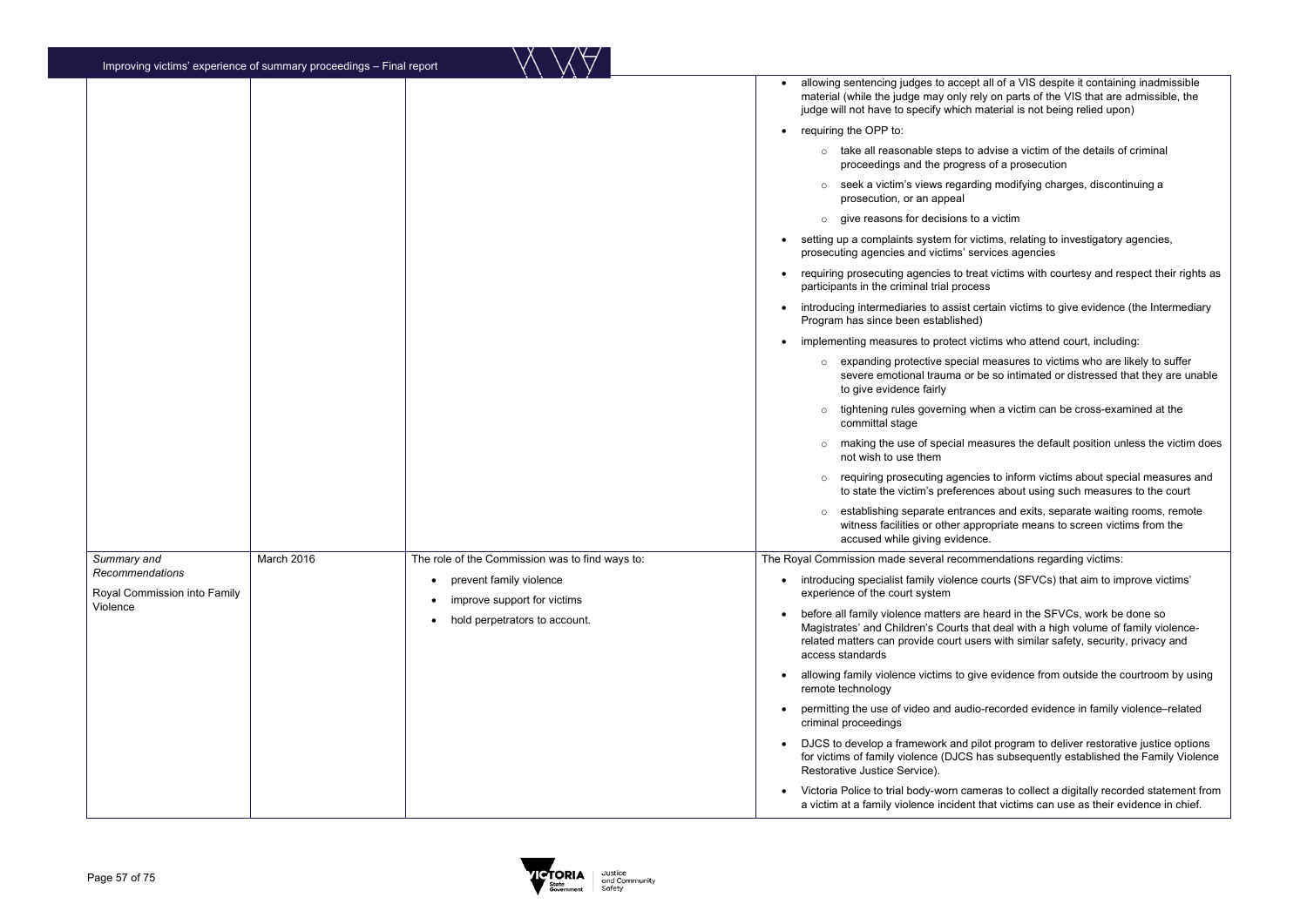| | | | |
|---|---|---|---|
| | | | • allowing sentencing judges to accept all of a VIS despite it containing inadmissible material (while the judge may only rely on parts of the VIS that are admissible, the judge will not have to specify which material is not being relied upon)<br>• requiring the OPP to:<br>&nbsp;&nbsp;&nbsp;&nbsp;○ take all reasonable steps to advise a victim of the details of criminal proceedings and the progress of a prosecution<br>&nbsp;&nbsp;&nbsp;&nbsp;○ seek a victim's views regarding modifying charges, discontinuing a prosecution, or an appeal<br>&nbsp;&nbsp;&nbsp;&nbsp;○ give reasons for decisions to a victim<br>• setting up a complaints system for victims, relating to investigatory agencies, prosecuting agencies and victims' services agencies<br>• requiring prosecuting agencies to treat victims with courtesy and respect their rights as participants in the criminal trial process<br>• introducing intermediaries to assist certain victims to give evidence (the Intermediary Program has since been established)<br>• implementing measures to protect victims who attend court, including:<br>&nbsp;&nbsp;&nbsp;&nbsp;○ expanding protective special measures to victims who are likely to suffer severe emotional trauma or be so intimated or distressed that they are unable to give evidence fairly<br>&nbsp;&nbsp;&nbsp;&nbsp;○ tightening rules governing when a victim can be cross-examined at the committal stage<br>&nbsp;&nbsp;&nbsp;&nbsp;○ making the use of special measures the default position unless the victim does not wish to use them<br>&nbsp;&nbsp;&nbsp;&nbsp;○ requiring prosecuting agencies to inform victims about special measures and to state the victim's preferences about using such measures to the court<br>&nbsp;&nbsp;&nbsp;&nbsp;○ establishing separate entrances and exits, separate waiting rooms, remote witness facilities or other appropriate means to screen victims from the accused while giving evidence. |
| *Summary and Recommendations*<br>Royal Commission into Family Violence | March 2016 | The role of the Commission was to find ways to:<br>• prevent family violence<br>• improve support for victims<br>• hold perpetrators to account. | The Royal Commission made several recommendations regarding victims:<br>• introducing specialist family violence courts (SFVCs) that aim to improve victims' experience of the court system<br>• before all family violence matters are heard in the SFVCs, work be done so Magistrates' and Children's Courts that deal with a high volume of family violence-related matters can provide court users with similar safety, security, privacy and access standards<br>• allowing family violence victims to give evidence from outside the courtroom by using remote technology<br>• permitting the use of video and audio-recorded evidence in family violence–related criminal proceedings<br>• DJCS to develop a framework and pilot program to deliver restorative justice options for victims of family violence (DJCS has subsequently established the Family Violence Restorative Justice Service).<br>• Victoria Police to trial body-worn cameras to collect a digitally recorded statement from a victim at a family violence incident that victims can use as their evidence in chief. |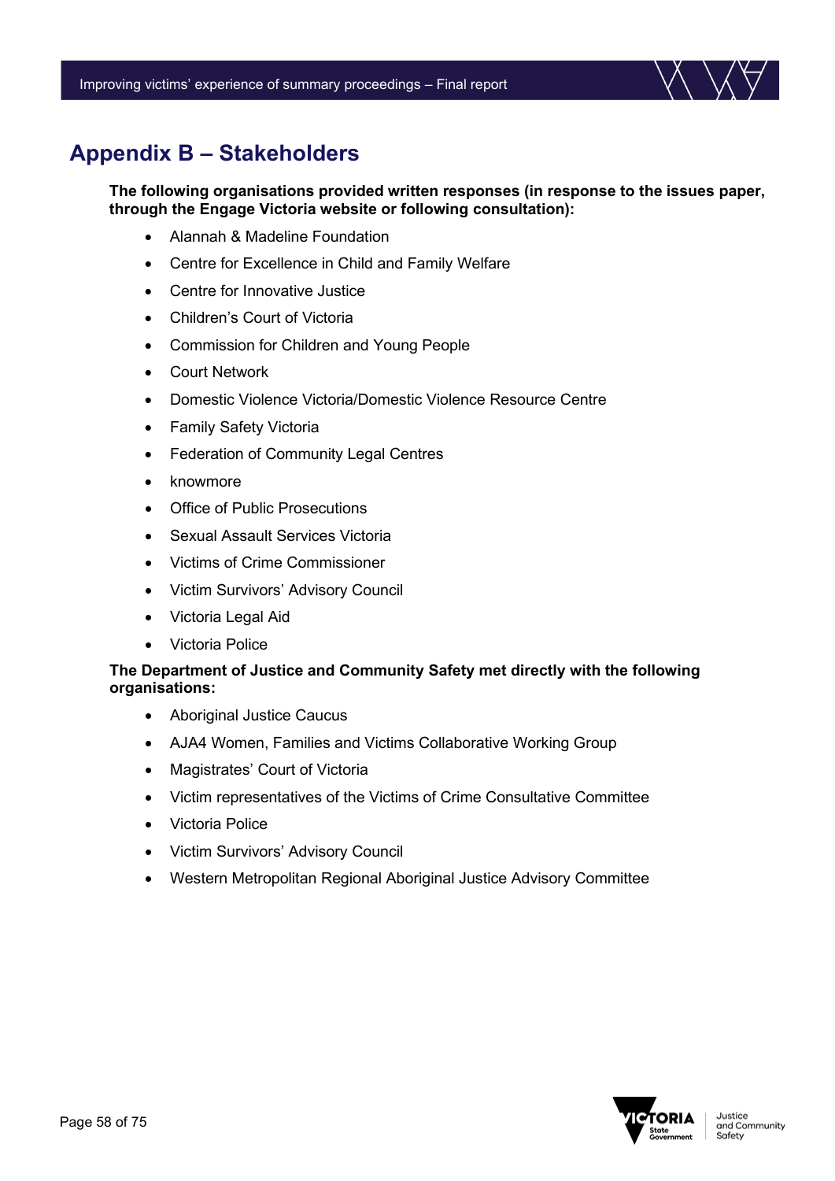# Appendix B – Stakeholders

**The following organisations provided written responses (in response to the issues paper, through the Engage Victoria website or following consultation):**

- Alannah & Madeline Foundation
- Centre for Excellence in Child and Family Welfare
- Centre for Innovative Justice
- Children's Court of Victoria
- Commission for Children and Young People
- Court Network
- Domestic Violence Victoria/Domestic Violence Resource Centre
- Family Safety Victoria
- Federation of Community Legal Centres
- knowmore
- Office of Public Prosecutions
- Sexual Assault Services Victoria
- Victims of Crime Commissioner
- Victim Survivors' Advisory Council
- Victoria Legal Aid
- Victoria Police

**The Department of Justice and Community Safety met directly with the following organisations:**

- Aboriginal Justice Caucus
- AJA4 Women, Families and Victims Collaborative Working Group
- Magistrates' Court of Victoria
- Victim representatives of the Victims of Crime Consultative Committee
- Victoria Police
- Victim Survivors' Advisory Council
- Western Metropolitan Regional Aboriginal Justice Advisory Committee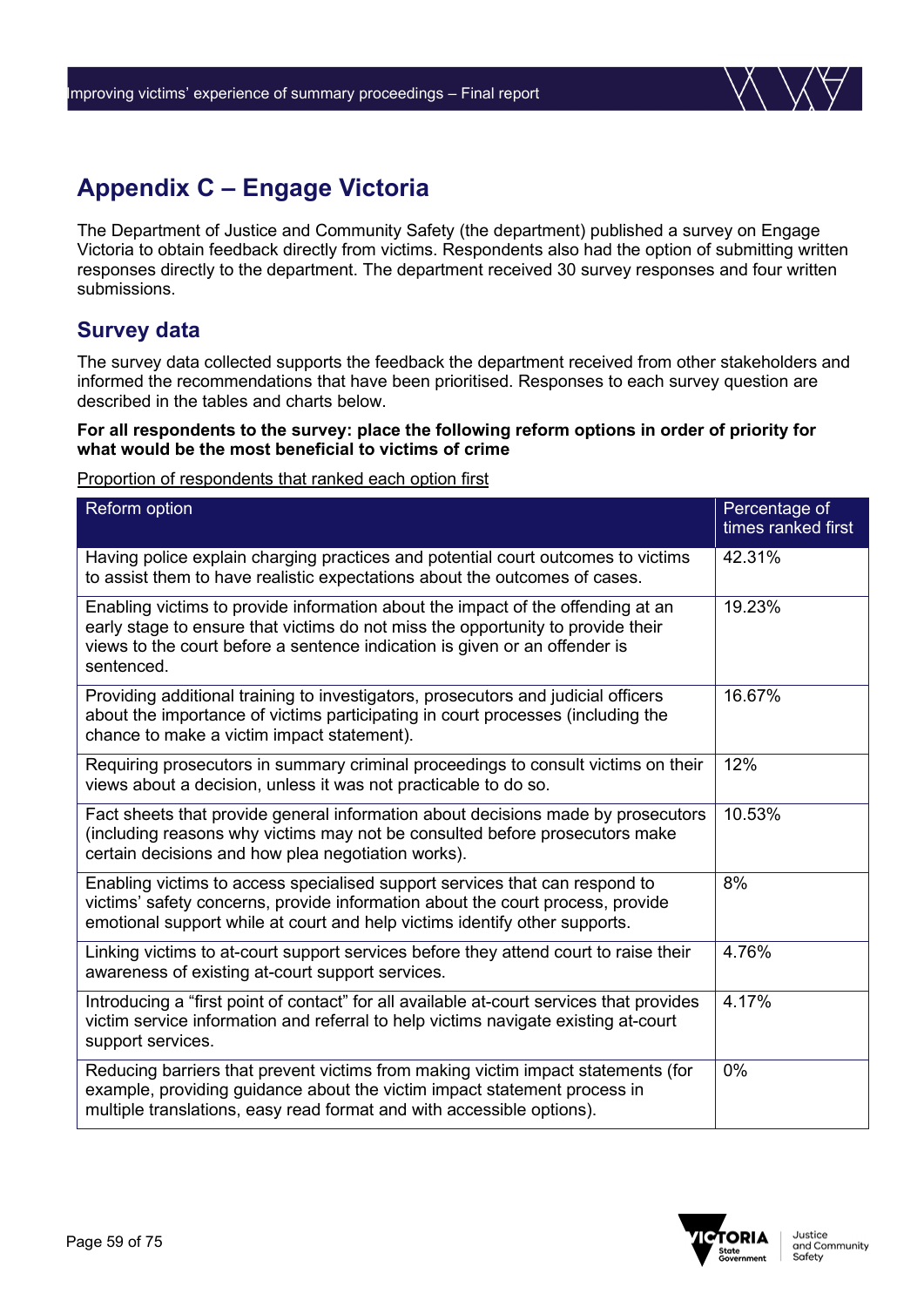# Appendix C – Engage Victoria

The Department of Justice and Community Safety (the department) published a survey on Engage Victoria to obtain feedback directly from victims. Respondents also had the option of submitting written responses directly to the department. The department received 30 survey responses and four written submissions.

## Survey data

The survey data collected supports the feedback the department received from other stakeholders and informed the recommendations that have been prioritised. Responses to each survey question are described in the tables and charts below.

**For all respondents to the survey: place the following reform options in order of priority for what would be the most beneficial to victims of crime**

Proportion of respondents that ranked each option first

| Reform option | Percentage of times ranked first |
|---|---|
| Having police explain charging practices and potential court outcomes to victims to assist them to have realistic expectations about the outcomes of cases. | 42.31% |
| Enabling victims to provide information about the impact of the offending at an early stage to ensure that victims do not miss the opportunity to provide their views to the court before a sentence indication is given or an offender is sentenced. | 19.23% |
| Providing additional training to investigators, prosecutors and judicial officers about the importance of victims participating in court processes (including the chance to make a victim impact statement). | 16.67% |
| Requiring prosecutors in summary criminal proceedings to consult victims on their views about a decision, unless it was not practicable to do so. | 12% |
| Fact sheets that provide general information about decisions made by prosecutors (including reasons why victims may not be consulted before prosecutors make certain decisions and how plea negotiation works). | 10.53% |
| Enabling victims to access specialised support services that can respond to victims' safety concerns, provide information about the court process, provide emotional support while at court and help victims identify other supports. | 8% |
| Linking victims to at-court support services before they attend court to raise their awareness of existing at-court support services. | 4.76% |
| Introducing a "first point of contact" for all available at-court services that provides victim service information and referral to help victims navigate existing at-court support services. | 4.17% |
| Reducing barriers that prevent victims from making victim impact statements (for example, providing guidance about the victim impact statement process in multiple translations, easy read format and with accessible options). | 0% |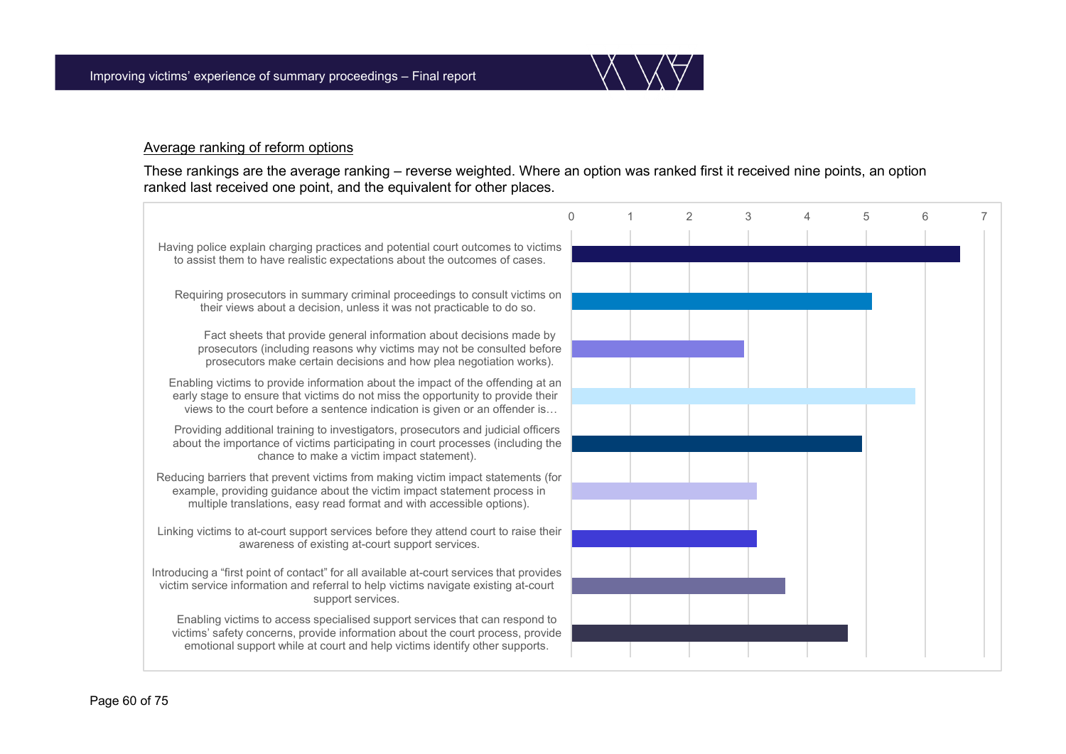Average ranking of reform options

These rankings are the average ranking – reverse weighted. Where an option was ranked first it received nine points, an option ranked last received one point, and the equivalent for other places.

- Having police explain charging practices and potential court outcomes to victims to assist them to have realistic expectations about the outcomes of cases.
- Requiring prosecutors in summary criminal proceedings to consult victims on their views about a decision, unless it was not practicable to do so.
- Fact sheets that provide general information about decisions made by prosecutors (including reasons why victims may not be consulted before prosecutors make certain decisions and how plea negotiation works).
- Enabling victims to provide information about the impact of the offending at an early stage to ensure that victims do not miss the opportunity to provide their views to the court before a sentence indication is given or an offender is…
- Providing additional training to investigators, prosecutors and judicial officers about the importance of victims participating in court processes (including the chance to make a victim impact statement).
- Reducing barriers that prevent victims from making victim impact statements (for example, providing guidance about the victim impact statement process in multiple translations, easy read format and with accessible options).
- Linking victims to at-court support services before they attend court to raise their awareness of existing at-court support services.
- Introducing a "first point of contact" for all available at-court services that provides victim service information and referral to help victims navigate existing at-court support services.
- Enabling victims to access specialised support services that can respond to victims' safety concerns, provide information about the court process, provide emotional support while at court and help victims identify other supports.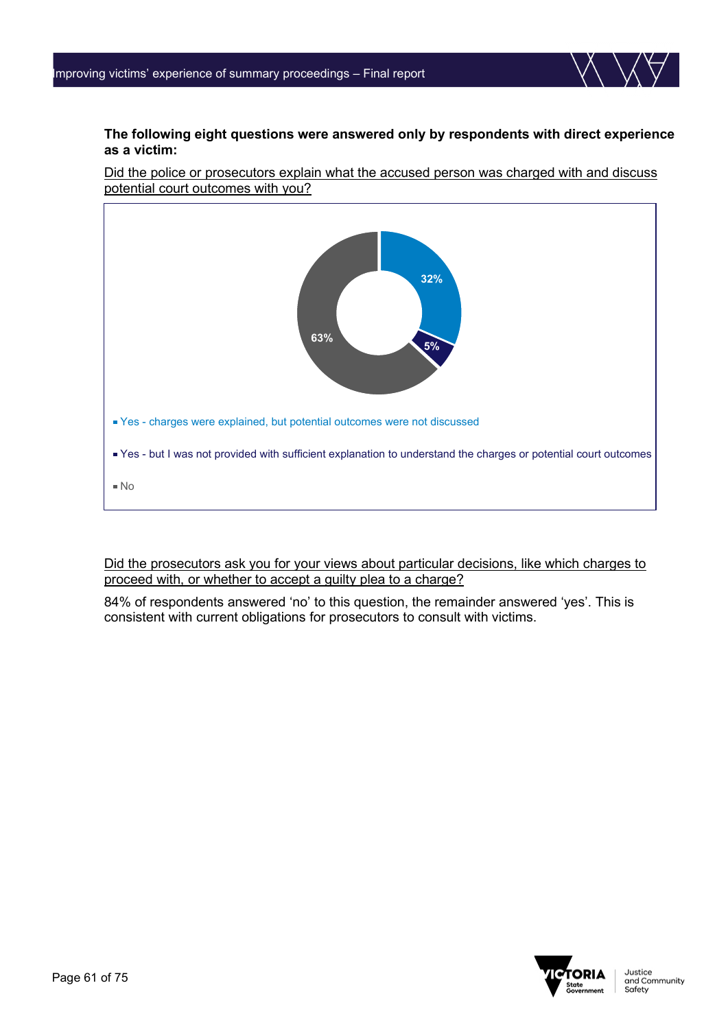**The following eight questions were answered only by respondents with direct experience as a victim:**

Did the police or prosecutors explain what the accused person was charged with and discuss potential court outcomes with you?

| Response | Percentage |
|---|---|
| Yes - charges were explained, but potential outcomes were not discussed | 32% |
| Yes - but I was not provided with sufficient explanation to understand the charges or potential court outcomes | 5% |
| No | 63% |

Did the prosecutors ask you for your views about particular decisions, like which charges to proceed with, or whether to accept a guilty plea to a charge?

84% of respondents answered 'no' to this question, the remainder answered 'yes'. This is consistent with current obligations for prosecutors to consult with victims.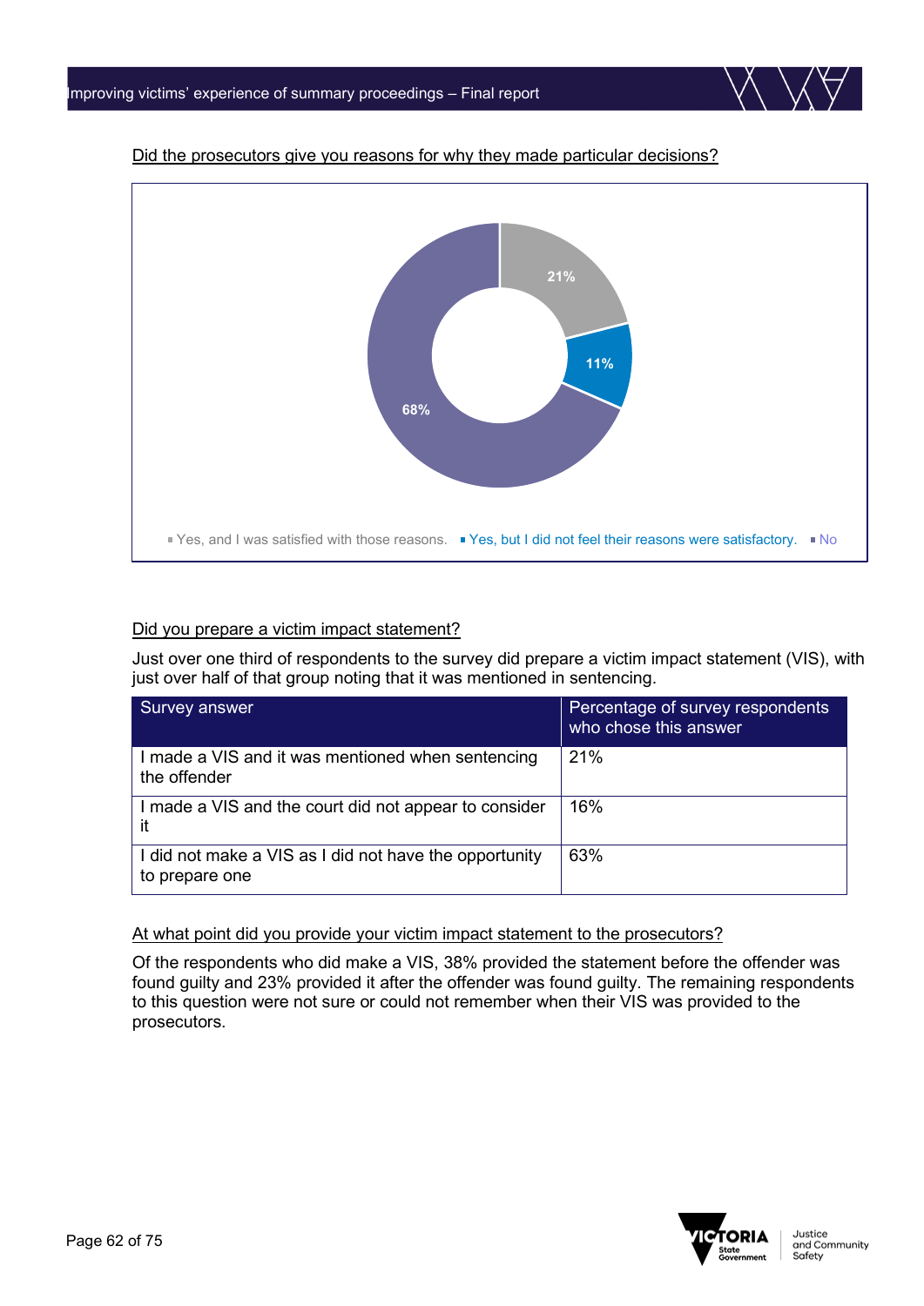Did the prosecutors give you reasons for why they made particular decisions?

- Yes, and I was satisfied with those reasons. 21%
- Yes, but I did not feel their reasons were satisfactory. 11%
- No 68%

Did you prepare a victim impact statement?

Just over one third of respondents to the survey did prepare a victim impact statement (VIS), with just over half of that group noting that it was mentioned in sentencing.

| Survey answer | Percentage of survey respondents who chose this answer |
| --- | --- |
| I made a VIS and it was mentioned when sentencing the offender | 21% |
| I made a VIS and the court did not appear to consider it | 16% |
| I did not make a VIS as I did not have the opportunity to prepare one | 63% |

At what point did you provide your victim impact statement to the prosecutors?

Of the respondents who did make a VIS, 38% provided the statement before the offender was found guilty and 23% provided it after the offender was found guilty. The remaining respondents to this question were not sure or could not remember when their VIS was provided to the prosecutors.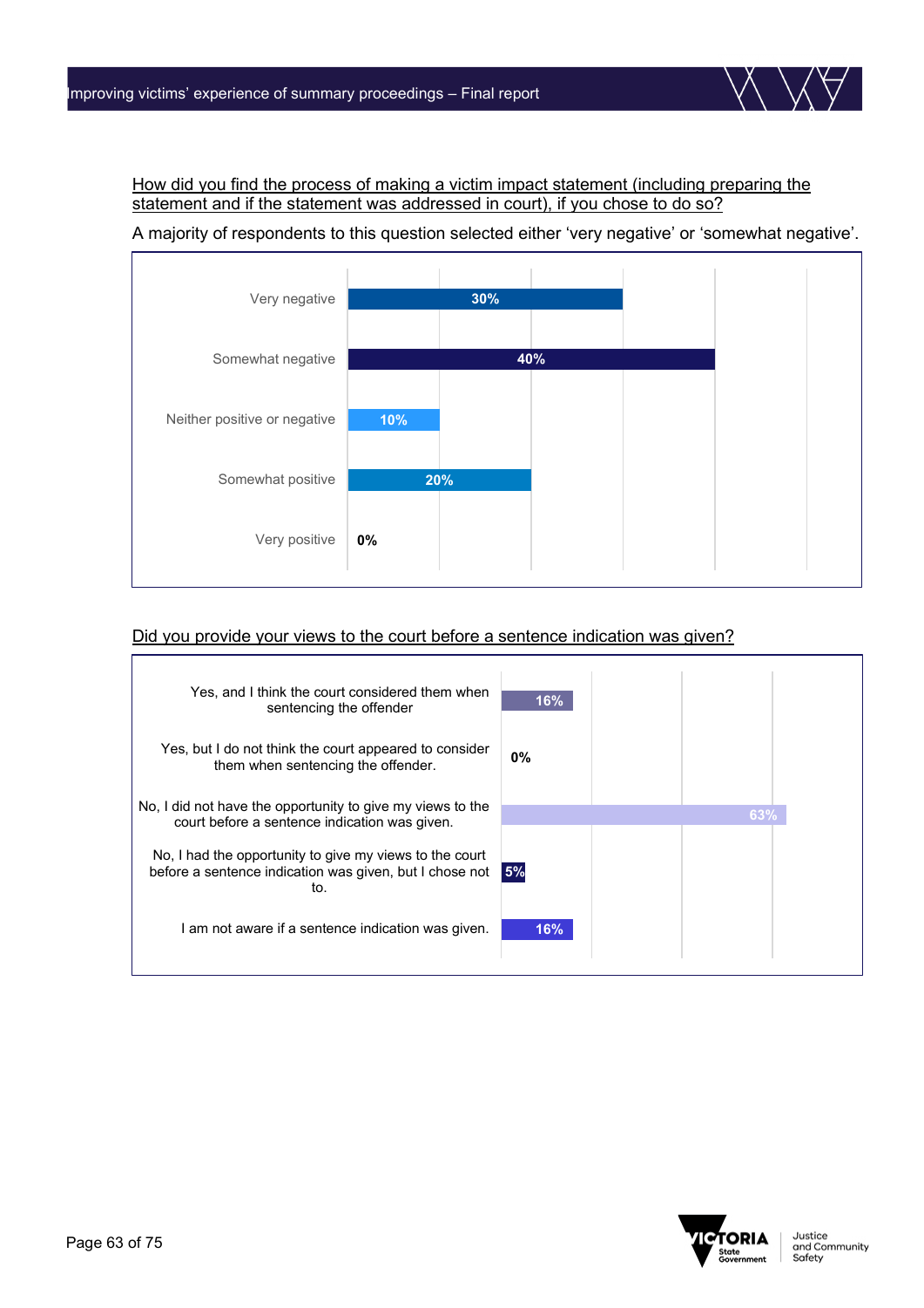<u>How did you find the process of making a victim impact statement (including preparing the statement and if the statement was addressed in court), if you chose to do so?</u>

A majority of respondents to this question selected either 'very negative' or 'somewhat negative'.

| Response | Percentage |
| --- | --- |
| Very negative | 30% |
| Somewhat negative | 40% |
| Neither positive or negative | 10% |
| Somewhat positive | 20% |
| Very positive | 0% |

<u>Did you provide your views to the court before a sentence indication was given?</u>

| Response | Percentage |
| --- | --- |
| Yes, and I think the court considered them when sentencing the offender | 16% |
| Yes, but I do not think the court appeared to consider them when sentencing the offender. | 0% |
| No, I did not have the opportunity to give my views to the court before a sentence indication was given. | 63% |
| No, I had the opportunity to give my views to the court before a sentence indication was given, but I chose not to. | 5% |
| I am not aware if a sentence indication was given. | 16% |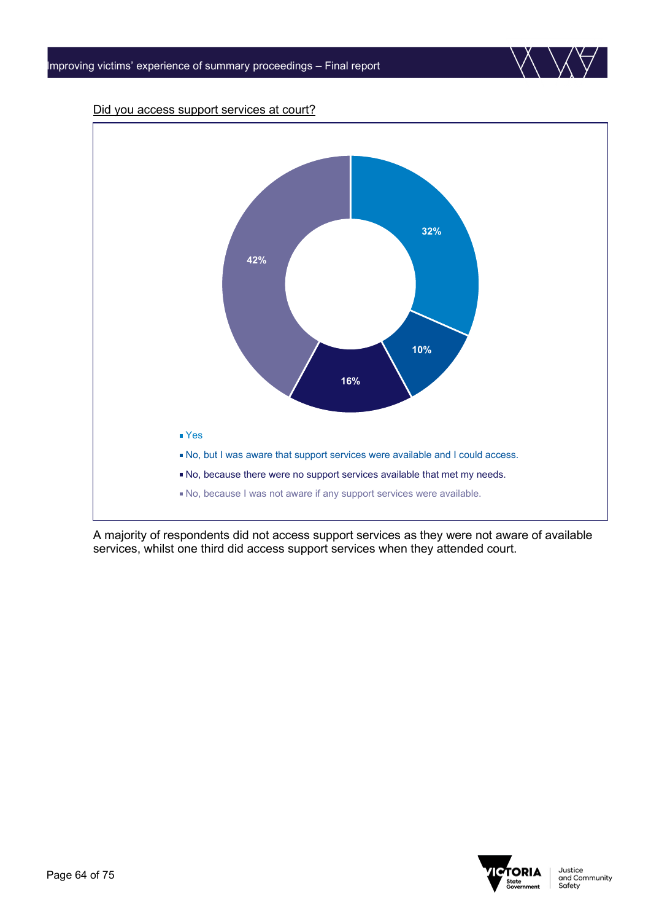Did you access support services at court?

| Response | Percentage |
| --- | --- |
| Yes | 32% |
| No, but I was aware that support services were available and I could access. | 10% |
| No, because there were no support services available that met my needs. | 16% |
| No, because I was not aware if any support services were available. | 42% |

A majority of respondents did not access support services as they were not aware of available services, whilst one third did access support services when they attended court.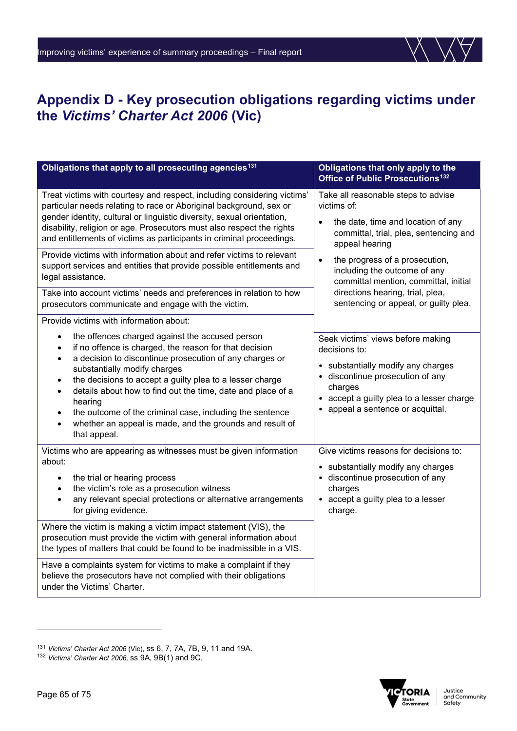# Appendix D - Key prosecution obligations regarding victims under the *Victims' Charter Act 2006* (Vic)

| Obligations that apply to all prosecuting agencies[131] | Obligations that only apply to the Office of Public Prosecutions[132] |
|---|---|
| Treat victims with courtesy and respect, including considering victims' particular needs relating to race or Aboriginal background, sex or gender identity, cultural or linguistic diversity, sexual orientation, disability, religion or age. Prosecutors must also respect the rights and entitlements of victims as participants in criminal proceedings. | Take all reasonable steps to advise victims of:<br>• the date, time and location of any committal, trial, plea, sentencing and appeal hearing<br>• the progress of a prosecution, including the outcome of any committal mention, committal, initial directions hearing, trial, plea, sentencing or appeal, or guilty plea. |
| Provide victims with information about and refer victims to relevant support services and entities that provide possible entitlements and legal assistance. | |
| Take into account victims' needs and preferences in relation to how prosecutors communicate and engage with the victim. | |
| Provide victims with information about:<br>• the offences charged against the accused person<br>• if no offence is charged, the reason for that decision<br>• a decision to discontinue prosecution of any charges or substantially modify charges<br>• the decisions to accept a guilty plea to a lesser charge<br>• details about how to find out the time, date and place of a hearing<br>• the outcome of the criminal case, including the sentence<br>• whether an appeal is made, and the grounds and result of that appeal. | Seek victims' views before making decisions to:<br>• substantially modify any charges<br>• discontinue prosecution of any charges<br>• accept a guilty plea to a lesser charge<br>• appeal a sentence or acquittal. |
| Victims who are appearing as witnesses must be given information about:<br>• the trial or hearing process<br>• the victim's role as a prosecution witness<br>• any relevant special protections or alternative arrangements for giving evidence. | Give victims reasons for decisions to:<br>• substantially modify any charges<br>• discontinue prosecution of any charges<br>• accept a guilty plea to a lesser charge. |
| Where the victim is making a victim impact statement (VIS), the prosecution must provide the victim with general information about the types of matters that could be found to be inadmissible in a VIS. | |
| Have a complaints system for victims to make a complaint if they believe the prosecutors have not complied with their obligations under the Victims' Charter. | |

[131] *Victims' Charter Act 2006* (Vic), ss 6, 7, 7A, 7B, 9, 11 and 19A.

[132] *Victims' Charter Act 2006,* ss 9A, 9B(1) and 9C.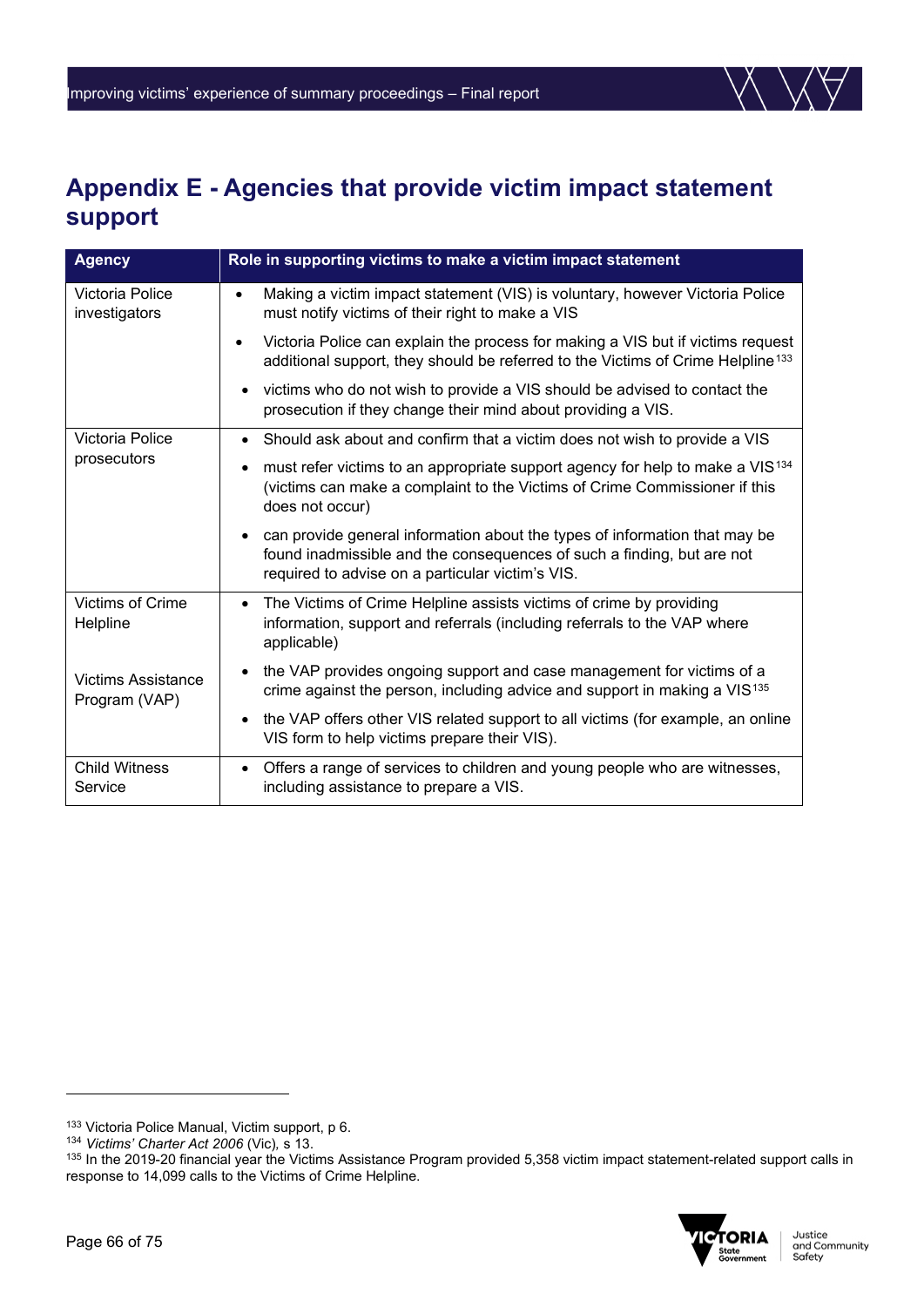# Appendix E - Agencies that provide victim impact statement support

| Agency | Role in supporting victims to make a victim impact statement |
|---|---|
| Victoria Police investigators | • Making a victim impact statement (VIS) is voluntary, however Victoria Police must notify victims of their right to make a VIS<br>• Victoria Police can explain the process for making a VIS but if victims request additional support, they should be referred to the Victims of Crime Helpline[133]<br>• victims who do not wish to provide a VIS should be advised to contact the prosecution if they change their mind about providing a VIS. |
| Victoria Police prosecutors | • Should ask about and confirm that a victim does not wish to provide a VIS<br>• must refer victims to an appropriate support agency for help to make a VIS[134] (victims can make a complaint to the Victims of Crime Commissioner if this does not occur)<br>• can provide general information about the types of information that may be found inadmissible and the consequences of such a finding, but are not required to advise on a particular victim's VIS. |
| Victims of Crime Helpline<br><br>Victims Assistance Program (VAP) | • The Victims of Crime Helpline assists victims of crime by providing information, support and referrals (including referrals to the VAP where applicable)<br>• the VAP provides ongoing support and case management for victims of a crime against the person, including advice and support in making a VIS[135]<br>• the VAP offers other VIS related support to all victims (for example, an online VIS form to help victims prepare their VIS). |
| Child Witness Service | • Offers a range of services to children and young people who are witnesses, including assistance to prepare a VIS. |

---

[133] Victoria Police Manual, Victim support, p 6.

[134] *Victims' Charter Act 2006* (Vic), s 13.

[135] In the 2019-20 financial year the Victims Assistance Program provided 5,358 victim impact statement-related support calls in response to 14,099 calls to the Victims of Crime Helpline.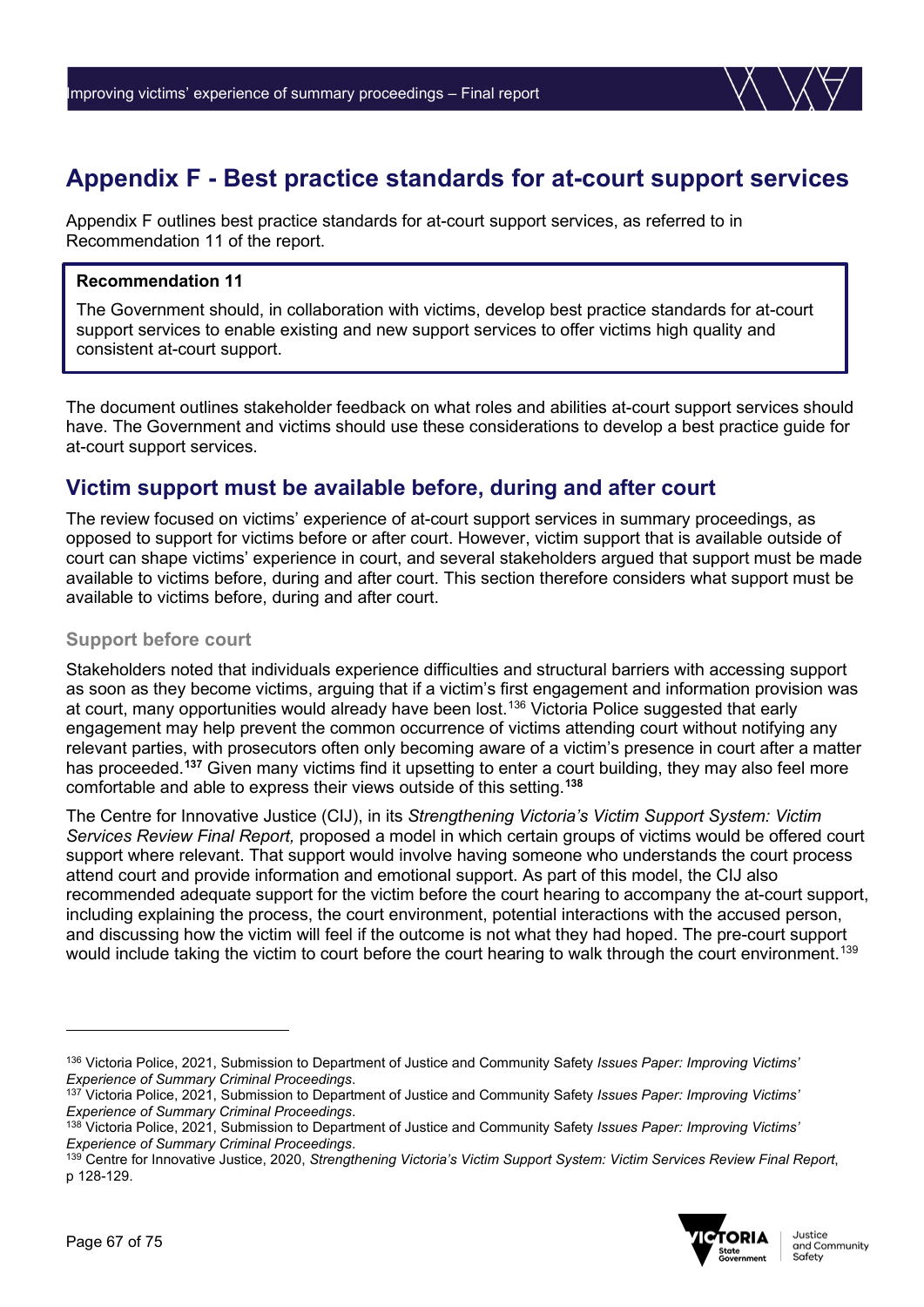# Appendix F - Best practice standards for at-court support services

Appendix F outlines best practice standards for at-court support services, as referred to in Recommendation 11 of the report.

> **Recommendation 11**
>
> The Government should, in collaboration with victims, develop best practice standards for at-court support services to enable existing and new support services to offer victims high quality and consistent at-court support.

The document outlines stakeholder feedback on what roles and abilities at-court support services should have. The Government and victims should use these considerations to develop a best practice guide for at-court support services.

## Victim support must be available before, during and after court

The review focused on victims' experience of at-court support services in summary proceedings, as opposed to support for victims before or after court. However, victim support that is available outside of court can shape victims' experience in court, and several stakeholders argued that support must be made available to victims before, during and after court. This section therefore considers what support must be available to victims before, during and after court.

### Support before court

Stakeholders noted that individuals experience difficulties and structural barriers with accessing support as soon as they become victims, arguing that if a victim's first engagement and information provision was at court, many opportunities would already have been lost.[136] Victoria Police suggested that early engagement may help prevent the common occurrence of victims attending court without notifying any relevant parties, with prosecutors often only becoming aware of a victim's presence in court after a matter has proceeded.[137] Given many victims find it upsetting to enter a court building, they may also feel more comfortable and able to express their views outside of this setting.[138]

The Centre for Innovative Justice (CIJ), in its *Strengthening Victoria's Victim Support System: Victim Services Review Final Report,* proposed a model in which certain groups of victims would be offered court support where relevant. That support would involve having someone who understands the court process attend court and provide information and emotional support. As part of this model, the CIJ also recommended adequate support for the victim before the court hearing to accompany the at-court support, including explaining the process, the court environment, potential interactions with the accused person, and discussing how the victim will feel if the outcome is not what they had hoped. The pre-court support would include taking the victim to court before the court hearing to walk through the court environment.[139]

---

[136] Victoria Police, 2021, Submission to Department of Justice and Community Safety *Issues Paper: Improving Victims' Experience of Summary Criminal Proceedings*.

[137] Victoria Police, 2021, Submission to Department of Justice and Community Safety *Issues Paper: Improving Victims' Experience of Summary Criminal Proceedings*.

[138] Victoria Police, 2021, Submission to Department of Justice and Community Safety *Issues Paper: Improving Victims' Experience of Summary Criminal Proceedings*.

[139] Centre for Innovative Justice, 2020, *Strengthening Victoria's Victim Support System: Victim Services Review Final Report*, p 128-129.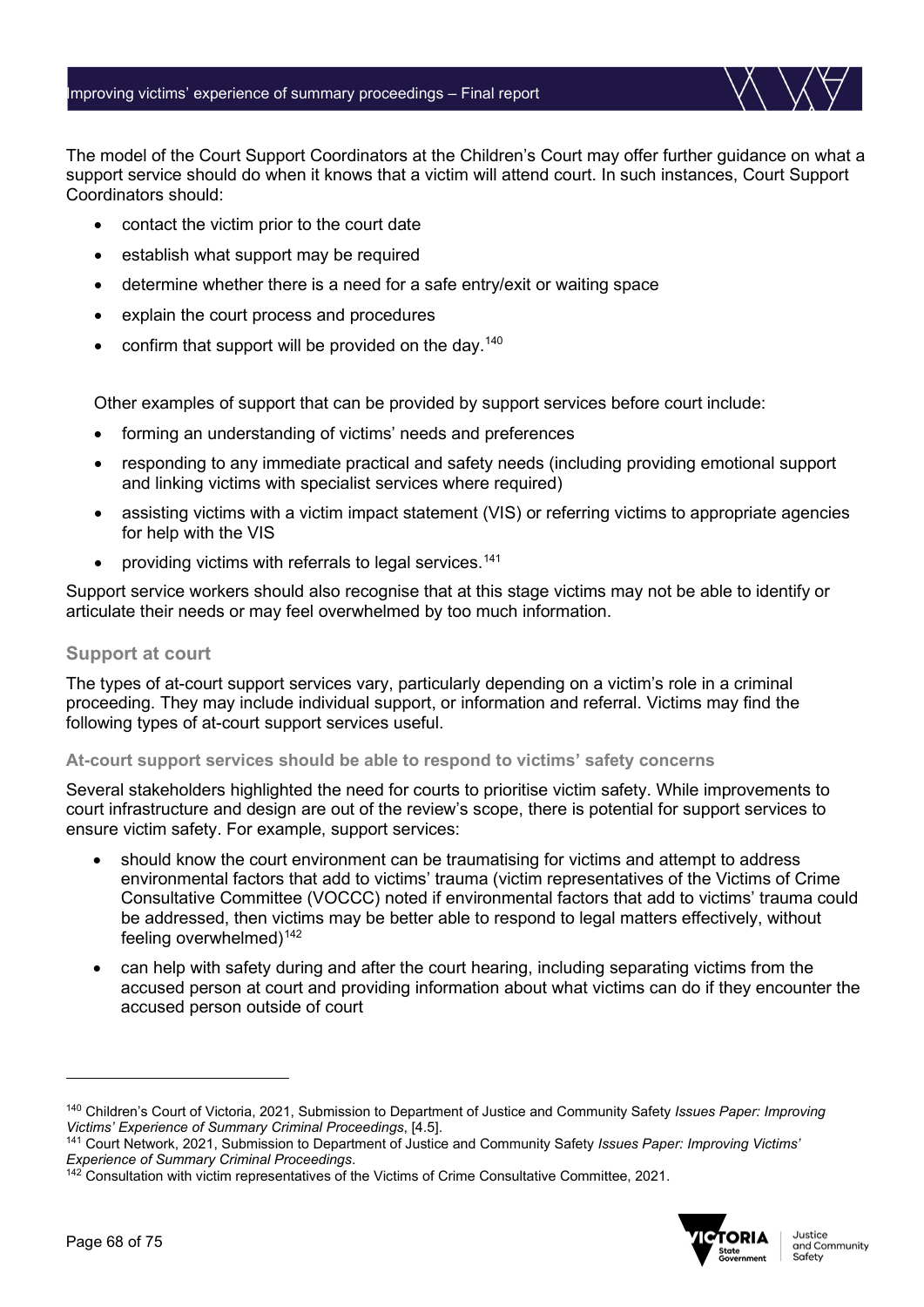The model of the Court Support Coordinators at the Children's Court may offer further guidance on what a support service should do when it knows that a victim will attend court. In such instances, Court Support Coordinators should:

- contact the victim prior to the court date
- establish what support may be required
- determine whether there is a need for a safe entry/exit or waiting space
- explain the court process and procedures
- confirm that support will be provided on the day.[140]

Other examples of support that can be provided by support services before court include:

- forming an understanding of victims' needs and preferences
- responding to any immediate practical and safety needs (including providing emotional support and linking victims with specialist services where required)
- assisting victims with a victim impact statement (VIS) or referring victims to appropriate agencies for help with the VIS
- providing victims with referrals to legal services.[141]

Support service workers should also recognise that at this stage victims may not be able to identify or articulate their needs or may feel overwhelmed by too much information.

### Support at court

The types of at-court support services vary, particularly depending on a victim's role in a criminal proceeding. They may include individual support, or information and referral. Victims may find the following types of at-court support services useful.

#### At-court support services should be able to respond to victims' safety concerns

Several stakeholders highlighted the need for courts to prioritise victim safety. While improvements to court infrastructure and design are out of the review's scope, there is potential for support services to ensure victim safety. For example, support services:

- should know the court environment can be traumatising for victims and attempt to address environmental factors that add to victims' trauma (victim representatives of the Victims of Crime Consultative Committee (VOCCC) noted if environmental factors that add to victims' trauma could be addressed, then victims may be better able to respond to legal matters effectively, without feeling overwhelmed)[142]
- can help with safety during and after the court hearing, including separating victims from the accused person at court and providing information about what victims can do if they encounter the accused person outside of court

---

[140] Children's Court of Victoria, 2021, Submission to Department of Justice and Community Safety *Issues Paper: Improving Victims' Experience of Summary Criminal Proceedings*, [4.5].

[141] Court Network, 2021, Submission to Department of Justice and Community Safety *Issues Paper: Improving Victims' Experience of Summary Criminal Proceedings*.

[142] Consultation with victim representatives of the Victims of Crime Consultative Committee, 2021.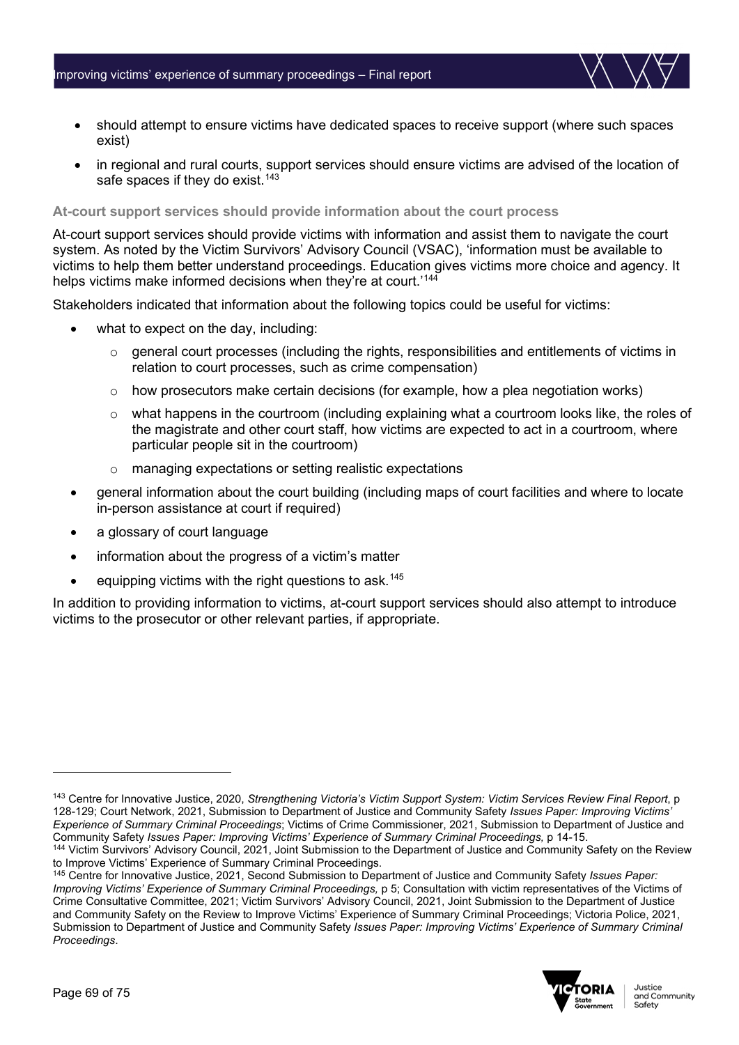- should attempt to ensure victims have dedicated spaces to receive support (where such spaces exist)
- in regional and rural courts, support services should ensure victims are advised of the location of safe spaces if they do exist.[143]

### At-court support services should provide information about the court process

At-court support services should provide victims with information and assist them to navigate the court system. As noted by the Victim Survivors' Advisory Council (VSAC), 'information must be available to victims to help them better understand proceedings. Education gives victims more choice and agency. It helps victims make informed decisions when they're at court.'[144]

Stakeholders indicated that information about the following topics could be useful for victims:

- what to expect on the day, including:
  - general court processes (including the rights, responsibilities and entitlements of victims in relation to court processes, such as crime compensation)
  - how prosecutors make certain decisions (for example, how a plea negotiation works)
  - what happens in the courtroom (including explaining what a courtroom looks like, the roles of the magistrate and other court staff, how victims are expected to act in a courtroom, where particular people sit in the courtroom)
  - managing expectations or setting realistic expectations
- general information about the court building (including maps of court facilities and where to locate in-person assistance at court if required)
- a glossary of court language
- information about the progress of a victim's matter
- equipping victims with the right questions to ask.[145]

In addition to providing information to victims, at-court support services should also attempt to introduce victims to the prosecutor or other relevant parties, if appropriate.

---

[143] Centre for Innovative Justice, 2020, *Strengthening Victoria's Victim Support System: Victim Services Review Final Report*, p 128-129; Court Network, 2021, Submission to Department of Justice and Community Safety *Issues Paper: Improving Victims' Experience of Summary Criminal Proceedings*; Victims of Crime Commissioner, 2021, Submission to Department of Justice and Community Safety *Issues Paper: Improving Victims' Experience of Summary Criminal Proceedings,* p 14-15.

[144] Victim Survivors' Advisory Council, 2021, Joint Submission to the Department of Justice and Community Safety on the Review to Improve Victims' Experience of Summary Criminal Proceedings.

[145] Centre for Innovative Justice, 2021, Second Submission to Department of Justice and Community Safety *Issues Paper: Improving Victims' Experience of Summary Criminal Proceedings,* p 5; Consultation with victim representatives of the Victims of Crime Consultative Committee, 2021; Victim Survivors' Advisory Council, 2021, Joint Submission to the Department of Justice and Community Safety on the Review to Improve Victims' Experience of Summary Criminal Proceedings; Victoria Police, 2021, Submission to Department of Justice and Community Safety *Issues Paper: Improving Victims' Experience of Summary Criminal Proceedings*.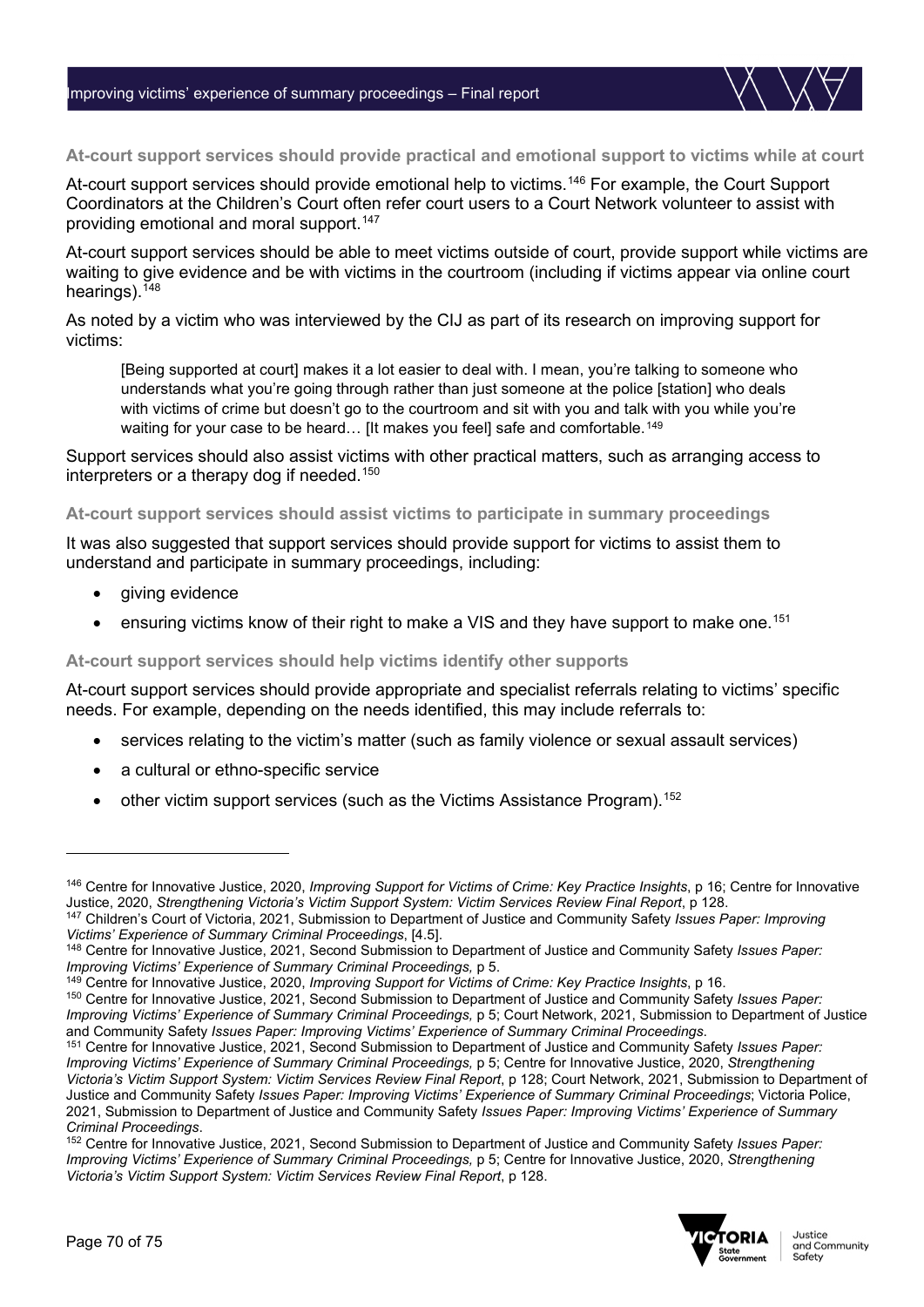#### At-court support services should provide practical and emotional support to victims while at court

At-court support services should provide emotional help to victims.[146] For example, the Court Support Coordinators at the Children's Court often refer court users to a Court Network volunteer to assist with providing emotional and moral support.[147]

At-court support services should be able to meet victims outside of court, provide support while victims are waiting to give evidence and be with victims in the courtroom (including if victims appear via online court hearings).[148]

As noted by a victim who was interviewed by the CIJ as part of its research on improving support for victims:

> [Being supported at court] makes it a lot easier to deal with. I mean, you're talking to someone who understands what you're going through rather than just someone at the police [station] who deals with victims of crime but doesn't go to the courtroom and sit with you and talk with you while you're waiting for your case to be heard… [It makes you feel] safe and comfortable.[149]

Support services should also assist victims with other practical matters, such as arranging access to interpreters or a therapy dog if needed.[150]

#### At-court support services should assist victims to participate in summary proceedings

It was also suggested that support services should provide support for victims to assist them to understand and participate in summary proceedings, including:

- giving evidence
- ensuring victims know of their right to make a VIS and they have support to make one.[151]

#### At-court support services should help victims identify other supports

At-court support services should provide appropriate and specialist referrals relating to victims' specific needs. For example, depending on the needs identified, this may include referrals to:

- services relating to the victim's matter (such as family violence or sexual assault services)
- a cultural or ethno-specific service
- other victim support services (such as the Victims Assistance Program).[152]

---

[146] Centre for Innovative Justice, 2020, *Improving Support for Victims of Crime: Key Practice Insights*, p 16; Centre for Innovative Justice, 2020, *Strengthening Victoria's Victim Support System: Victim Services Review Final Report*, p 128.

[147] Children's Court of Victoria, 2021, Submission to Department of Justice and Community Safety *Issues Paper: Improving Victims' Experience of Summary Criminal Proceedings*, [4.5].

[148] Centre for Innovative Justice, 2021, Second Submission to Department of Justice and Community Safety *Issues Paper: Improving Victims' Experience of Summary Criminal Proceedings,* p 5.

[149] Centre for Innovative Justice, 2020, *Improving Support for Victims of Crime: Key Practice Insights*, p 16.

[150] Centre for Innovative Justice, 2021, Second Submission to Department of Justice and Community Safety *Issues Paper: Improving Victims' Experience of Summary Criminal Proceedings,* p 5; Court Network, 2021, Submission to Department of Justice and Community Safety *Issues Paper: Improving Victims' Experience of Summary Criminal Proceedings*.

[151] Centre for Innovative Justice, 2021, Second Submission to Department of Justice and Community Safety *Issues Paper: Improving Victims' Experience of Summary Criminal Proceedings,* p 5; Centre for Innovative Justice, 2020, *Strengthening Victoria's Victim Support System: Victim Services Review Final Report*, p 128; Court Network, 2021, Submission to Department of Justice and Community Safety *Issues Paper: Improving Victims' Experience of Summary Criminal Proceedings*; Victoria Police, 2021, Submission to Department of Justice and Community Safety *Issues Paper: Improving Victims' Experience of Summary Criminal Proceedings*.

[152] Centre for Innovative Justice, 2021, Second Submission to Department of Justice and Community Safety *Issues Paper: Improving Victims' Experience of Summary Criminal Proceedings,* p 5; Centre for Innovative Justice, 2020, *Strengthening Victoria's Victim Support System: Victim Services Review Final Report*, p 128.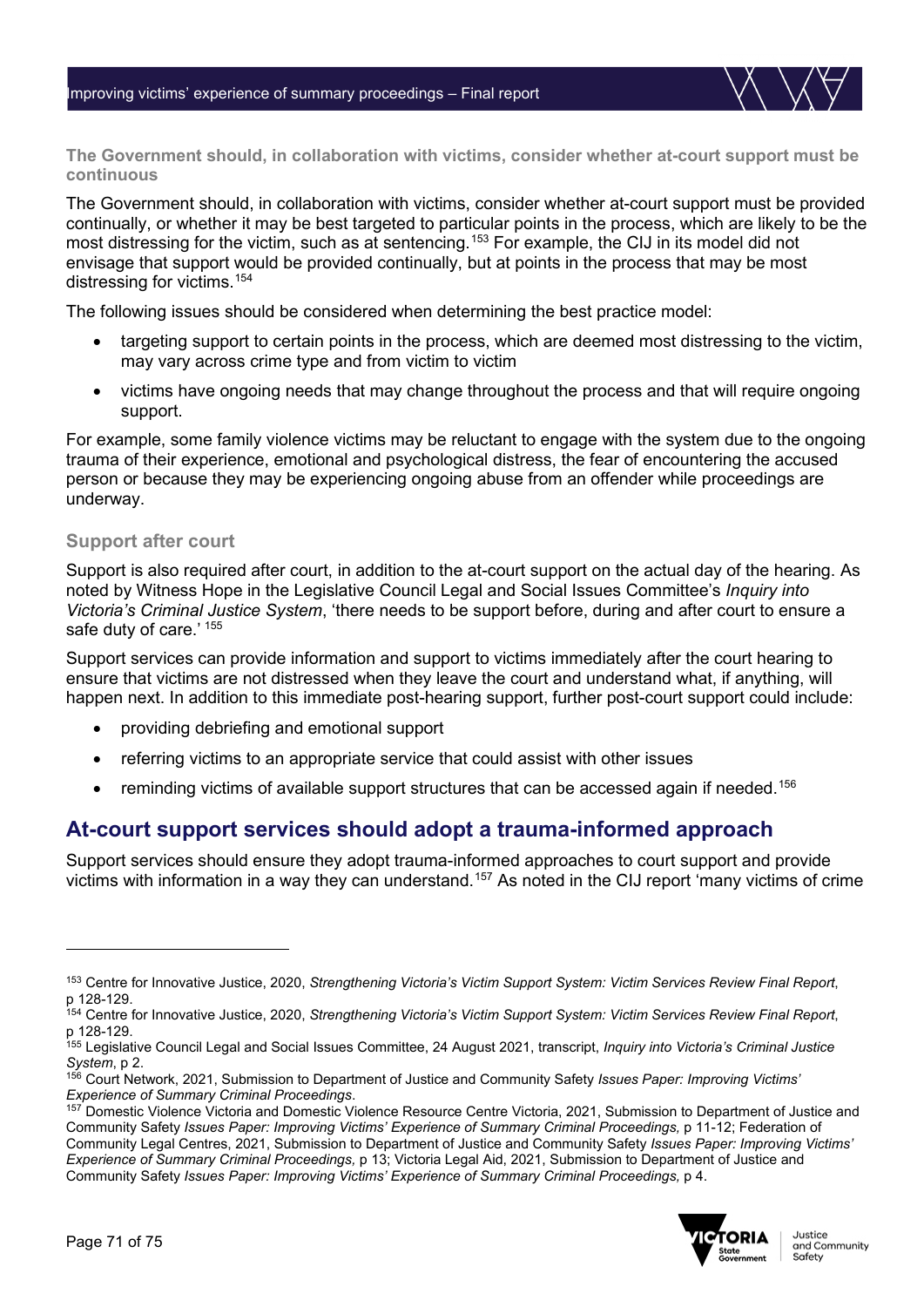### The Government should, in collaboration with victims, consider whether at-court support must be continuous

The Government should, in collaboration with victims, consider whether at-court support must be provided continually, or whether it may be best targeted to particular points in the process, which are likely to be the most distressing for the victim, such as at sentencing.[153] For example, the CIJ in its model did not envisage that support would be provided continually, but at points in the process that may be most distressing for victims.[154]

The following issues should be considered when determining the best practice model:

- targeting support to certain points in the process, which are deemed most distressing to the victim, may vary across crime type and from victim to victim
- victims have ongoing needs that may change throughout the process and that will require ongoing support.

For example, some family violence victims may be reluctant to engage with the system due to the ongoing trauma of their experience, emotional and psychological distress, the fear of encountering the accused person or because they may be experiencing ongoing abuse from an offender while proceedings are underway.

### Support after court

Support is also required after court, in addition to the at-court support on the actual day of the hearing. As noted by Witness Hope in the Legislative Council Legal and Social Issues Committee's *Inquiry into Victoria's Criminal Justice System*, 'there needs to be support before, during and after court to ensure a safe duty of care.' [155]

Support services can provide information and support to victims immediately after the court hearing to ensure that victims are not distressed when they leave the court and understand what, if anything, will happen next. In addition to this immediate post-hearing support, further post-court support could include:

- providing debriefing and emotional support
- referring victims to an appropriate service that could assist with other issues
- reminding victims of available support structures that can be accessed again if needed.[156]

## At-court support services should adopt a trauma-informed approach

Support services should ensure they adopt trauma-informed approaches to court support and provide victims with information in a way they can understand.[157] As noted in the CIJ report 'many victims of crime

---

[153] Centre for Innovative Justice, 2020, *Strengthening Victoria's Victim Support System: Victim Services Review Final Report*, p 128-129.

[154] Centre for Innovative Justice, 2020, *Strengthening Victoria's Victim Support System: Victim Services Review Final Report*, p 128-129.

[155] Legislative Council Legal and Social Issues Committee, 24 August 2021, transcript, *Inquiry into Victoria's Criminal Justice System*, p 2.

[156] Court Network, 2021, Submission to Department of Justice and Community Safety *Issues Paper: Improving Victims' Experience of Summary Criminal Proceedings*.

[157] Domestic Violence Victoria and Domestic Violence Resource Centre Victoria, 2021, Submission to Department of Justice and Community Safety *Issues Paper: Improving Victims' Experience of Summary Criminal Proceedings,* p 11-12; Federation of Community Legal Centres, 2021, Submission to Department of Justice and Community Safety *Issues Paper: Improving Victims' Experience of Summary Criminal Proceedings,* p 13; Victoria Legal Aid, 2021, Submission to Department of Justice and Community Safety *Issues Paper: Improving Victims' Experience of Summary Criminal Proceedings,* p 4.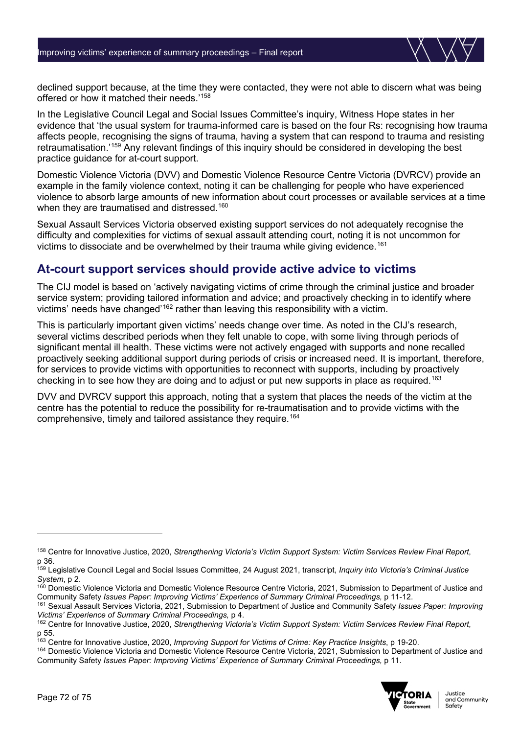declined support because, at the time they were contacted, they were not able to discern what was being offered or how it matched their needs.'[158]

In the Legislative Council Legal and Social Issues Committee's inquiry, Witness Hope states in her evidence that 'the usual system for trauma-informed care is based on the four Rs: recognising how trauma affects people, recognising the signs of trauma, having a system that can respond to trauma and resisting retraumatisation.'[159] Any relevant findings of this inquiry should be considered in developing the best practice guidance for at-court support.

Domestic Violence Victoria (DVV) and Domestic Violence Resource Centre Victoria (DVRCV) provide an example in the family violence context, noting it can be challenging for people who have experienced violence to absorb large amounts of new information about court processes or available services at a time when they are traumatised and distressed.[160]

Sexual Assault Services Victoria observed existing support services do not adequately recognise the difficulty and complexities for victims of sexual assault attending court, noting it is not uncommon for victims to dissociate and be overwhelmed by their trauma while giving evidence.[161]

## At-court support services should provide active advice to victims

The CIJ model is based on 'actively navigating victims of crime through the criminal justice and broader service system; providing tailored information and advice; and proactively checking in to identify where victims' needs have changed'[162] rather than leaving this responsibility with a victim.

This is particularly important given victims' needs change over time. As noted in the CIJ's research, several victims described periods when they felt unable to cope, with some living through periods of significant mental ill health. These victims were not actively engaged with supports and none recalled proactively seeking additional support during periods of crisis or increased need. It is important, therefore, for services to provide victims with opportunities to reconnect with supports, including by proactively checking in to see how they are doing and to adjust or put new supports in place as required.[163]

DVV and DVRCV support this approach, noting that a system that places the needs of the victim at the centre has the potential to reduce the possibility for re-traumatisation and to provide victims with the comprehensive, timely and tailored assistance they require.[164]

---

[158] Centre for Innovative Justice, 2020, *Strengthening Victoria's Victim Support System: Victim Services Review Final Report*, p 36.

[159] Legislative Council Legal and Social Issues Committee, 24 August 2021, transcript, *Inquiry into Victoria's Criminal Justice System*, p 2.

[160] Domestic Violence Victoria and Domestic Violence Resource Centre Victoria, 2021, Submission to Department of Justice and Community Safety *Issues Paper: Improving Victims' Experience of Summary Criminal Proceedings,* p 11-12.

[161] Sexual Assault Services Victoria, 2021, Submission to Department of Justice and Community Safety *Issues Paper: Improving Victims' Experience of Summary Criminal Proceedings,* p 4.

[162] Centre for Innovative Justice, 2020, *Strengthening Victoria's Victim Support System: Victim Services Review Final Report*, p 55.

[163] Centre for Innovative Justice, 2020, *Improving Support for Victims of Crime: Key Practice Insights*, p 19-20.

[164] Domestic Violence Victoria and Domestic Violence Resource Centre Victoria, 2021, Submission to Department of Justice and Community Safety *Issues Paper: Improving Victims' Experience of Summary Criminal Proceedings,* p 11.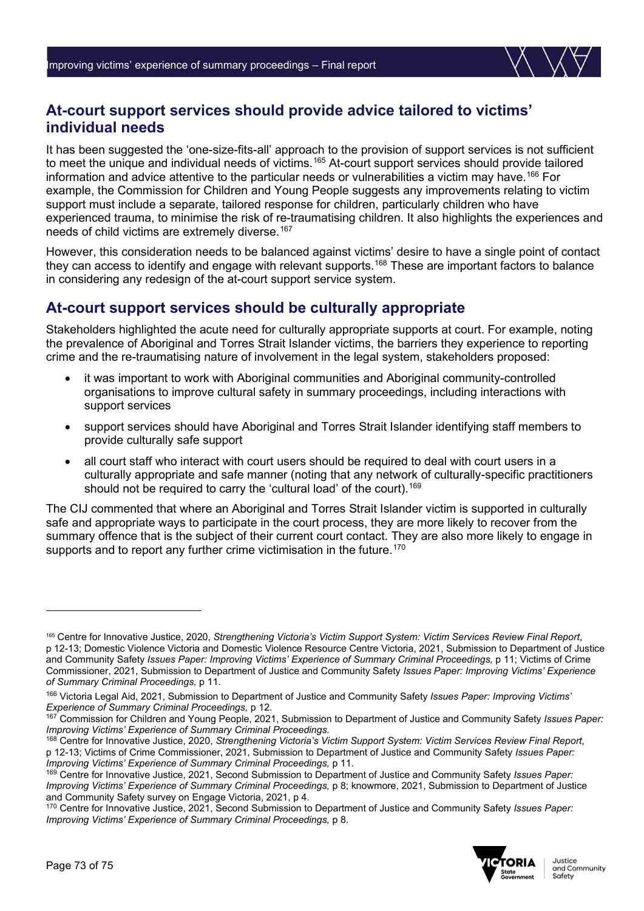## At-court support services should provide advice tailored to victims' individual needs

It has been suggested the 'one-size-fits-all' approach to the provision of support services is not sufficient to meet the unique and individual needs of victims.[165] At-court support services should provide tailored information and advice attentive to the particular needs or vulnerabilities a victim may have.[166] For example, the Commission for Children and Young People suggests any improvements relating to victim support must include a separate, tailored response for children, particularly children who have experienced trauma, to minimise the risk of re-traumatising children. It also highlights the experiences and needs of child victims are extremely diverse.[167]

However, this consideration needs to be balanced against victims' desire to have a single point of contact they can access to identify and engage with relevant supports.[168] These are important factors to balance in considering any redesign of the at-court support service system.

## At-court support services should be culturally appropriate

Stakeholders highlighted the acute need for culturally appropriate supports at court. For example, noting the prevalence of Aboriginal and Torres Strait Islander victims, the barriers they experience to reporting crime and the re-traumatising nature of involvement in the legal system, stakeholders proposed:

- it was important to work with Aboriginal communities and Aboriginal community-controlled organisations to improve cultural safety in summary proceedings, including interactions with support services
- support services should have Aboriginal and Torres Strait Islander identifying staff members to provide culturally safe support
- all court staff who interact with court users should be required to deal with court users in a culturally appropriate and safe manner (noting that any network of culturally-specific practitioners should not be required to carry the 'cultural load' of the court).[169]

The CIJ commented that where an Aboriginal and Torres Strait Islander victim is supported in culturally safe and appropriate ways to participate in the court process, they are more likely to recover from the summary offence that is the subject of their current court contact. They are also more likely to engage in supports and to report any further crime victimisation in the future.[170]

---

[165] Centre for Innovative Justice, 2020, *Strengthening Victoria's Victim Support System: Victim Services Review Final Report*, p 12-13; Domestic Violence Victoria and Domestic Violence Resource Centre Victoria, 2021, Submission to Department of Justice and Community Safety *Issues Paper: Improving Victims' Experience of Summary Criminal Proceedings,* p 11; Victims of Crime Commissioner, 2021, Submission to Department of Justice and Community Safety *Issues Paper: Improving Victims' Experience of Summary Criminal Proceedings,* p 11.

[166] Victoria Legal Aid, 2021, Submission to Department of Justice and Community Safety *Issues Paper: Improving Victims' Experience of Summary Criminal Proceedings,* p 12.

[167] Commission for Children and Young People, 2021, Submission to Department of Justice and Community Safety *Issues Paper: Improving Victims' Experience of Summary Criminal Proceedings.*

[168] Centre for Innovative Justice, 2020, *Strengthening Victoria's Victim Support System: Victim Services Review Final Report*, p 12-13; Victims of Crime Commissioner, 2021, Submission to Department of Justice and Community Safety *Issues Paper: Improving Victims' Experience of Summary Criminal Proceedings,* p 11.

[169] Centre for Innovative Justice, 2021, Second Submission to Department of Justice and Community Safety *Issues Paper: Improving Victims' Experience of Summary Criminal Proceedings,* p 8; knowmore, 2021, Submission to Department of Justice and Community Safety survey on Engage Victoria, 2021, p 4.

[170] Centre for Innovative Justice, 2021, Second Submission to Department of Justice and Community Safety *Issues Paper: Improving Victims' Experience of Summary Criminal Proceedings,* p 8.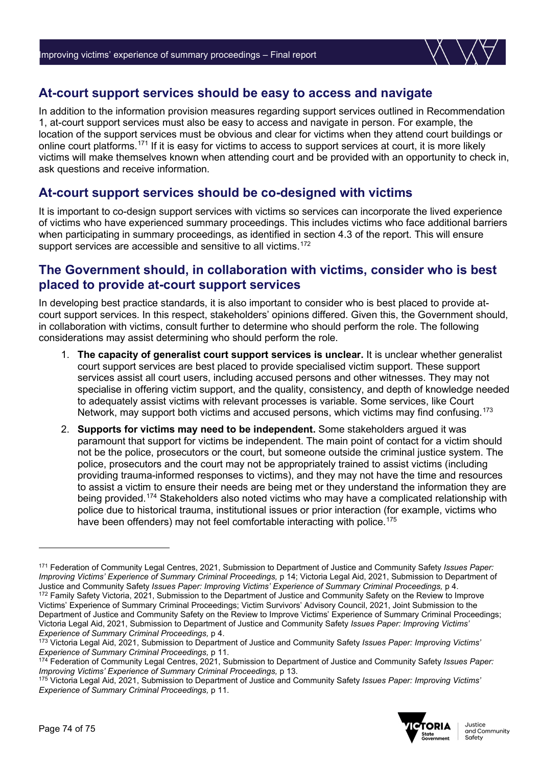## At-court support services should be easy to access and navigate

In addition to the information provision measures regarding support services outlined in Recommendation 1, at-court support services must also be easy to access and navigate in person. For example, the location of the support services must be obvious and clear for victims when they attend court buildings or online court platforms.[171] If it is easy for victims to access to support services at court, it is more likely victims will make themselves known when attending court and be provided with an opportunity to check in, ask questions and receive information.

## At-court support services should be co-designed with victims

It is important to co-design support services with victims so services can incorporate the lived experience of victims who have experienced summary proceedings. This includes victims who face additional barriers when participating in summary proceedings, as identified in section 4.3 of the report. This will ensure support services are accessible and sensitive to all victims.[172]

## The Government should, in collaboration with victims, consider who is best placed to provide at-court support services

In developing best practice standards, it is also important to consider who is best placed to provide at-court support services. In this respect, stakeholders' opinions differed. Given this, the Government should, in collaboration with victims, consult further to determine who should perform the role. The following considerations may assist determining who should perform the role.

1. **The capacity of generalist court support services is unclear.** It is unclear whether generalist court support services are best placed to provide specialised victim support. These support services assist all court users, including accused persons and other witnesses. They may not specialise in offering victim support, and the quality, consistency, and depth of knowledge needed to adequately assist victims with relevant processes is variable. Some services, like Court Network, may support both victims and accused persons, which victims may find confusing.[173]
2. **Supports for victims may need to be independent.** Some stakeholders argued it was paramount that support for victims be independent. The main point of contact for a victim should not be the police, prosecutors or the court, but someone outside the criminal justice system. The police, prosecutors and the court may not be appropriately trained to assist victims (including providing trauma-informed responses to victims), and they may not have the time and resources to assist a victim to ensure their needs are being met or they understand the information they are being provided.[174] Stakeholders also noted victims who may have a complicated relationship with police due to historical trauma, institutional issues or prior interaction (for example, victims who have been offenders) may not feel comfortable interacting with police.[175]

---

[171] Federation of Community Legal Centres, 2021, Submission to Department of Justice and Community Safety *Issues Paper: Improving Victims' Experience of Summary Criminal Proceedings,* p 14; Victoria Legal Aid, 2021, Submission to Department of Justice and Community Safety *Issues Paper: Improving Victims' Experience of Summary Criminal Proceedings,* p 4.

[172] Family Safety Victoria, 2021, Submission to the Department of Justice and Community Safety on the Review to Improve Victims' Experience of Summary Criminal Proceedings; Victim Survivors' Advisory Council, 2021, Joint Submission to the Department of Justice and Community Safety on the Review to Improve Victims' Experience of Summary Criminal Proceedings; Victoria Legal Aid, 2021, Submission to Department of Justice and Community Safety *Issues Paper: Improving Victims' Experience of Summary Criminal Proceedings,* p 4.

[173] Victoria Legal Aid, 2021, Submission to Department of Justice and Community Safety *Issues Paper: Improving Victims' Experience of Summary Criminal Proceedings,* p 11.

[174] Federation of Community Legal Centres, 2021, Submission to Department of Justice and Community Safety *Issues Paper: Improving Victims' Experience of Summary Criminal Proceedings,* p 13.

[175] Victoria Legal Aid, 2021, Submission to Department of Justice and Community Safety *Issues Paper: Improving Victims' Experience of Summary Criminal Proceedings,* p 11.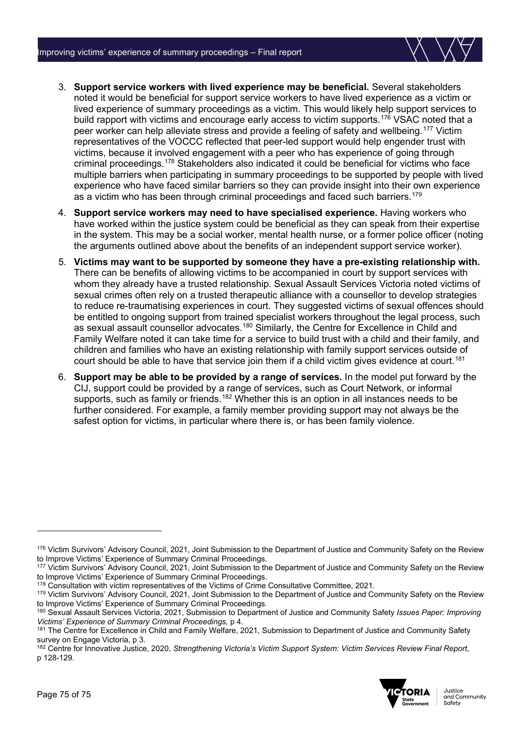3. **Support service workers with lived experience may be beneficial.** Several stakeholders noted it would be beneficial for support service workers to have lived experience as a victim or lived experience of summary proceedings as a victim. This would likely help support services to build rapport with victims and encourage early access to victim supports.[176] VSAC noted that a peer worker can help alleviate stress and provide a feeling of safety and wellbeing.[177] Victim representatives of the VOCCC reflected that peer-led support would help engender trust with victims, because it involved engagement with a peer who has experience of going through criminal proceedings.[178] Stakeholders also indicated it could be beneficial for victims who face multiple barriers when participating in summary proceedings to be supported by people with lived experience who have faced similar barriers so they can provide insight into their own experience as a victim who has been through criminal proceedings and faced such barriers.[179]
4. **Support service workers may need to have specialised experience.** Having workers who have worked within the justice system could be beneficial as they can speak from their expertise in the system. This may be a social worker, mental health nurse, or a former police officer (noting the arguments outlined above about the benefits of an independent support service worker).
5. **Victims may want to be supported by someone they have a pre-existing relationship with.** There can be benefits of allowing victims to be accompanied in court by support services with whom they already have a trusted relationship. Sexual Assault Services Victoria noted victims of sexual crimes often rely on a trusted therapeutic alliance with a counsellor to develop strategies to reduce re-traumatising experiences in court. They suggested victims of sexual offences should be entitled to ongoing support from trained specialist workers throughout the legal process, such as sexual assault counsellor advocates.[180] Similarly, the Centre for Excellence in Child and Family Welfare noted it can take time for a service to build trust with a child and their family, and children and families who have an existing relationship with family support services outside of court should be able to have that service join them if a child victim gives evidence at court.[181]
6. **Support may be able to be provided by a range of services.** In the model put forward by the CIJ, support could be provided by a range of services, such as Court Network, or informal supports, such as family or friends.[182] Whether this is an option in all instances needs to be further considered. For example, a family member providing support may not always be the safest option for victims, in particular where there is, or has been family violence.

---

[176] Victim Survivors' Advisory Council, 2021, Joint Submission to the Department of Justice and Community Safety on the Review to Improve Victims' Experience of Summary Criminal Proceedings.

[177] Victim Survivors' Advisory Council, 2021, Joint Submission to the Department of Justice and Community Safety on the Review to Improve Victims' Experience of Summary Criminal Proceedings.

[178] Consultation with victim representatives of the Victims of Crime Consultative Committee, 2021.

[179] Victim Survivors' Advisory Council, 2021, Joint Submission to the Department of Justice and Community Safety on the Review to Improve Victims' Experience of Summary Criminal Proceedings.

[180] Sexual Assault Services Victoria, 2021, Submission to Department of Justice and Community Safety *Issues Paper: Improving Victims' Experience of Summary Criminal Proceedings,* p 4.

[181] The Centre for Excellence in Child and Family Welfare, 2021, Submission to Department of Justice and Community Safety survey on Engage Victoria, p 3.

[182] Centre for Innovative Justice, 2020, *Strengthening Victoria's Victim Support System: Victim Services Review Final Report*, p 128-129.